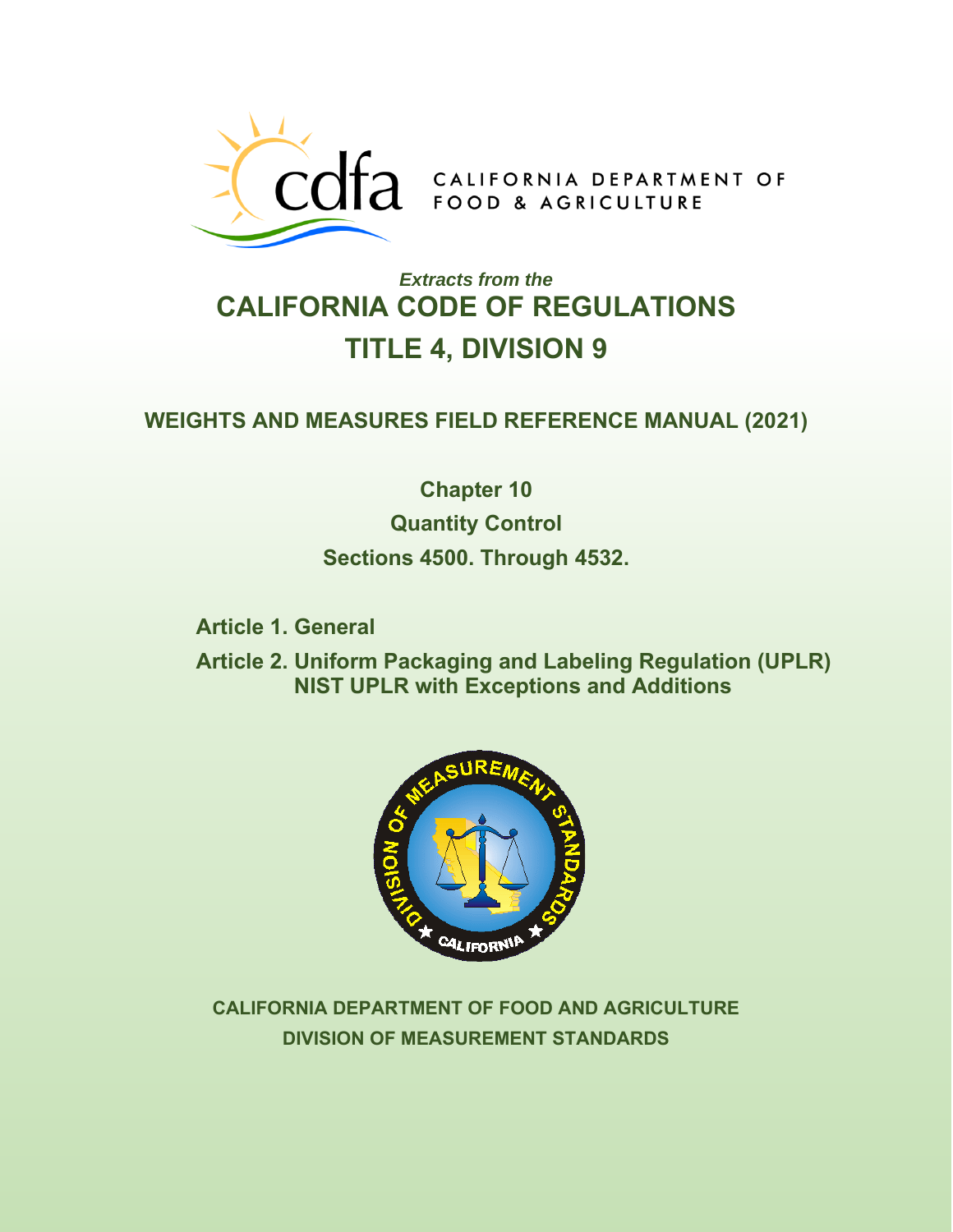CALIFORNIA DEPARTMENT OF FOOD & AGRICULTURE

*Extracts from the*

# CALIFORNIA CODE OF REGULATIONS

# TITLE 4, DIVISION 9

## WEIGHTS AND MEASURES FIELD REFERENCE MANUAL (2021)

## Chapter 10

## Quantity Control

## Sections 4500. Through 4532.

**Article 1. General**

**Article 2. Uniform Packaging and Labeling Regulation (UPLR) NIST UPLR with Exceptions and Additions**

**CALIFORNIA DEPARTMENT OF FOOD AND AGRICULTURE**

**DIVISION OF MEASUREMENT STANDARDS**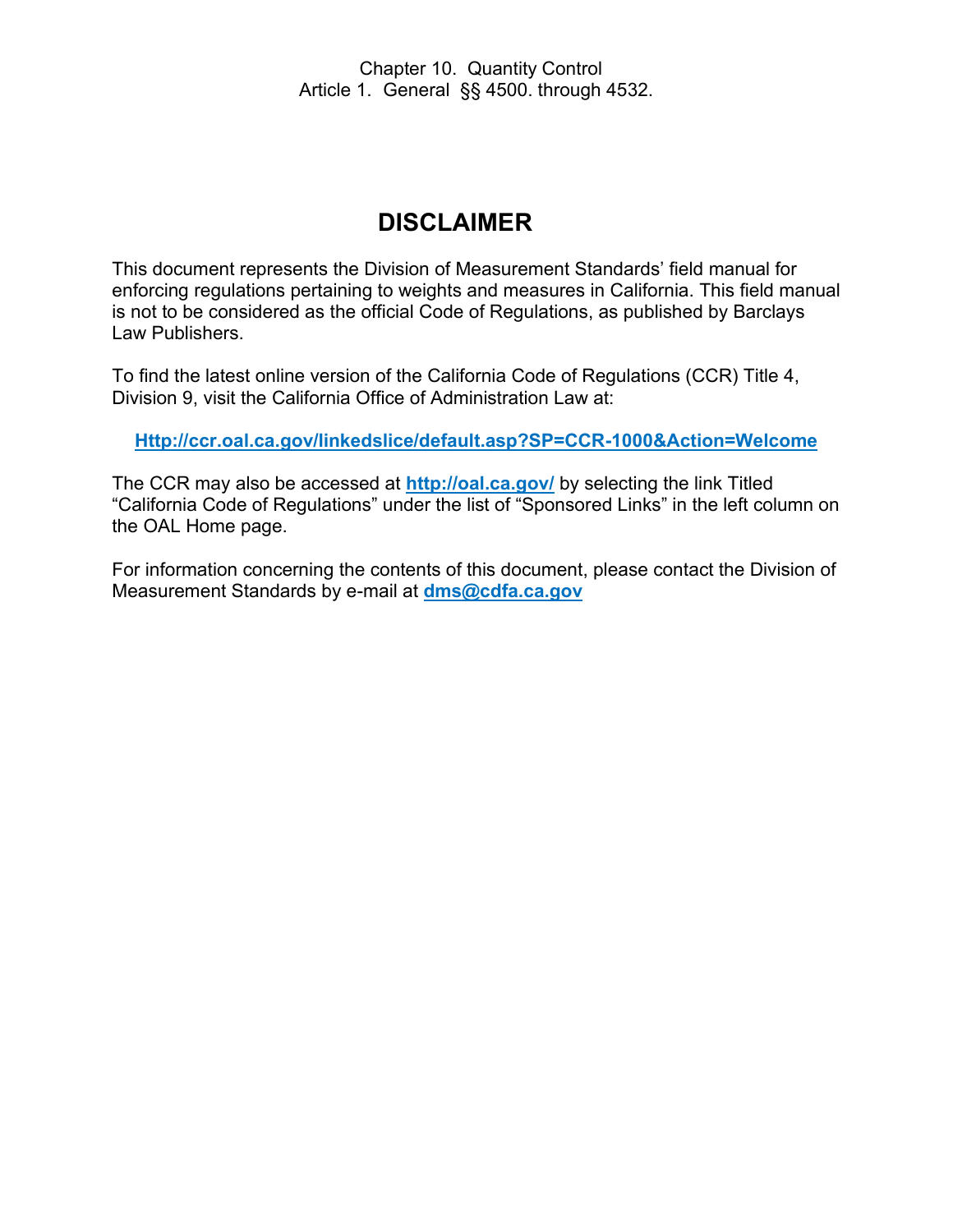Chapter 10. Quantity Control
Article 1. General §§ 4500. through 4532.

# DISCLAIMER

This document represents the Division of Measurement Standards' field manual for enforcing regulations pertaining to weights and measures in California. This field manual is not to be considered as the official Code of Regulations, as published by Barclays Law Publishers.

To find the latest online version of the California Code of Regulations (CCR) Title 4, Division 9, visit the California Office of Administration Law at:

**[Http://ccr.oal.ca.gov/linkedslice/default.asp?SP=CCR-1000&Action=Welcome](Http://ccr.oal.ca.gov/linkedslice/default.asp?SP=CCR-1000&Action=Welcome)**

The CCR may also be accessed at **[http://oal.ca.gov/](http://oal.ca.gov/)** by selecting the link Titled "California Code of Regulations" under the list of "Sponsored Links" in the left column on the OAL Home page.

For information concerning the contents of this document, please contact the Division of Measurement Standards by e-mail at **[dms@cdfa.ca.gov](mailto:dms@cdfa.ca.gov)**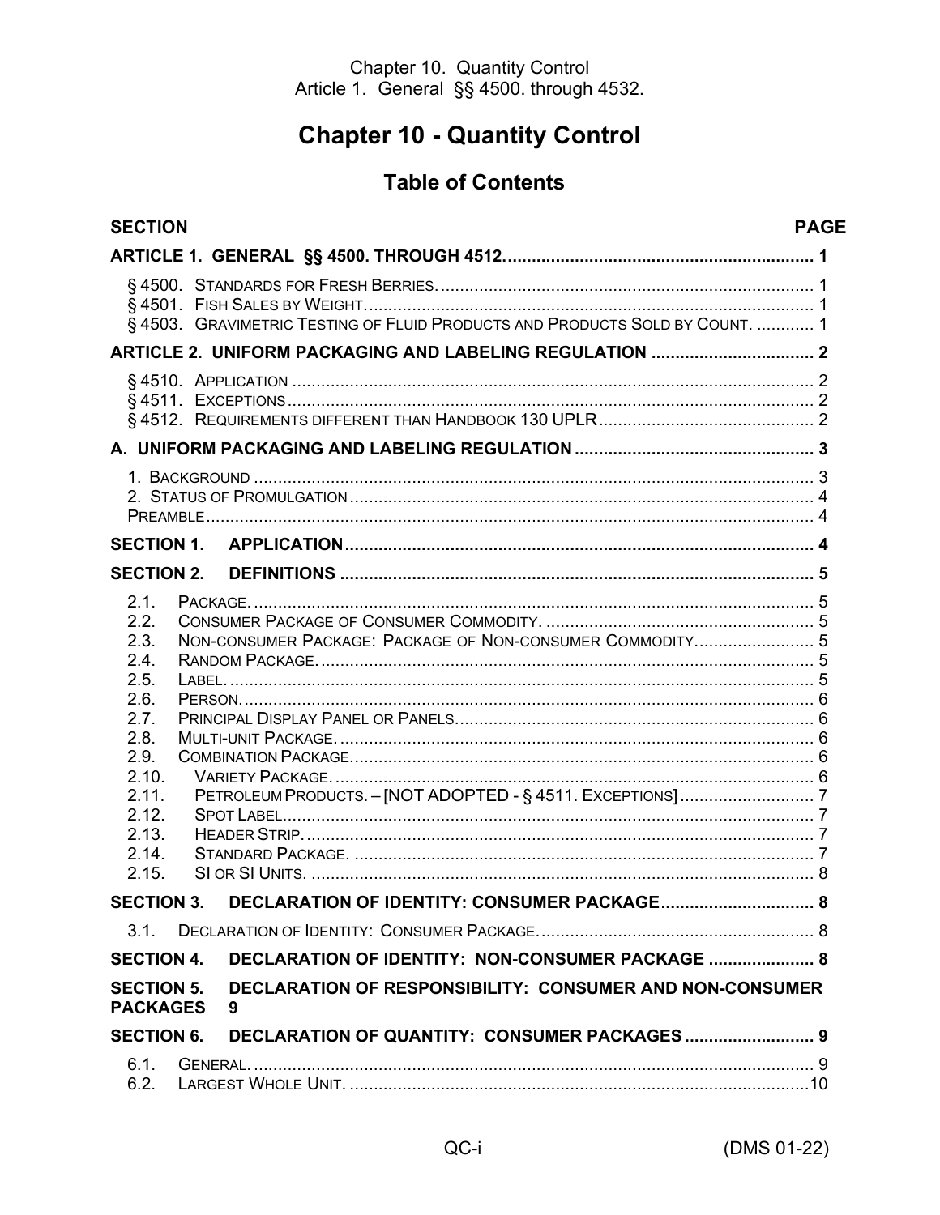# Chapter 10 - Quantity Control

## Table of Contents

| SECTION | PAGE |
|---|---|
| **ARTICLE 1. GENERAL §§ 4500. THROUGH 4512.** | **1** |
| § 4500. Standards for Fresh Berries. | 1 |
| § 4501. Fish Sales by Weight. | 1 |
| § 4503. Gravimetric Testing of Fluid Products and Products Sold by Count. | 1 |
| **ARTICLE 2. UNIFORM PACKAGING AND LABELING REGULATION** | **2** |
| § 4510. Application | 2 |
| § 4511. Exceptions | 2 |
| § 4512. Requirements different than Handbook 130 UPLR | 2 |
| **A. UNIFORM PACKAGING AND LABELING REGULATION** | **3** |
| 1. Background | 3 |
| 2. Status of Promulgation | 4 |
| Preamble | 4 |
| **SECTION 1. APPLICATION** | **4** |
| **SECTION 2. DEFINITIONS** | **5** |
| 2.1. Package. | 5 |
| 2.2. Consumer Package of Consumer Commodity. | 5 |
| 2.3. Non-consumer Package: Package of Non-consumer Commodity. | 5 |
| 2.4. Random Package. | 5 |
| 2.5. Label. | 5 |
| 2.6. Person. | 6 |
| 2.7. Principal Display Panel or Panels. | 6 |
| 2.8. Multi-unit Package. | 6 |
| 2.9. Combination Package. | 6 |
| 2.10. Variety Package. | 6 |
| 2.11. Petroleum Products. – [NOT ADOPTED - § 4511. Exceptions] | 7 |
| 2.12. Spot Label. | 7 |
| 2.13. Header Strip. | 7 |
| 2.14. Standard Package. | 7 |
| 2.15. SI or SI Units. | 8 |
| **SECTION 3. DECLARATION OF IDENTITY: CONSUMER PACKAGE** | **8** |
| 3.1. Declaration of Identity: Consumer Package. | 8 |
| **SECTION 4. DECLARATION OF IDENTITY: NON-CONSUMER PACKAGE** | **8** |
| **SECTION 5. DECLARATION OF RESPONSIBILITY: CONSUMER AND NON-CONSUMER PACKAGES** | **9** |
| **SECTION 6. DECLARATION OF QUANTITY: CONSUMER PACKAGES** | **9** |
| 6.1. General. | 9 |
| 6.2. Largest Whole Unit. | 10 |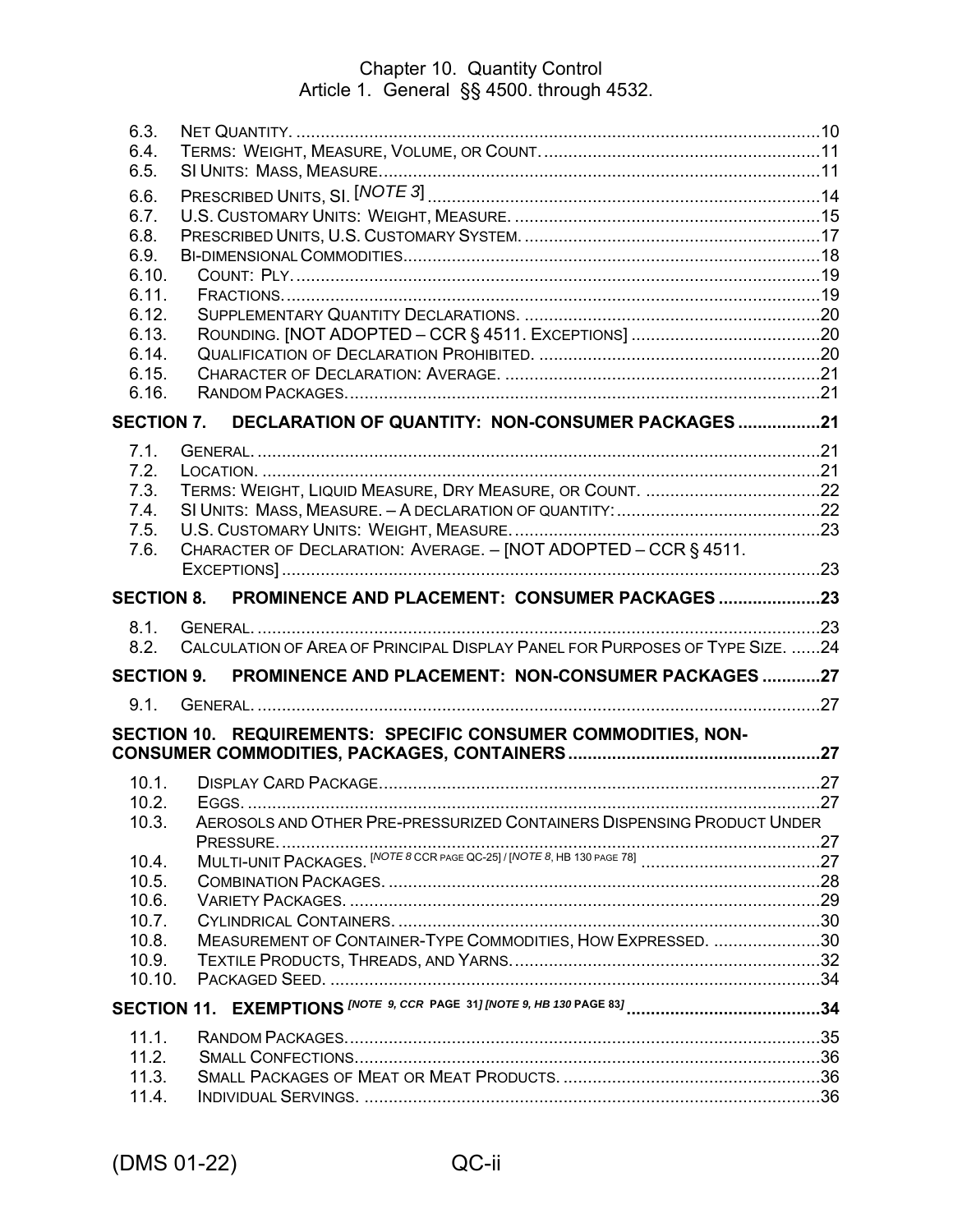6.3. Net Quantity. ............................................................................................................10
6.4. Terms: Weight, Measure, Volume, or Count. ........................................................11
6.5. SI Units: Mass, Measure..........................................................................................11
6.6. Prescribed Units, SI. [NOTE 3] ...............................................................................14
6.7. U.S. Customary Units: Weight, Measure. ..............................................................15
6.8. Prescribed Units, U.S. Customary System. ............................................................17
6.9. Bi-dimensional Commodities....................................................................................18
6.10. Count: Ply. ..........................................................................................................19
6.11. Fractions. ............................................................................................................19
6.12. Supplementary Quantity Declarations. ..............................................................20
6.13. Rounding. [NOT ADOPTED – CCR § 4511. Exceptions] .......................................20
6.14. Qualification of Declaration Prohibited. ...........................................................20
6.15. Character of Declaration: Average. ...................................................................21
6.16. Random Packages. ..............................................................................................21

**SECTION 7. DECLARATION OF QUANTITY: NON-CONSUMER PACKAGES .................21**

7.1. General. ...................................................................................................................21
7.2. Location. ..................................................................................................................21
7.3. Terms: Weight, Liquid Measure, Dry Measure, or Count. ....................................22
7.4. SI Units: Mass, Measure. – A declaration of quantity: ..........................................22
7.5. U.S. Customary Units: Weight, Measure. ..............................................................23
7.6. Character of Declaration: Average. – [NOT ADOPTED – CCR § 4511. Exceptions] ...............................................................................................................23

**SECTION 8. PROMINENCE AND PLACEMENT: CONSUMER PACKAGES .....................23**

8.1. General. ...................................................................................................................23
8.2. Calculation of Area of Principal Display Panel for Purposes of Type Size. ......24

**SECTION 9. PROMINENCE AND PLACEMENT: NON-CONSUMER PACKAGES ............27**

9.1. General. ...................................................................................................................27

**SECTION 10. REQUIREMENTS: SPECIFIC CONSUMER COMMODITIES, NON-CONSUMER COMMODITIES, PACKAGES, CONTAINERS ....................................................27**

10.1. Display Card Package..........................................................................................27
10.2. Eggs. ...................................................................................................................27
10.3. Aerosols and Other Pre-pressurized Containers Dispensing Product Under Pressure. ...............................................................................................................27
10.4. Multi-unit Packages. [NOTE 8 CCR page QC-25] / [NOTE 8, HB 130 page 78] .....................................27
10.5. Combination Packages. .......................................................................................28
10.6. Variety Packages. ...............................................................................................29
10.7. Cylindrical Containers. .......................................................................................30
10.8. Measurement of Container-Type Commodities, How Expressed. ......................30
10.9. Textile Products, Threads, and Yarns. ...............................................................32
10.10. Packaged Seed. ..................................................................................................34

**SECTION 11. EXEMPTIONS *[NOTE 9, CCR PAGE 31] [NOTE 9, HB 130 PAGE 83]* ........................................34**

11.1. Random Packages. ..............................................................................................35
11.2. Small Confections................................................................................................36
11.3. Small Packages of Meat or Meat Products. ........................................................36
11.4. Individual Servings. ............................................................................................36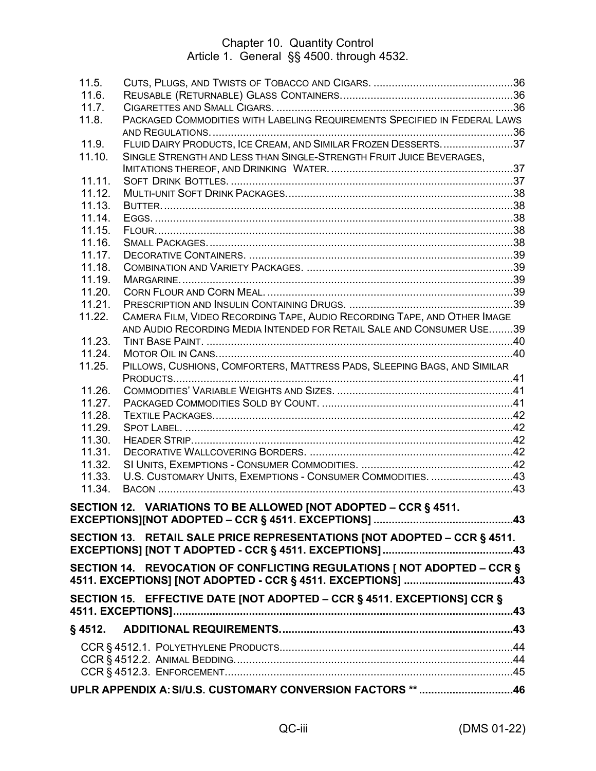11.5. Cuts, Plugs, and Twists of Tobacco and Cigars. ....36
11.6. Reusable (Returnable) Glass Containers. ....36
11.7. Cigarettes and Small Cigars. ....36
11.8. Packaged Commodities with Labeling Requirements Specified in Federal Laws and Regulations. ....36
11.9. Fluid Dairy Products, Ice Cream, and Similar Frozen Desserts. ....37
11.10. Single Strength and Less than Single-Strength Fruit Juice Beverages, Imitations thereof, and Drinking Water. ....37
11.11. Soft Drink Bottles. ....37
11.12. Multi-unit Soft Drink Packages. ....38
11.13. Butter. ....38
11.14. Eggs. ....38
11.15. Flour. ....38
11.16. Small Packages. ....38
11.17. Decorative Containers. ....39
11.18. Combination and Variety Packages. ....39
11.19. Margarine. ....39
11.20. Corn Flour and Corn Meal. ....39
11.21. Prescription and Insulin Containing Drugs. ....39
11.22. Camera Film, Video Recording Tape, Audio Recording Tape, and Other Image and Audio Recording Media Intended for Retail Sale and Consumer Use. ....39
11.23. Tint Base Paint. ....40
11.24. Motor Oil in Cans. ....40
11.25. Pillows, Cushions, Comforters, Mattress Pads, Sleeping Bags, and Similar Products. ....41
11.26. Commodities' Variable Weights and Sizes. ....41
11.27. Packaged Commodities Sold by Count. ....41
11.28. Textile Packages. ....42
11.29. Spot Label. ....42
11.30. Header Strip. ....42
11.31. Decorative Wallcovering Borders. ....42
11.32. SI Units, Exemptions - Consumer Commodities. ....42
11.33. U.S. Customary Units, Exemptions - Consumer Commodities. ....43
11.34. Bacon ....43

**SECTION 12. VARIATIONS TO BE ALLOWED [NOT ADOPTED – CCR § 4511. EXCEPTIONS][NOT ADOPTED – CCR § 4511. EXCEPTIONS] ....43**

**SECTION 13. RETAIL SALE PRICE REPRESENTATIONS [NOT ADOPTED – CCR § 4511. EXCEPTIONS] [NOT T ADOPTED - CCR § 4511. EXCEPTIONS] ....43**

**SECTION 14. REVOCATION OF CONFLICTING REGULATIONS [ NOT ADOPTED – CCR § 4511. EXCEPTIONS] [NOT ADOPTED - CCR § 4511. EXCEPTIONS] ....43**

**SECTION 15. EFFECTIVE DATE [NOT ADOPTED – CCR § 4511. EXCEPTIONS] CCR § 4511. EXCEPTIONS] ....43**

**§ 4512. ADDITIONAL REQUIREMENTS. ....43**

CCR § 4512.1. Polyethylene Products ....44
CCR § 4512.2. Animal Bedding. ....44
CCR § 4512.3. Enforcement. ....45

**UPLR APPENDIX A: SI/U.S. CUSTOMARY CONVERSION FACTORS ** ....46**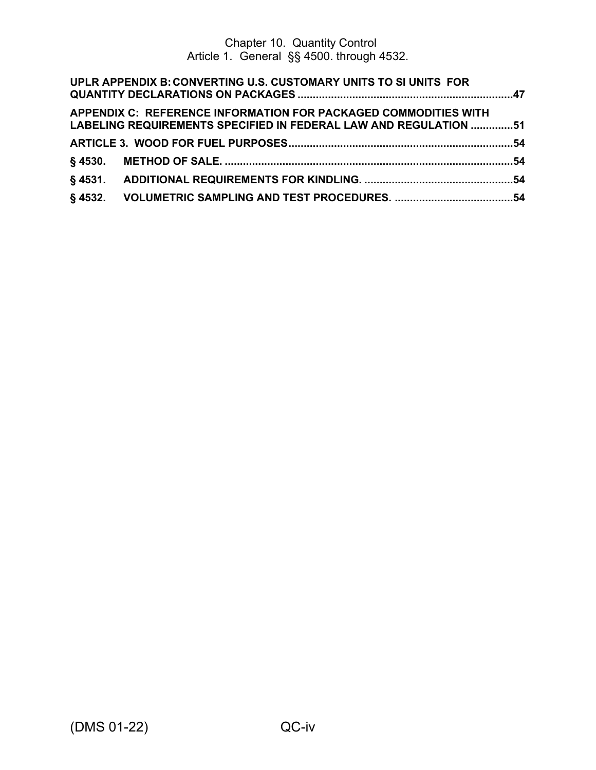**UPLR APPENDIX B: CONVERTING U.S. CUSTOMARY UNITS TO SI UNITS FOR QUANTITY DECLARATIONS ON PACKAGES ....................................................................47**

**APPENDIX C: REFERENCE INFORMATION FOR PACKAGED COMMODITIES WITH LABELING REQUIREMENTS SPECIFIED IN FEDERAL LAW AND REGULATION ..............51**

**ARTICLE 3. WOOD FOR FUEL PURPOSES.........................................................................54**

**§ 4530. METHOD OF SALE. ..............................................................................................54**

**§ 4531. ADDITIONAL REQUIREMENTS FOR KINDLING. .................................................54**

**§ 4532. VOLUMETRIC SAMPLING AND TEST PROCEDURES. .......................................54**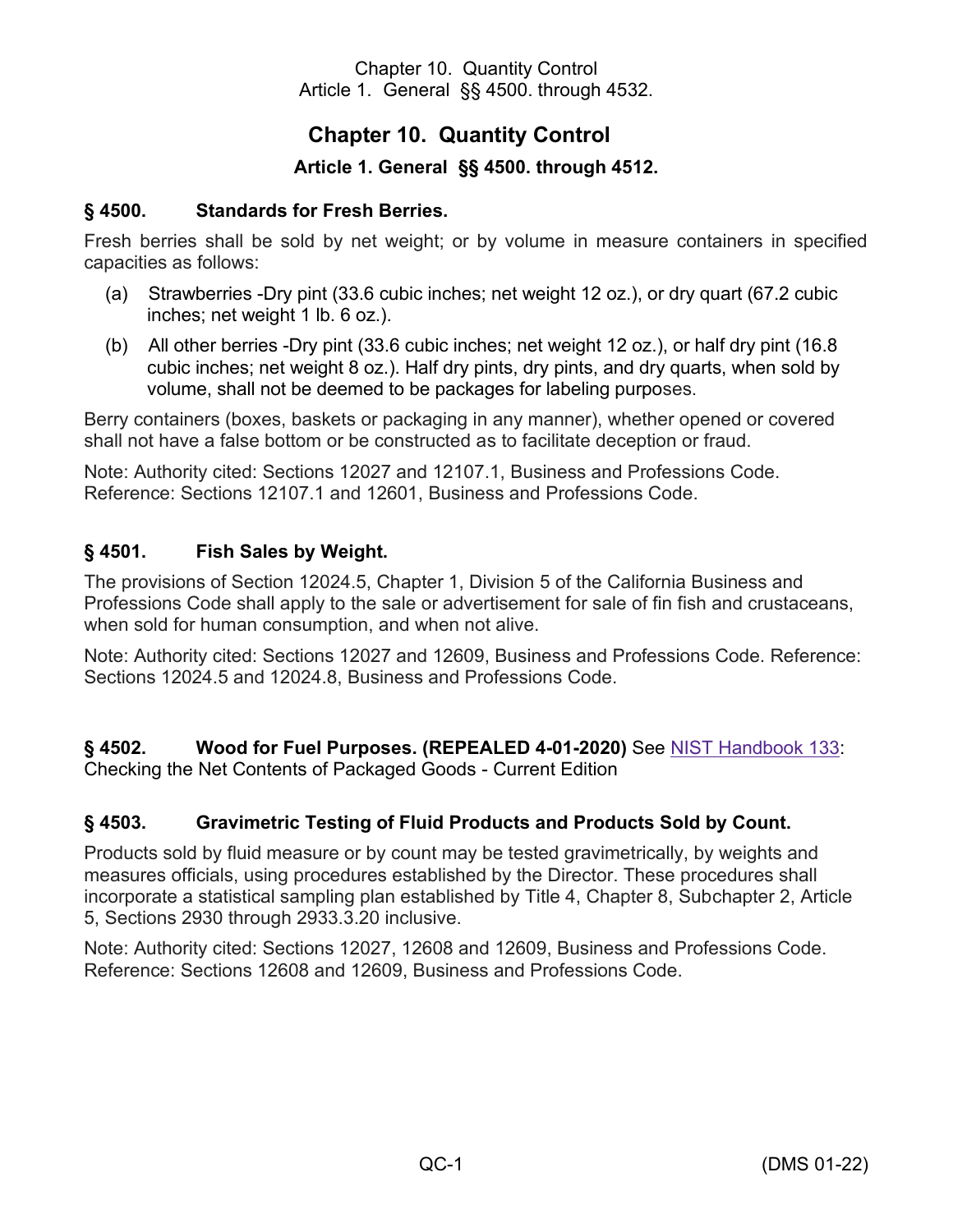# Chapter 10. Quantity Control

## Article 1. General §§ 4500. through 4512.

### § 4500. Standards for Fresh Berries.

Fresh berries shall be sold by net weight; or by volume in measure containers in specified capacities as follows:

(a) Strawberries -Dry pint (33.6 cubic inches; net weight 12 oz.), or dry quart (67.2 cubic inches; net weight 1 lb. 6 oz.).

(b) All other berries -Dry pint (33.6 cubic inches; net weight 12 oz.), or half dry pint (16.8 cubic inches; net weight 8 oz.). Half dry pints, dry pints, and dry quarts, when sold by volume, shall not be deemed to be packages for labeling purposes.

Berry containers (boxes, baskets or packaging in any manner), whether opened or covered shall not have a false bottom or be constructed as to facilitate deception or fraud.

Note: Authority cited: Sections 12027 and 12107.1, Business and Professions Code. Reference: Sections 12107.1 and 12601, Business and Professions Code.

### § 4501. Fish Sales by Weight.

The provisions of Section 12024.5, Chapter 1, Division 5 of the California Business and Professions Code shall apply to the sale or advertisement for sale of fin fish and crustaceans, when sold for human consumption, and when not alive.

Note: Authority cited: Sections 12027 and 12609, Business and Professions Code. Reference: Sections 12024.5 and 12024.8, Business and Professions Code.

### § 4502. Wood for Fuel Purposes. (REPEALED 4-01-2020) See NIST Handbook 133: Checking the Net Contents of Packaged Goods - Current Edition

### § 4503. Gravimetric Testing of Fluid Products and Products Sold by Count.

Products sold by fluid measure or by count may be tested gravimetrically, by weights and measures officials, using procedures established by the Director. These procedures shall incorporate a statistical sampling plan established by Title 4, Chapter 8, Subchapter 2, Article 5, Sections 2930 through 2933.3.20 inclusive.

Note: Authority cited: Sections 12027, 12608 and 12609, Business and Professions Code. Reference: Sections 12608 and 12609, Business and Professions Code.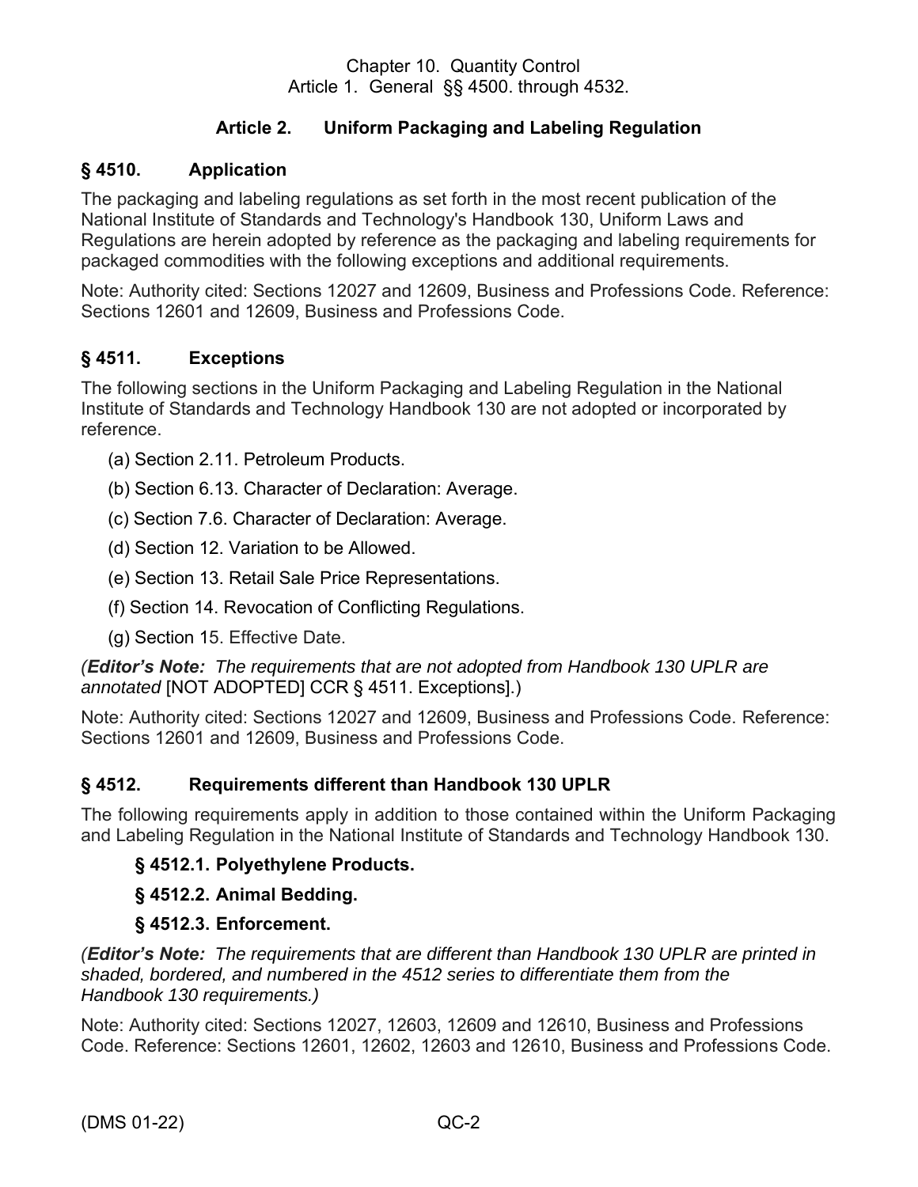Chapter 10. Quantity Control
Article 1. General §§ 4500. through 4532.

## Article 2. Uniform Packaging and Labeling Regulation

### § 4510. Application

The packaging and labeling regulations as set forth in the most recent publication of the National Institute of Standards and Technology's Handbook 130, Uniform Laws and Regulations are herein adopted by reference as the packaging and labeling requirements for packaged commodities with the following exceptions and additional requirements.

Note: Authority cited: Sections 12027 and 12609, Business and Professions Code. Reference: Sections 12601 and 12609, Business and Professions Code.

### § 4511. Exceptions

The following sections in the Uniform Packaging and Labeling Regulation in the National Institute of Standards and Technology Handbook 130 are not adopted or incorporated by reference.

(a) Section 2.11. Petroleum Products.

(b) Section 6.13. Character of Declaration: Average.

(c) Section 7.6. Character of Declaration: Average.

(d) Section 12. Variation to be Allowed.

(e) Section 13. Retail Sale Price Representations.

(f) Section 14. Revocation of Conflicting Regulations.

(g) Section 15. Effective Date.

*(**Editor's Note:** The requirements that are not adopted from Handbook 130 UPLR are annotated* [NOT ADOPTED] CCR § 4511. Exceptions].)

Note: Authority cited: Sections 12027 and 12609, Business and Professions Code. Reference: Sections 12601 and 12609, Business and Professions Code.

### § 4512. Requirements different than Handbook 130 UPLR

The following requirements apply in addition to those contained within the Uniform Packaging and Labeling Regulation in the National Institute of Standards and Technology Handbook 130.

**§ 4512.1. Polyethylene Products.**

**§ 4512.2. Animal Bedding.**

**§ 4512.3. Enforcement.**

*(**Editor's Note:** The requirements that are different than Handbook 130 UPLR are printed in shaded, bordered, and numbered in the 4512 series to differentiate them from the Handbook 130 requirements.)*

Note: Authority cited: Sections 12027, 12603, 12609 and 12610, Business and Professions Code. Reference: Sections 12601, 12602, 12603 and 12610, Business and Professions Code.

(DMS 01-22)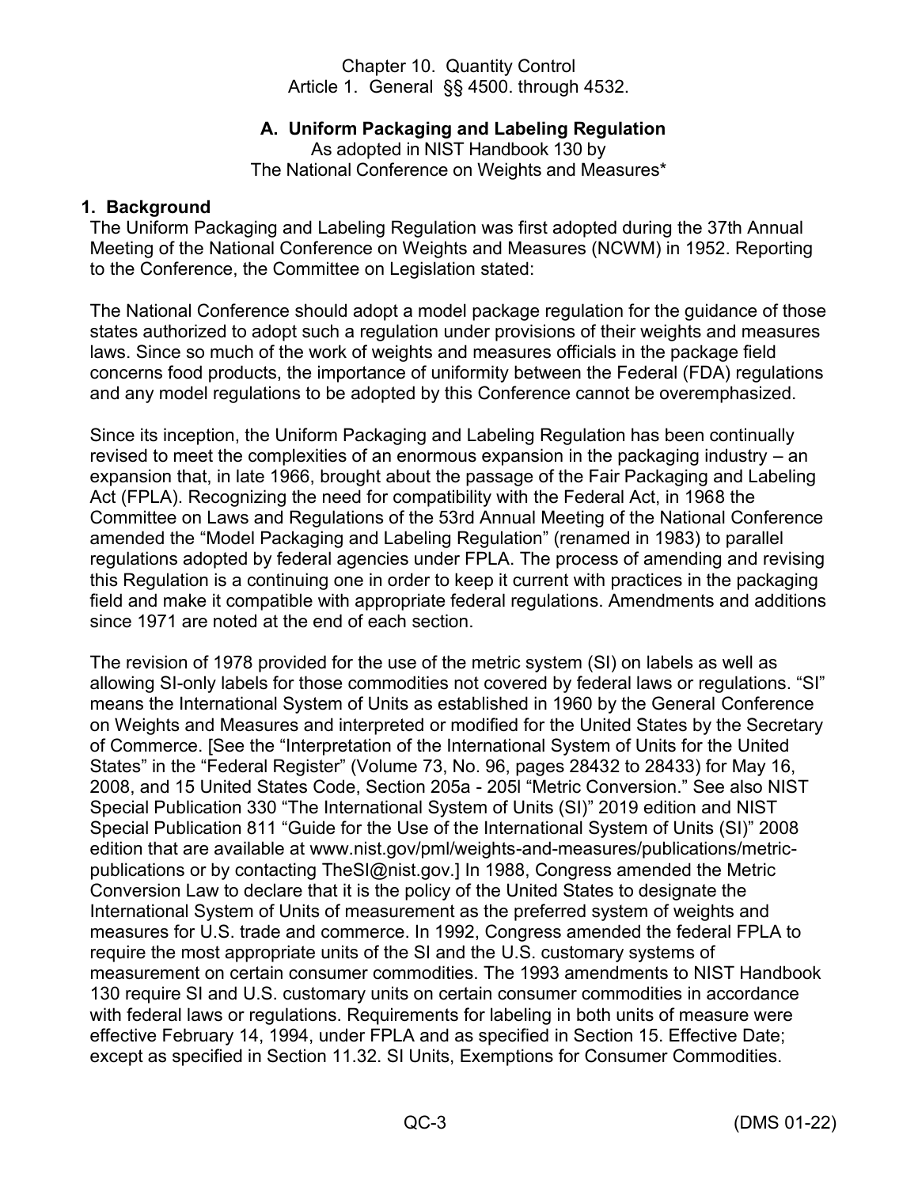Chapter 10. Quantity Control
Article 1. General §§ 4500. through 4532.

## A. Uniform Packaging and Labeling Regulation

As adopted in NIST Handbook 130 by
The National Conference on Weights and Measures*

### 1. Background

The Uniform Packaging and Labeling Regulation was first adopted during the 37th Annual Meeting of the National Conference on Weights and Measures (NCWM) in 1952. Reporting to the Conference, the Committee on Legislation stated:

The National Conference should adopt a model package regulation for the guidance of those states authorized to adopt such a regulation under provisions of their weights and measures laws. Since so much of the work of weights and measures officials in the package field concerns food products, the importance of uniformity between the Federal (FDA) regulations and any model regulations to be adopted by this Conference cannot be overemphasized.

Since its inception, the Uniform Packaging and Labeling Regulation has been continually revised to meet the complexities of an enormous expansion in the packaging industry – an expansion that, in late 1966, brought about the passage of the Fair Packaging and Labeling Act (FPLA). Recognizing the need for compatibility with the Federal Act, in 1968 the Committee on Laws and Regulations of the 53rd Annual Meeting of the National Conference amended the "Model Packaging and Labeling Regulation" (renamed in 1983) to parallel regulations adopted by federal agencies under FPLA. The process of amending and revising this Regulation is a continuing one in order to keep it current with practices in the packaging field and make it compatible with appropriate federal regulations. Amendments and additions since 1971 are noted at the end of each section.

The revision of 1978 provided for the use of the metric system (SI) on labels as well as allowing SI-only labels for those commodities not covered by federal laws or regulations. "SI" means the International System of Units as established in 1960 by the General Conference on Weights and Measures and interpreted or modified for the United States by the Secretary of Commerce. [See the "Interpretation of the International System of Units for the United States" in the "Federal Register" (Volume 73, No. 96, pages 28432 to 28433) for May 16, 2008, and 15 United States Code, Section 205a - 205l "Metric Conversion." See also NIST Special Publication 330 "The International System of Units (SI)" 2019 edition and NIST Special Publication 811 "Guide for the Use of the International System of Units (SI)" 2008 edition that are available at www.nist.gov/pml/weights-and-measures/publications/metric-publications or by contacting TheSI@nist.gov.] In 1988, Congress amended the Metric Conversion Law to declare that it is the policy of the United States to designate the International System of Units of measurement as the preferred system of weights and measures for U.S. trade and commerce. In 1992, Congress amended the federal FPLA to require the most appropriate units of the SI and the U.S. customary systems of measurement on certain consumer commodities. The 1993 amendments to NIST Handbook 130 require SI and U.S. customary units on certain consumer commodities in accordance with federal laws or regulations. Requirements for labeling in both units of measure were effective February 14, 1994, under FPLA and as specified in Section 15. Effective Date; except as specified in Section 11.32. SI Units, Exemptions for Consumer Commodities.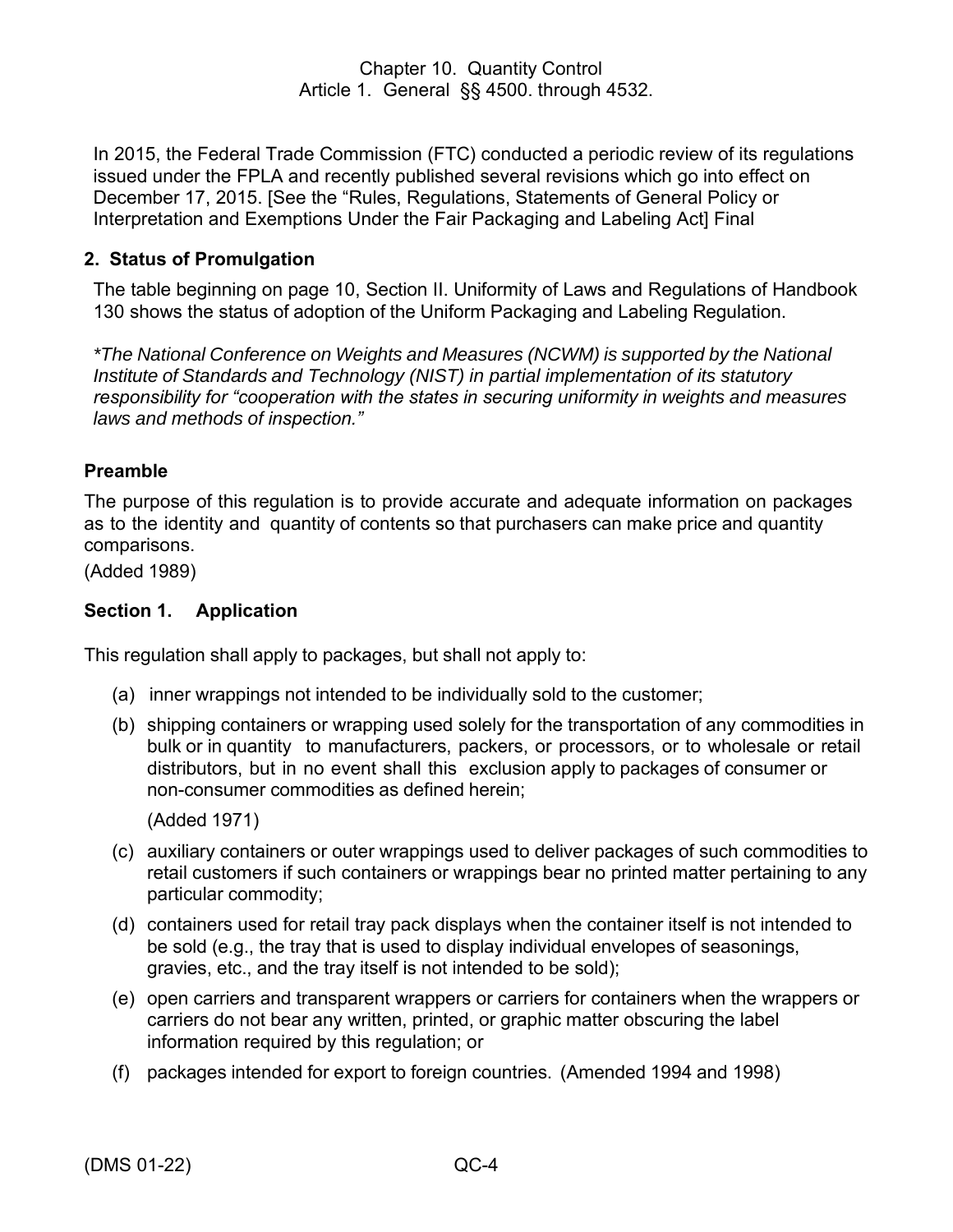In 2015, the Federal Trade Commission (FTC) conducted a periodic review of its regulations issued under the FPLA and recently published several revisions which go into effect on December 17, 2015. [See the "Rules, Regulations, Statements of General Policy or Interpretation and Exemptions Under the Fair Packaging and Labeling Act] Final

### 2. Status of Promulgation

The table beginning on page 10, Section II. Uniformity of Laws and Regulations of Handbook 130 shows the status of adoption of the Uniform Packaging and Labeling Regulation.

**The National Conference on Weights and Measures (NCWM) is supported by the National Institute of Standards and Technology (NIST) in partial implementation of its statutory responsibility for "cooperation with the states in securing uniformity in weights and measures laws and methods of inspection."*

### Preamble

The purpose of this regulation is to provide accurate and adequate information on packages as to the identity and quantity of contents so that purchasers can make price and quantity comparisons.

(Added 1989)

### Section 1. Application

This regulation shall apply to packages, but shall not apply to:

(a) inner wrappings not intended to be individually sold to the customer;

(b) shipping containers or wrapping used solely for the transportation of any commodities in bulk or in quantity to manufacturers, packers, or processors, or to wholesale or retail distributors, but in no event shall this exclusion apply to packages of consumer or non-consumer commodities as defined herein;

(Added 1971)

(c) auxiliary containers or outer wrappings used to deliver packages of such commodities to retail customers if such containers or wrappings bear no printed matter pertaining to any particular commodity;

(d) containers used for retail tray pack displays when the container itself is not intended to be sold (e.g., the tray that is used to display individual envelopes of seasonings, gravies, etc., and the tray itself is not intended to be sold);

(e) open carriers and transparent wrappers or carriers for containers when the wrappers or carriers do not bear any written, printed, or graphic matter obscuring the label information required by this regulation; or

(f) packages intended for export to foreign countries. (Amended 1994 and 1998)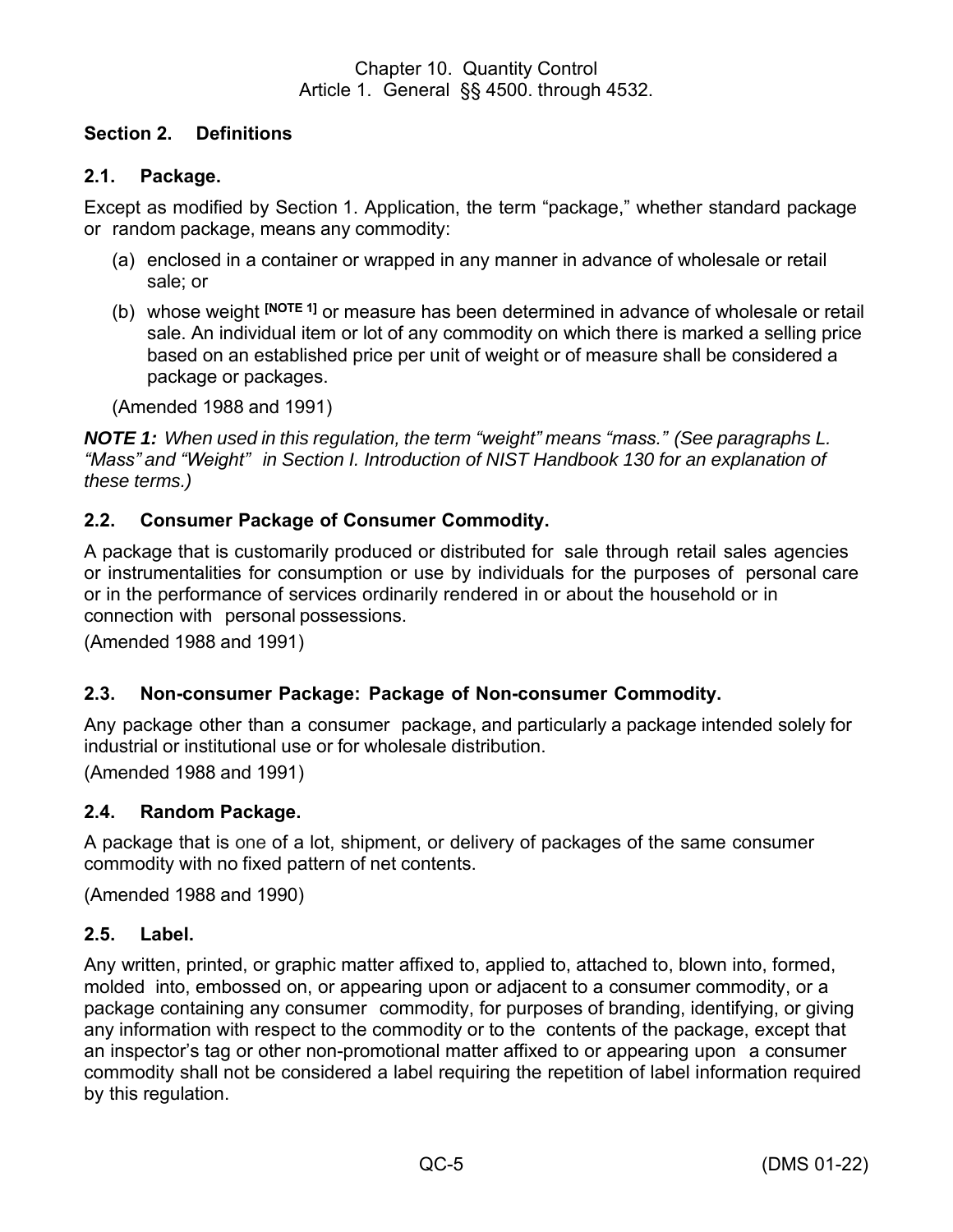## Section 2. Definitions

### 2.1. Package.

Except as modified by Section 1. Application, the term "package," whether standard package or random package, means any commodity:

(a) enclosed in a container or wrapped in any manner in advance of wholesale or retail sale; or

(b) whose weight [NOTE 1] or measure has been determined in advance of wholesale or retail sale. An individual item or lot of any commodity on which there is marked a selling price based on an established price per unit of weight or of measure shall be considered a package or packages.

(Amended 1988 and 1991)

***NOTE 1:*** *When used in this regulation, the term "weight" means "mass." (See paragraphs L. "Mass" and "Weight" in Section I. Introduction of NIST Handbook 130 for an explanation of these terms.)*

### 2.2. Consumer Package of Consumer Commodity.

A package that is customarily produced or distributed for sale through retail sales agencies or instrumentalities for consumption or use by individuals for the purposes of personal care or in the performance of services ordinarily rendered in or about the household or in connection with personal possessions.

(Amended 1988 and 1991)

### 2.3. Non-consumer Package: Package of Non-consumer Commodity.

Any package other than a consumer package, and particularly a package intended solely for industrial or institutional use or for wholesale distribution.

(Amended 1988 and 1991)

### 2.4. Random Package.

A package that is one of a lot, shipment, or delivery of packages of the same consumer commodity with no fixed pattern of net contents.

(Amended 1988 and 1990)

### 2.5. Label.

Any written, printed, or graphic matter affixed to, applied to, attached to, blown into, formed, molded into, embossed on, or appearing upon or adjacent to a consumer commodity, or a package containing any consumer commodity, for purposes of branding, identifying, or giving any information with respect to the commodity or to the contents of the package, except that an inspector's tag or other non-promotional matter affixed to or appearing upon a consumer commodity shall not be considered a label requiring the repetition of label information required by this regulation.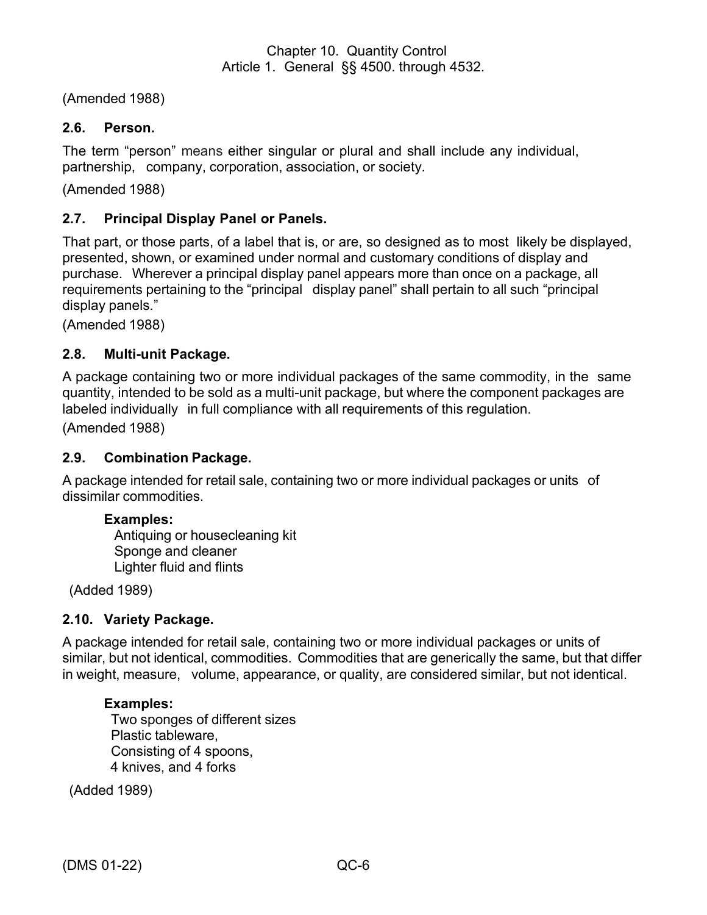(Amended 1988)

### 2.6. Person.

The term "person" means either singular or plural and shall include any individual, partnership, company, corporation, association, or society.

(Amended 1988)

### 2.7. Principal Display Panel or Panels.

That part, or those parts, of a label that is, or are, so designed as to most likely be displayed, presented, shown, or examined under normal and customary conditions of display and purchase. Wherever a principal display panel appears more than once on a package, all requirements pertaining to the "principal display panel" shall pertain to all such "principal display panels."

(Amended 1988)

### 2.8. Multi-unit Package.

A package containing two or more individual packages of the same commodity, in the same quantity, intended to be sold as a multi-unit package, but where the component packages are labeled individually in full compliance with all requirements of this regulation.

(Amended 1988)

### 2.9. Combination Package.

A package intended for retail sale, containing two or more individual packages or units of dissimilar commodities.

**Examples:**
Antiquing or housecleaning kit
Sponge and cleaner
Lighter fluid and flints

(Added 1989)

### 2.10. Variety Package.

A package intended for retail sale, containing two or more individual packages or units of similar, but not identical, commodities. Commodities that are generically the same, but that differ in weight, measure, volume, appearance, or quality, are considered similar, but not identical.

**Examples:**
Two sponges of different sizes
Plastic tableware,
Consisting of 4 spoons,
4 knives, and 4 forks

(Added 1989)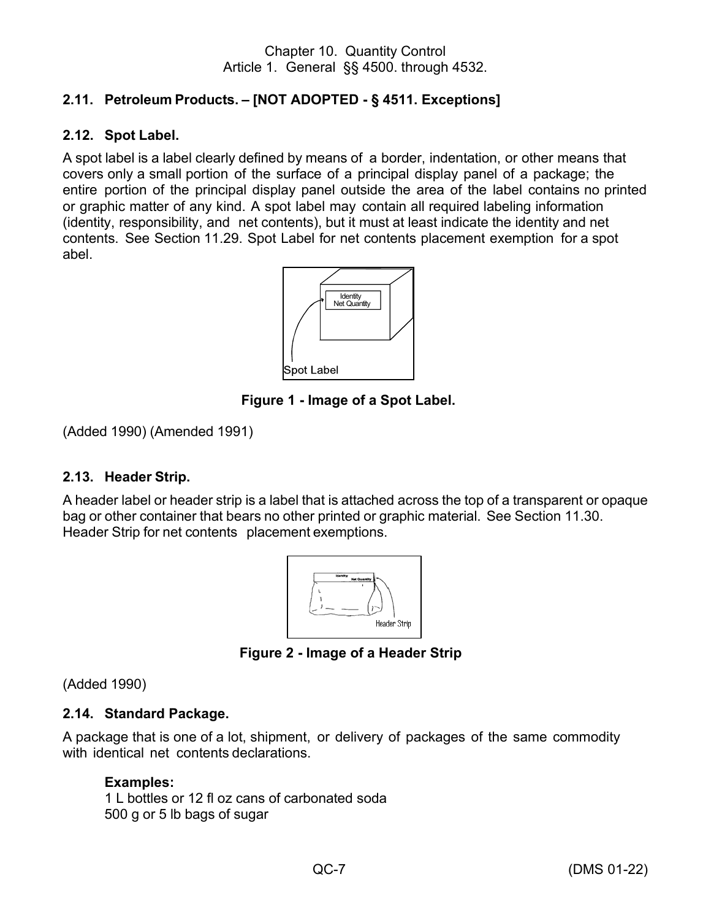## 2.11. Petroleum Products. – [NOT ADOPTED - § 4511. Exceptions]

## 2.12. Spot Label.

A spot label is a label clearly defined by means of a border, indentation, or other means that covers only a small portion of the surface of a principal display panel of a package; the entire portion of the principal display panel outside the area of the label contains no printed or graphic matter of any kind. A spot label may contain all required labeling information (identity, responsibility, and net contents), but it must at least indicate the identity and net contents. See Section 11.29. Spot Label for net contents placement exemption for a spot abel.

**Figure 1 - Image of a Spot Label.**

(Added 1990) (Amended 1991)

## 2.13. Header Strip.

A header label or header strip is a label that is attached across the top of a transparent or opaque bag or other container that bears no other printed or graphic material. See Section 11.30. Header Strip for net contents placement exemptions.

**Figure 2 - Image of a Header Strip**

(Added 1990)

## 2.14. Standard Package.

A package that is one of a lot, shipment, or delivery of packages of the same commodity with identical net contents declarations.

**Examples:**
1 L bottles or 12 fl oz cans of carbonated soda
500 g or 5 lb bags of sugar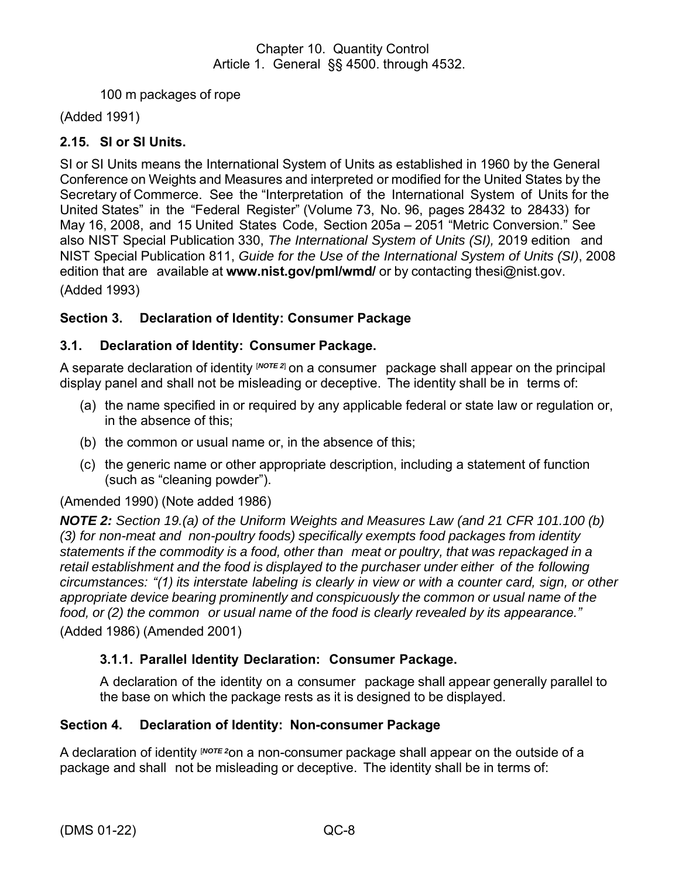100 m packages of rope

(Added 1991)

### 2.15. SI or SI Units.

SI or SI Units means the International System of Units as established in 1960 by the General Conference on Weights and Measures and interpreted or modified for the United States by the Secretary of Commerce. See the "Interpretation of the International System of Units for the United States" in the "Federal Register" (Volume 73, No. 96, pages 28432 to 28433) for May 16, 2008, and 15 United States Code, Section 205a – 2051 "Metric Conversion." See also NIST Special Publication 330, *The International System of Units (SI),* 2019 edition and NIST Special Publication 811, *Guide for the Use of the International System of Units (SI)*, 2008 edition that are available at **www.nist.gov/pml/wmd/** or by contacting thesi@nist.gov.

(Added 1993)

## Section 3. Declaration of Identity: Consumer Package

### 3.1. Declaration of Identity: Consumer Package.

A separate declaration of identity [*NOTE 2*] on a consumer package shall appear on the principal display panel and shall not be misleading or deceptive. The identity shall be in terms of:

(a) the name specified in or required by any applicable federal or state law or regulation or, in the absence of this;

(b) the common or usual name or, in the absence of this;

(c) the generic name or other appropriate description, including a statement of function (such as "cleaning powder").

(Amended 1990) (Note added 1986)

***NOTE 2:*** *Section 19.(a) of the Uniform Weights and Measures Law (and 21 CFR 101.100 (b) (3) for non-meat and non-poultry foods) specifically exempts food packages from identity statements if the commodity is a food, other than meat or poultry, that was repackaged in a retail establishment and the food is displayed to the purchaser under either of the following circumstances: "(1) its interstate labeling is clearly in view or with a counter card, sign, or other appropriate device bearing prominently and conspicuously the common or usual name of the food, or (2) the common or usual name of the food is clearly revealed by its appearance."*

(Added 1986) (Amended 2001)

#### 3.1.1. Parallel Identity Declaration: Consumer Package.

A declaration of the identity on a consumer package shall appear generally parallel to the base on which the package rests as it is designed to be displayed.

## Section 4. Declaration of Identity: Non-consumer Package

A declaration of identity [*NOTE 2*on a non-consumer package shall appear on the outside of a package and shall not be misleading or deceptive. The identity shall be in terms of: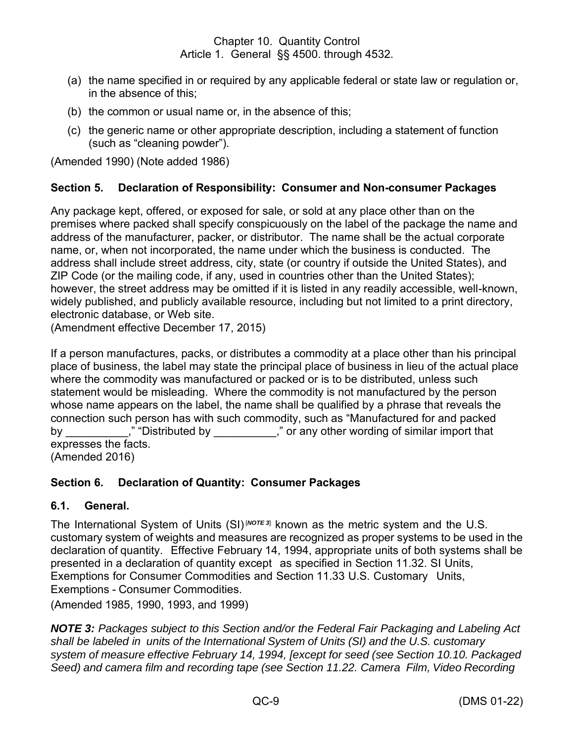(a) the name specified in or required by any applicable federal or state law or regulation or, in the absence of this;

(b) the common or usual name or, in the absence of this;

(c) the generic name or other appropriate description, including a statement of function (such as "cleaning powder").

(Amended 1990) (Note added 1986)

### Section 5. Declaration of Responsibility: Consumer and Non-consumer Packages

Any package kept, offered, or exposed for sale, or sold at any place other than on the premises where packed shall specify conspicuously on the label of the package the name and address of the manufacturer, packer, or distributor. The name shall be the actual corporate name, or, when not incorporated, the name under which the business is conducted. The address shall include street address, city, state (or country if outside the United States), and ZIP Code (or the mailing code, if any, used in countries other than the United States); however, the street address may be omitted if it is listed in any readily accessible, well-known, widely published, and publicly available resource, including but not limited to a print directory, electronic database, or Web site.
(Amendment effective December 17, 2015)

If a person manufactures, packs, or distributes a commodity at a place other than his principal place of business, the label may state the principal place of business in lieu of the actual place where the commodity was manufactured or packed or is to be distributed, unless such statement would be misleading. Where the commodity is not manufactured by the person whose name appears on the label, the name shall be qualified by a phrase that reveals the connection such person has with such commodity, such as "Manufactured for and packed by __________," "Distributed by __________," or any other wording of similar import that expresses the facts.
(Amended 2016)

### Section 6. Declaration of Quantity: Consumer Packages

#### 6.1. General.

The International System of Units (SI)[NOTE 3] known as the metric system and the U.S. customary system of weights and measures are recognized as proper systems to be used in the declaration of quantity. Effective February 14, 1994, appropriate units of both systems shall be presented in a declaration of quantity except as specified in Section 11.32. SI Units, Exemptions for Consumer Commodities and Section 11.33 U.S. Customary Units, Exemptions - Consumer Commodities.

(Amended 1985, 1990, 1993, and 1999)

***NOTE 3:*** *Packages subject to this Section and/or the Federal Fair Packaging and Labeling Act shall be labeled in units of the International System of Units (SI) and the U.S. customary system of measure effective February 14, 1994, [except for seed (see Section 10.10. Packaged Seed) and camera film and recording tape (see Section 11.22. Camera Film, Video Recording*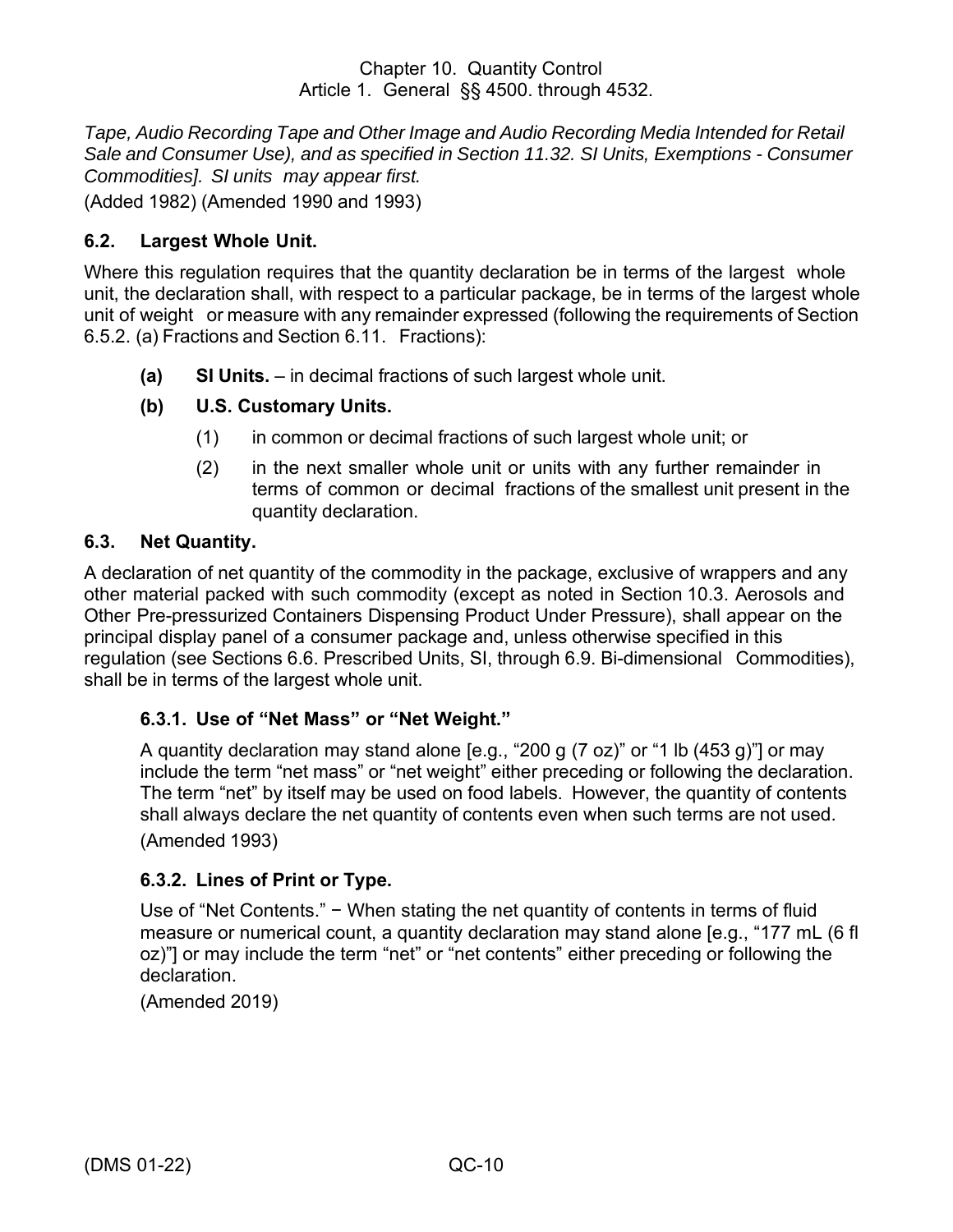*Tape, Audio Recording Tape and Other Image and Audio Recording Media Intended for Retail Sale and Consumer Use), and as specified in Section 11.32. SI Units, Exemptions - Consumer Commodities]. SI units may appear first.*

(Added 1982) (Amended 1990 and 1993)

### 6.2. Largest Whole Unit.

Where this regulation requires that the quantity declaration be in terms of the largest whole unit, the declaration shall, with respect to a particular package, be in terms of the largest whole unit of weight or measure with any remainder expressed (following the requirements of Section 6.5.2. (a) Fractions and Section 6.11. Fractions):

**(a) SI Units.** – in decimal fractions of such largest whole unit.

**(b) U.S. Customary Units.**

(1) in common or decimal fractions of such largest whole unit; or

(2) in the next smaller whole unit or units with any further remainder in terms of common or decimal fractions of the smallest unit present in the quantity declaration.

### 6.3. Net Quantity.

A declaration of net quantity of the commodity in the package, exclusive of wrappers and any other material packed with such commodity (except as noted in Section 10.3. Aerosols and Other Pre-pressurized Containers Dispensing Product Under Pressure), shall appear on the principal display panel of a consumer package and, unless otherwise specified in this regulation (see Sections 6.6. Prescribed Units, SI, through 6.9. Bi-dimensional Commodities), shall be in terms of the largest whole unit.

#### 6.3.1. Use of "Net Mass" or "Net Weight."

A quantity declaration may stand alone [e.g., "200 g (7 oz)" or "1 lb (453 g)"] or may include the term "net mass" or "net weight" either preceding or following the declaration. The term "net" by itself may be used on food labels. However, the quantity of contents shall always declare the net quantity of contents even when such terms are not used.

(Amended 1993)

#### 6.3.2. Lines of Print or Type.

Use of "Net Contents." − When stating the net quantity of contents in terms of fluid measure or numerical count, a quantity declaration may stand alone [e.g., "177 mL (6 fl oz)"] or may include the term "net" or "net contents" either preceding or following the declaration.

(Amended 2019)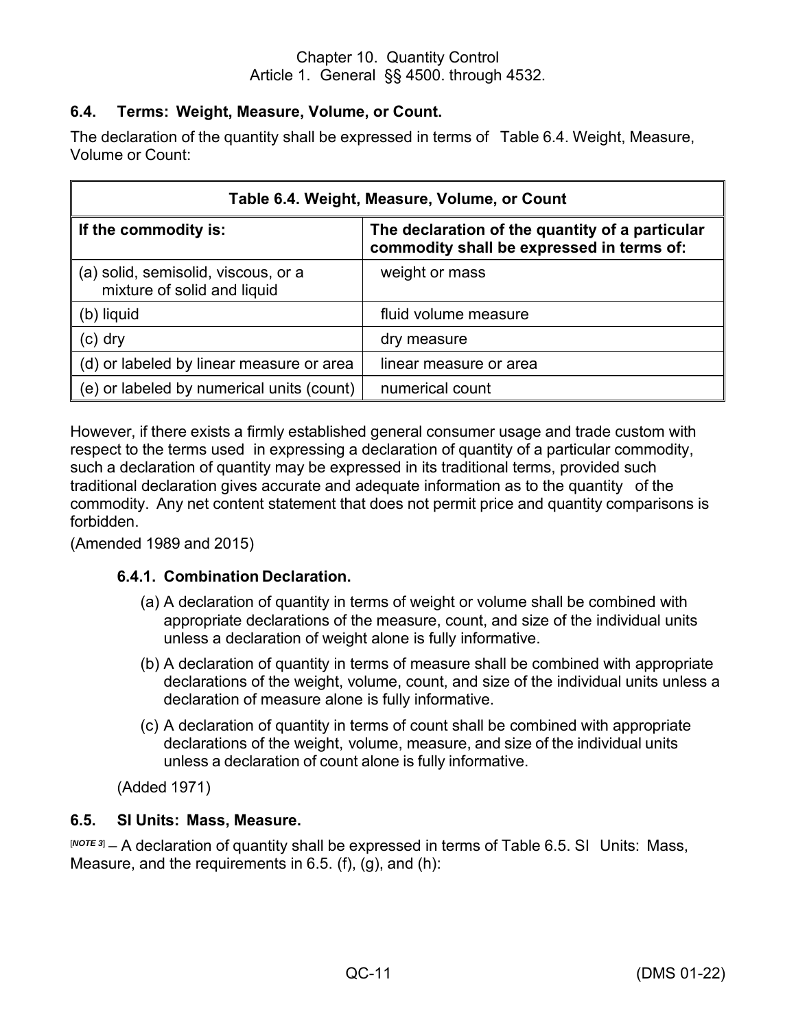### 6.4. Terms: Weight, Measure, Volume, or Count.

The declaration of the quantity shall be expressed in terms of Table 6.4. Weight, Measure, Volume or Count:

| Table 6.4. Weight, Measure, Volume, or Count | |
|---|---|
| **If the commodity is:** | **The declaration of the quantity of a particular commodity shall be expressed in terms of:** |
| (a) solid, semisolid, viscous, or a mixture of solid and liquid | weight or mass |
| (b) liquid | fluid volume measure |
| (c) dry | dry measure |
| (d) or labeled by linear measure or area | linear measure or area |
| (e) or labeled by numerical units (count) | numerical count |

However, if there exists a firmly established general consumer usage and trade custom with respect to the terms used in expressing a declaration of quantity of a particular commodity, such a declaration of quantity may be expressed in its traditional terms, provided such traditional declaration gives accurate and adequate information as to the quantity of the commodity. Any net content statement that does not permit price and quantity comparisons is forbidden.

(Amended 1989 and 2015)

#### 6.4.1. Combination Declaration.

(a) A declaration of quantity in terms of weight or volume shall be combined with appropriate declarations of the measure, count, and size of the individual units unless a declaration of weight alone is fully informative.

(b) A declaration of quantity in terms of measure shall be combined with appropriate declarations of the weight, volume, count, and size of the individual units unless a declaration of measure alone is fully informative.

(c) A declaration of quantity in terms of count shall be combined with appropriate declarations of the weight, volume, measure, and size of the individual units unless a declaration of count alone is fully informative.

(Added 1971)

### 6.5. SI Units: Mass, Measure.

[*NOTE 3*] – A declaration of quantity shall be expressed in terms of Table 6.5. SI Units: Mass, Measure, and the requirements in 6.5. (f), (g), and (h):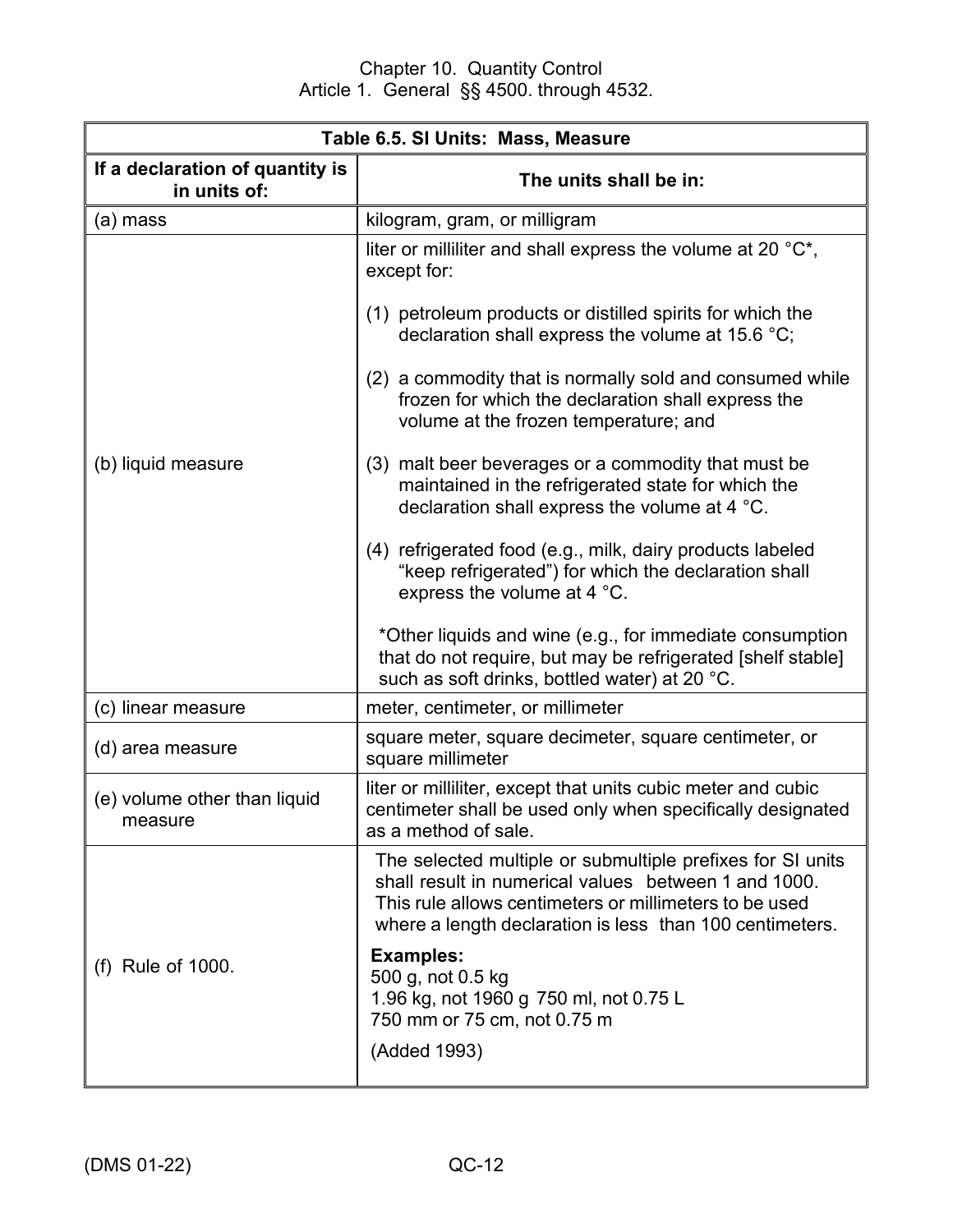| Table 6.5. SI Units: Mass, Measure | |
|---|---|
| **If a declaration of quantity is in units of:** | **The units shall be in:** |
| (a) mass | kilogram, gram, or milligram |
| (b) liquid measure | liter or milliliter and shall express the volume at 20 °C*, except for:<br><br>(1) petroleum products or distilled spirits for which the declaration shall express the volume at 15.6 °C;<br><br>(2) a commodity that is normally sold and consumed while frozen for which the declaration shall express the volume at the frozen temperature; and<br><br>(3) malt beer beverages or a commodity that must be maintained in the refrigerated state for which the declaration shall express the volume at 4 °C.<br><br>(4) refrigerated food (e.g., milk, dairy products labeled "keep refrigerated") for which the declaration shall express the volume at 4 °C.<br><br>*Other liquids and wine (e.g., for immediate consumption that do not require, but may be refrigerated [shelf stable] such as soft drinks, bottled water) at 20 °C. |
| (c) linear measure | meter, centimeter, or millimeter |
| (d) area measure | square meter, square decimeter, square centimeter, or square millimeter |
| (e) volume other than liquid measure | liter or milliliter, except that units cubic meter and cubic centimeter shall be used only when specifically designated as a method of sale. |
| (f) Rule of 1000. | The selected multiple or submultiple prefixes for SI units shall result in numerical values between 1 and 1000. This rule allows centimeters or millimeters to be used where a length declaration is less than 100 centimeters.<br><br>**Examples:**<br>500 g, not 0.5 kg<br>1.96 kg, not 1960 g 750 ml, not 0.75 L<br>750 mm or 75 cm, not 0.75 m<br><br>(Added 1993) |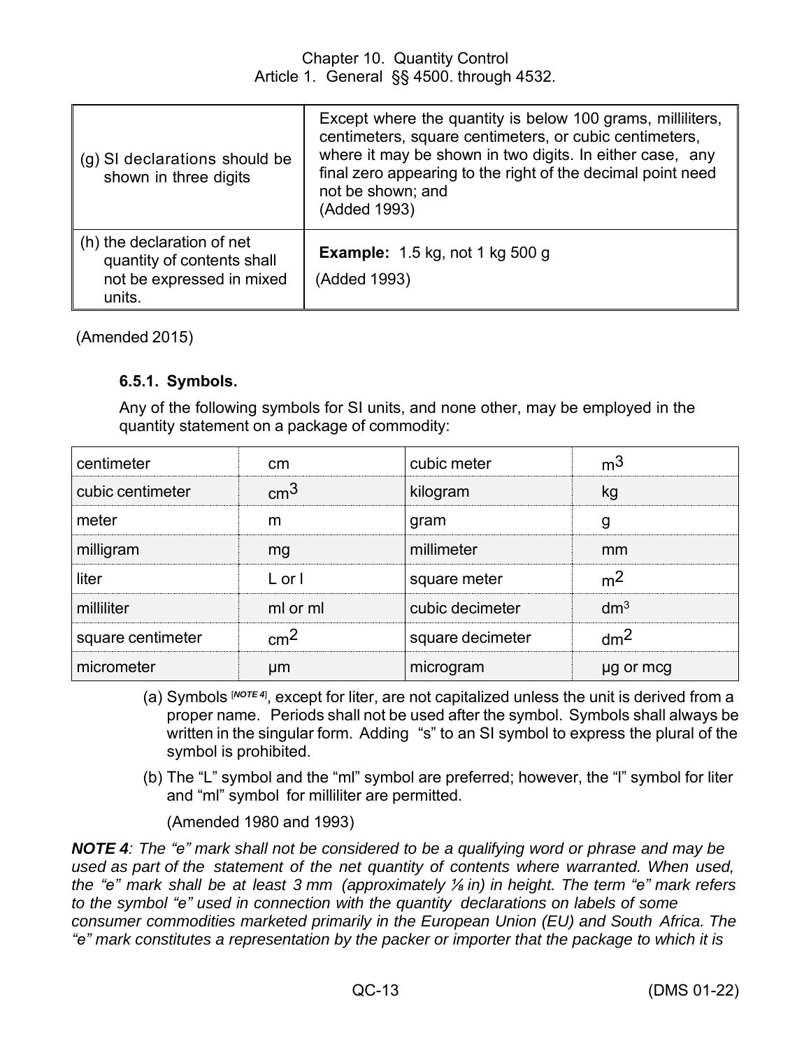| | |
|---|---|
| (g) SI declarations should be shown in three digits | Except where the quantity is below 100 grams, milliliters, centimeters, square centimeters, or cubic centimeters, where it may be shown in two digits. In either case, any final zero appearing to the right of the decimal point need not be shown; and (Added 1993) |
| (h) the declaration of net quantity of contents shall not be expressed in mixed units. | **Example:** 1.5 kg, not 1 kg 500 g (Added 1993) |

(Amended 2015)

**6.5.1. Symbols.**

Any of the following symbols for SI units, and none other, may be employed in the quantity statement on a package of commodity:

| | | | |
|---|---|---|---|
| centimeter | cm | cubic meter | $m^3$ |
| cubic centimeter | $cm^3$ | kilogram | kg |
| meter | m | gram | g |
| milligram | mg | millimeter | mm |
| liter | L or l | square meter | $m^2$ |
| milliliter | ml or ml | cubic decimeter | $dm^3$ |
| square centimeter | $cm^2$ | square decimeter | $dm^2$ |
| micrometer | μm | microgram | μg or mcg |

(a) Symbols [NOTE 4], except for liter, are not capitalized unless the unit is derived from a proper name. Periods shall not be used after the symbol. Symbols shall always be written in the singular form. Adding "s" to an SI symbol to express the plural of the symbol is prohibited.

(b) The "L" symbol and the "ml" symbol are preferred; however, the "l" symbol for liter and "ml" symbol for milliliter are permitted.

(Amended 1980 and 1993)

***NOTE 4****: The "e" mark shall not be considered to be a qualifying word or phrase and may be used as part of the statement of the net quantity of contents where warranted. When used, the "e" mark shall be at least 3 mm (approximately ⅛ in) in height. The term "e" mark refers to the symbol "e" used in connection with the quantity declarations on labels of some consumer commodities marketed primarily in the European Union (EU) and South Africa. The "e" mark constitutes a representation by the packer or importer that the package to which it is*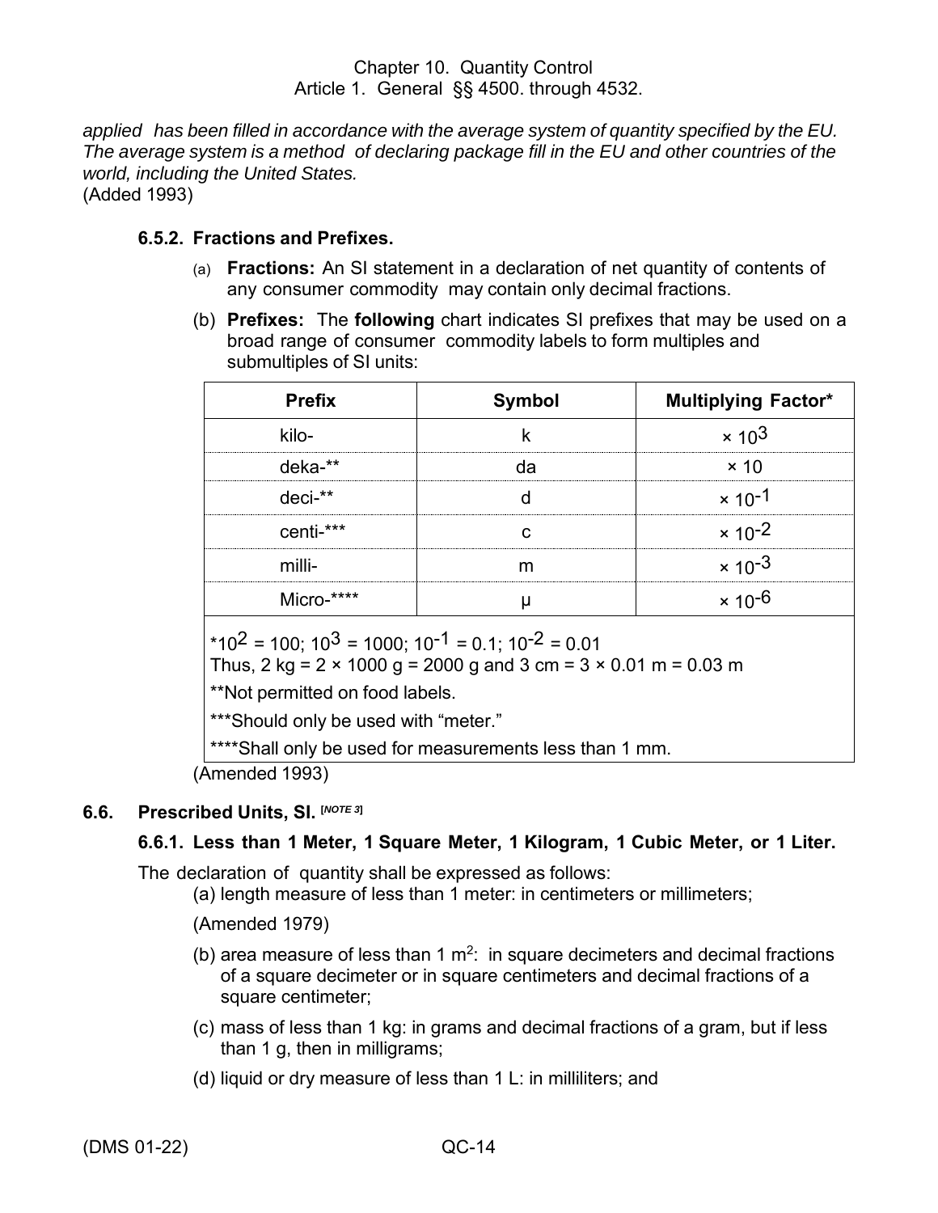*applied has been filled in accordance with the average system of quantity specified by the EU. The average system is a method of declaring package fill in the EU and other countries of the world, including the United States.*
(Added 1993)

### 6.5.2. Fractions and Prefixes.

(a) **Fractions:** An SI statement in a declaration of net quantity of contents of any consumer commodity may contain only decimal fractions.

(b) **Prefixes:** The **following** chart indicates SI prefixes that may be used on a broad range of consumer commodity labels to form multiples and submultiples of SI units:

| Prefix | Symbol | Multiplying Factor* |
|---|---|---|
| kilo- | k | $\times 10^3$ |
| deka-** | da | $\times 10$ |
| deci-** | d | $\times 10^{-1}$ |
| centi-*** | c | $\times 10^{-2}$ |
| milli- | m | $\times 10^{-3}$ |
| Micro-**** | µ | $\times 10^{-6}$ |

*$10^2 = 100$; $10^3 = 1000$; $10^{-1} = 0.1$; $10^{-2} = 0.01$
Thus, 2 kg = 2 × 1000 g = 2000 g and 3 cm = 3 × 0.01 m = 0.03 m

**Not permitted on food labels.

***Should only be used with "meter."

****Shall only be used for measurements less than 1 mm.

(Amended 1993)

## 6.6. Prescribed Units, SI. [NOTE 3]

### 6.6.1. Less than 1 Meter, 1 Square Meter, 1 Kilogram, 1 Cubic Meter, or 1 Liter.

The declaration of quantity shall be expressed as follows:

(a) length measure of less than 1 meter: in centimeters or millimeters;

(Amended 1979)

(b) area measure of less than 1 $m^2$: in square decimeters and decimal fractions of a square decimeter or in square centimeters and decimal fractions of a square centimeter;

(c) mass of less than 1 kg: in grams and decimal fractions of a gram, but if less than 1 g, then in milligrams;

(d) liquid or dry measure of less than 1 L: in milliliters; and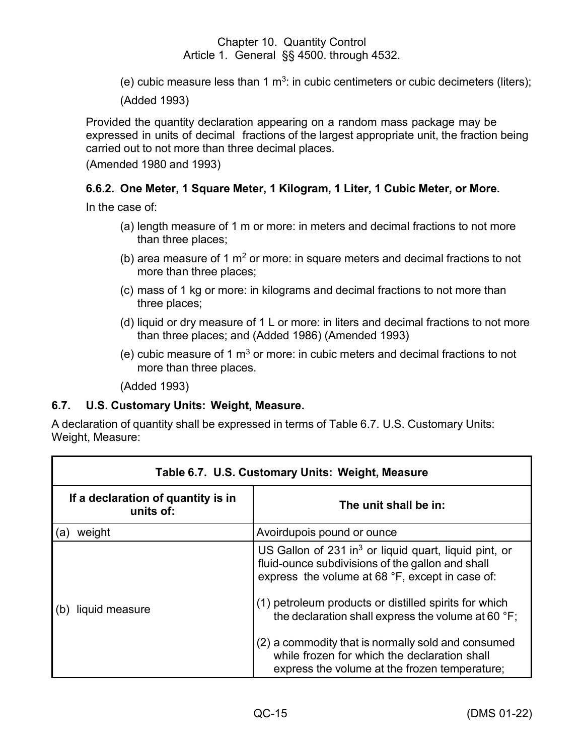(e) cubic measure less than 1 $m^3$: in cubic centimeters or cubic decimeters (liters);

(Added 1993)

Provided the quantity declaration appearing on a random mass package may be expressed in units of decimal fractions of the largest appropriate unit, the fraction being carried out to not more than three decimal places.

(Amended 1980 and 1993)

#### 6.6.2. One Meter, 1 Square Meter, 1 Kilogram, 1 Liter, 1 Cubic Meter, or More.

In the case of:

(a) length measure of 1 m or more: in meters and decimal fractions to not more than three places;

(b) area measure of 1 $m^2$ or more: in square meters and decimal fractions to not more than three places;

(c) mass of 1 kg or more: in kilograms and decimal fractions to not more than three places;

(d) liquid or dry measure of 1 L or more: in liters and decimal fractions to not more than three places; and (Added 1986) (Amended 1993)

(e) cubic measure of 1 $m^3$ or more: in cubic meters and decimal fractions to not more than three places.

(Added 1993)

### 6.7. U.S. Customary Units: Weight, Measure.

A declaration of quantity shall be expressed in terms of Table 6.7. U.S. Customary Units: Weight, Measure:

| Table 6.7. U.S. Customary Units: Weight, Measure | |
|---|---|
| **If a declaration of quantity is in units of:** | **The unit shall be in:** |
| (a) weight | Avoirdupois pound or ounce |
| (b) liquid measure | US Gallon of 231 $in^3$ or liquid quart, liquid pint, or fluid-ounce subdivisions of the gallon and shall express the volume at 68 °F, except in case of: (1) petroleum products or distilled spirits for which the declaration shall express the volume at 60 °F; (2) a commodity that is normally sold and consumed while frozen for which the declaration shall express the volume at the frozen temperature; |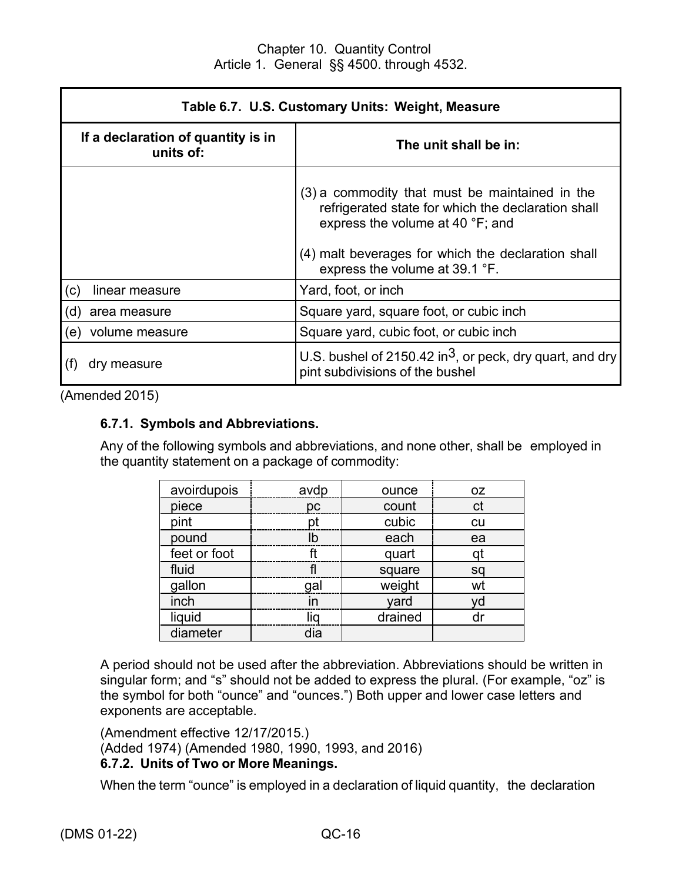| Table 6.7. U.S. Customary Units: Weight, Measure | |
|---|---|
| **If a declaration of quantity is in units of:** | **The unit shall be in:** |
| | (3) a commodity that must be maintained in the refrigerated state for which the declaration shall express the volume at 40 °F; and<br><br>(4) malt beverages for which the declaration shall express the volume at 39.1 °F. |
| (c) linear measure | Yard, foot, or inch |
| (d) area measure | Square yard, square foot, or cubic inch |
| (e) volume measure | Square yard, cubic foot, or cubic inch |
| (f) dry measure | U.S. bushel of 2150.42 $in^3$, or peck, dry quart, and dry pint subdivisions of the bushel |

(Amended 2015)

### 6.7.1. Symbols and Abbreviations.

Any of the following symbols and abbreviations, and none other, shall be employed in the quantity statement on a package of commodity:

| | | | |
|---|---|---|---|
| avoirdupois | avdp | ounce | oz |
| piece | pc | count | ct |
| pint | pt | cubic | cu |
| pound | lb | each | ea |
| feet or foot | ft | quart | qt |
| fluid | fl | square | sq |
| gallon | gal | weight | wt |
| inch | in | yard | yd |
| liquid | liq | drained | dr |
| diameter | dia | | |

A period should not be used after the abbreviation. Abbreviations should be written in singular form; and "s" should not be added to express the plural. (For example, "oz" is the symbol for both "ounce" and "ounces.") Both upper and lower case letters and exponents are acceptable.

(Amendment effective 12/17/2015.)
(Added 1974) (Amended 1980, 1990, 1993, and 2016)

### 6.7.2. Units of Two or More Meanings.

When the term "ounce" is employed in a declaration of liquid quantity, the declaration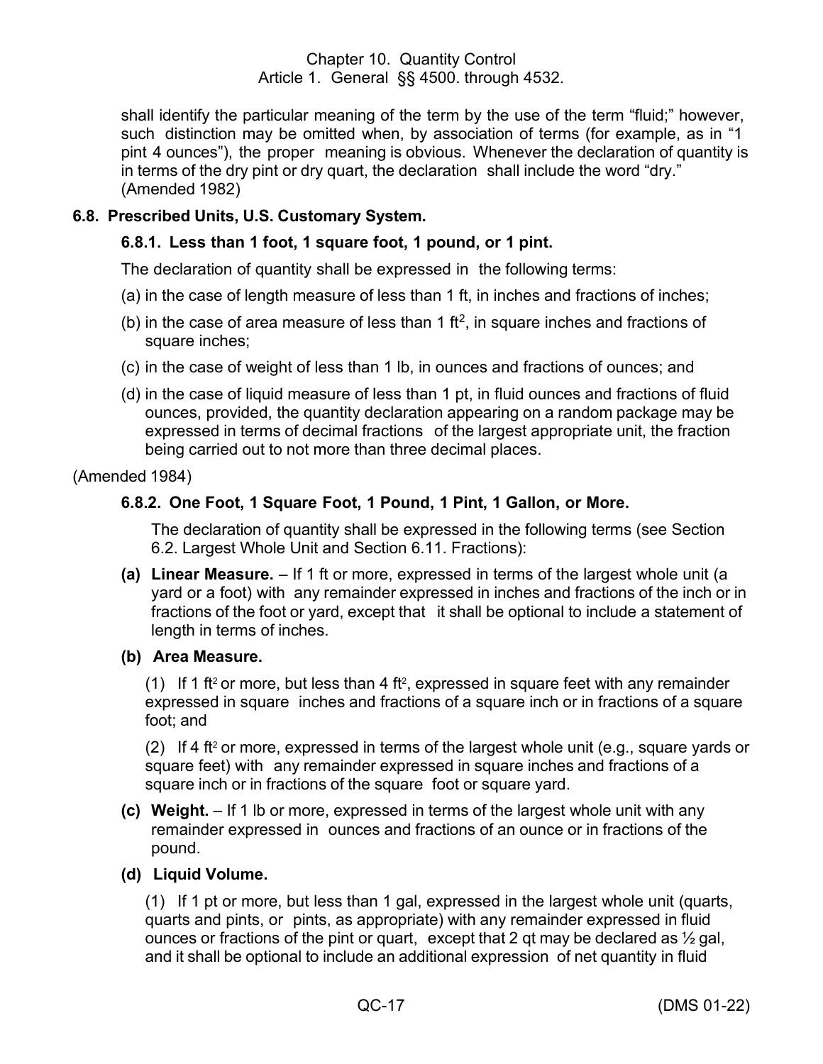shall identify the particular meaning of the term by the use of the term “fluid;” however, such distinction may be omitted when, by association of terms (for example, as in “1 pint 4 ounces”), the proper meaning is obvious. Whenever the declaration of quantity is in terms of the dry pint or dry quart, the declaration shall include the word “dry.” (Amended 1982)

### 6.8. Prescribed Units, U.S. Customary System.

#### 6.8.1. Less than 1 foot, 1 square foot, 1 pound, or 1 pint.

The declaration of quantity shall be expressed in the following terms:

(a) in the case of length measure of less than 1 ft, in inches and fractions of inches;

(b) in the case of area measure of less than 1 $ft^2$, in square inches and fractions of square inches;

(c) in the case of weight of less than 1 lb, in ounces and fractions of ounces; and

(d) in the case of liquid measure of less than 1 pt, in fluid ounces and fractions of fluid ounces, provided, the quantity declaration appearing on a random package may be expressed in terms of decimal fractions of the largest appropriate unit, the fraction being carried out to not more than three decimal places.

(Amended 1984)

#### 6.8.2. One Foot, 1 Square Foot, 1 Pound, 1 Pint, 1 Gallon, or More.

The declaration of quantity shall be expressed in the following terms (see Section 6.2. Largest Whole Unit and Section 6.11. Fractions):

**(a) Linear Measure.** – If 1 ft or more, expressed in terms of the largest whole unit (a yard or a foot) with any remainder expressed in inches and fractions of the inch or in fractions of the foot or yard, except that it shall be optional to include a statement of length in terms of inches.

**(b) Area Measure.**

(1) If 1 $ft^2$ or more, but less than 4 $ft^2$, expressed in square feet with any remainder expressed in square inches and fractions of a square inch or in fractions of a square foot; and

(2) If 4 $ft^2$ or more, expressed in terms of the largest whole unit (e.g., square yards or square feet) with any remainder expressed in square inches and fractions of a square inch or in fractions of the square foot or square yard.

**(c) Weight.** – If 1 lb or more, expressed in terms of the largest whole unit with any remainder expressed in ounces and fractions of an ounce or in fractions of the pound.

**(d) Liquid Volume.**

(1) If 1 pt or more, but less than 1 gal, expressed in the largest whole unit (quarts, quarts and pints, or pints, as appropriate) with any remainder expressed in fluid ounces or fractions of the pint or quart, except that 2 qt may be declared as ½ gal, and it shall be optional to include an additional expression of net quantity in fluid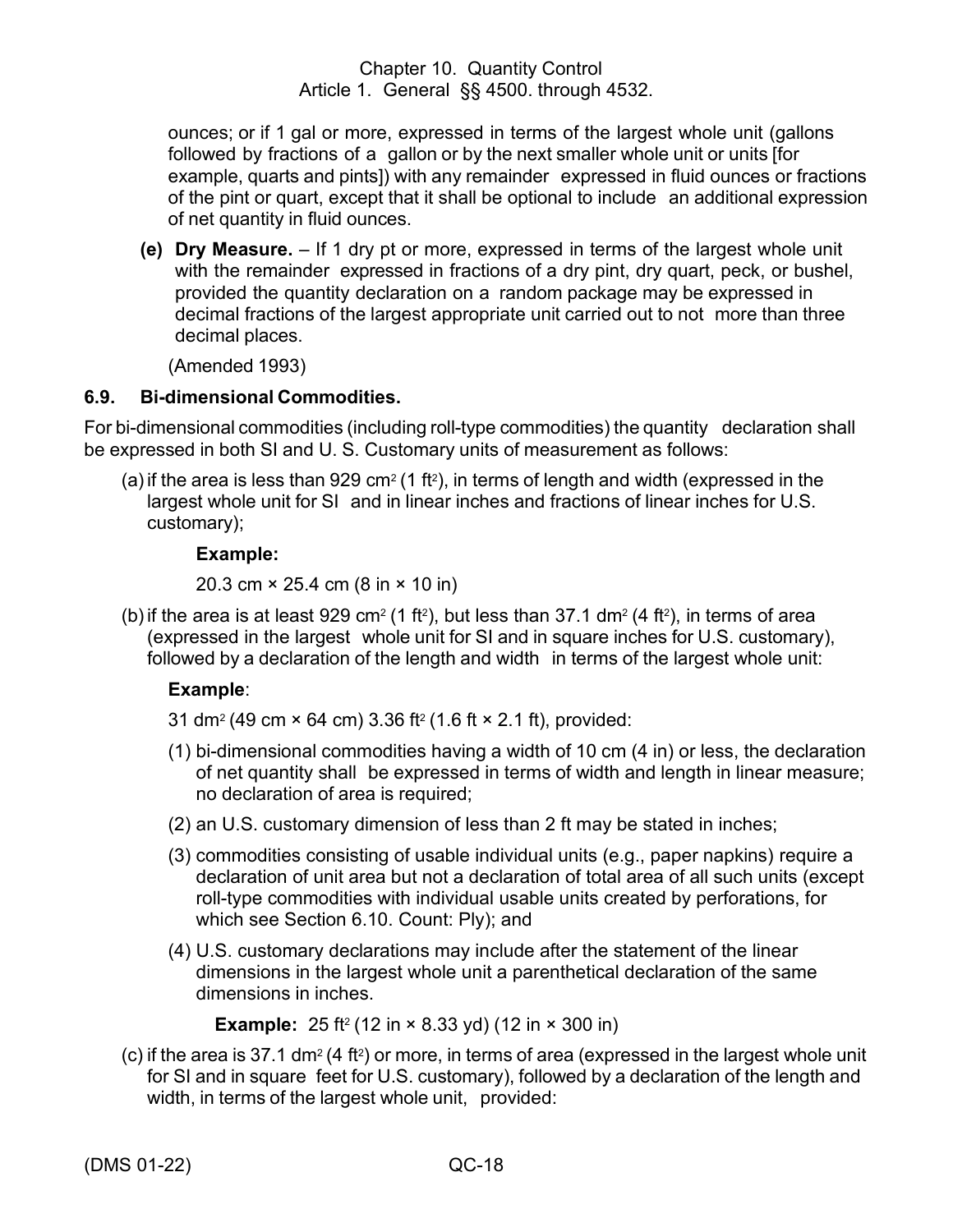ounces; or if 1 gal or more, expressed in terms of the largest whole unit (gallons followed by fractions of a gallon or by the next smaller whole unit or units [for example, quarts and pints]) with any remainder expressed in fluid ounces or fractions of the pint or quart, except that it shall be optional to include an additional expression of net quantity in fluid ounces.

**(e) Dry Measure.** – If 1 dry pt or more, expressed in terms of the largest whole unit with the remainder expressed in fractions of a dry pint, dry quart, peck, or bushel, provided the quantity declaration on a random package may be expressed in decimal fractions of the largest appropriate unit carried out to not more than three decimal places.

(Amended 1993)

### 6.9. Bi-dimensional Commodities.

For bi-dimensional commodities (including roll-type commodities) the quantity declaration shall be expressed in both SI and U. S. Customary units of measurement as follows:

(a) if the area is less than 929 cm² (1 ft²), in terms of length and width (expressed in the largest whole unit for SI and in linear inches and fractions of linear inches for U.S. customary);

**Example:**

20.3 cm × 25.4 cm (8 in × 10 in)

(b) if the area is at least 929 cm² (1 ft²), but less than 37.1 dm² (4 ft²), in terms of area (expressed in the largest whole unit for SI and in square inches for U.S. customary), followed by a declaration of the length and width in terms of the largest whole unit:

**Example**:

31 dm² (49 cm × 64 cm) 3.36 ft² (1.6 ft × 2.1 ft), provided:

(1) bi-dimensional commodities having a width of 10 cm (4 in) or less, the declaration of net quantity shall be expressed in terms of width and length in linear measure; no declaration of area is required;

(2) an U.S. customary dimension of less than 2 ft may be stated in inches;

(3) commodities consisting of usable individual units (e.g., paper napkins) require a declaration of unit area but not a declaration of total area of all such units (except roll-type commodities with individual usable units created by perforations, for which see Section 6.10. Count: Ply); and

(4) U.S. customary declarations may include after the statement of the linear dimensions in the largest whole unit a parenthetical declaration of the same dimensions in inches.

**Example:** 25 ft² (12 in × 8.33 yd) (12 in × 300 in)

(c) if the area is 37.1 dm² (4 ft²) or more, in terms of area (expressed in the largest whole unit for SI and in square feet for U.S. customary), followed by a declaration of the length and width, in terms of the largest whole unit, provided: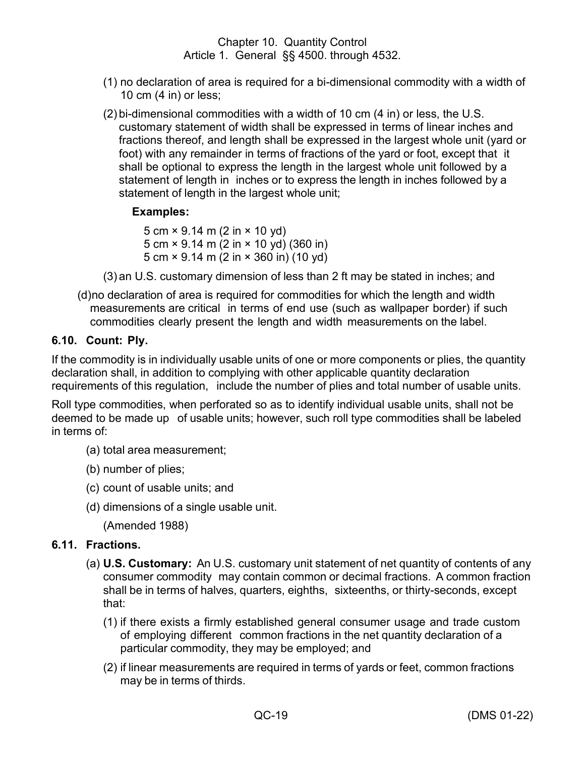(1) no declaration of area is required for a bi-dimensional commodity with a width of 10 cm (4 in) or less;

(2) bi-dimensional commodities with a width of 10 cm (4 in) or less, the U.S. customary statement of width shall be expressed in terms of linear inches and fractions thereof, and length shall be expressed in the largest whole unit (yard or foot) with any remainder in terms of fractions of the yard or foot, except that it shall be optional to express the length in the largest whole unit followed by a statement of length in inches or to express the length in inches followed by a statement of length in the largest whole unit;

**Examples:**

5 cm × 9.14 m (2 in × 10 yd)
5 cm × 9.14 m (2 in × 10 yd) (360 in)
5 cm × 9.14 m (2 in × 360 in) (10 yd)

(3) an U.S. customary dimension of less than 2 ft may be stated in inches; and

(d) no declaration of area is required for commodities for which the length and width measurements are critical in terms of end use (such as wallpaper border) if such commodities clearly present the length and width measurements on the label.

### 6.10. Count: Ply.

If the commodity is in individually usable units of one or more components or plies, the quantity declaration shall, in addition to complying with other applicable quantity declaration requirements of this regulation, include the number of plies and total number of usable units.

Roll type commodities, when perforated so as to identify individual usable units, shall not be deemed to be made up of usable units; however, such roll type commodities shall be labeled in terms of:

(a) total area measurement;

(b) number of plies;

(c) count of usable units; and

(d) dimensions of a single usable unit.

(Amended 1988)

### 6.11. Fractions.

(a) **U.S. Customary:** An U.S. customary unit statement of net quantity of contents of any consumer commodity may contain common or decimal fractions. A common fraction shall be in terms of halves, quarters, eighths, sixteenths, or thirty-seconds, except that:

(1) if there exists a firmly established general consumer usage and trade custom of employing different common fractions in the net quantity declaration of a particular commodity, they may be employed; and

(2) if linear measurements are required in terms of yards or feet, common fractions may be in terms of thirds.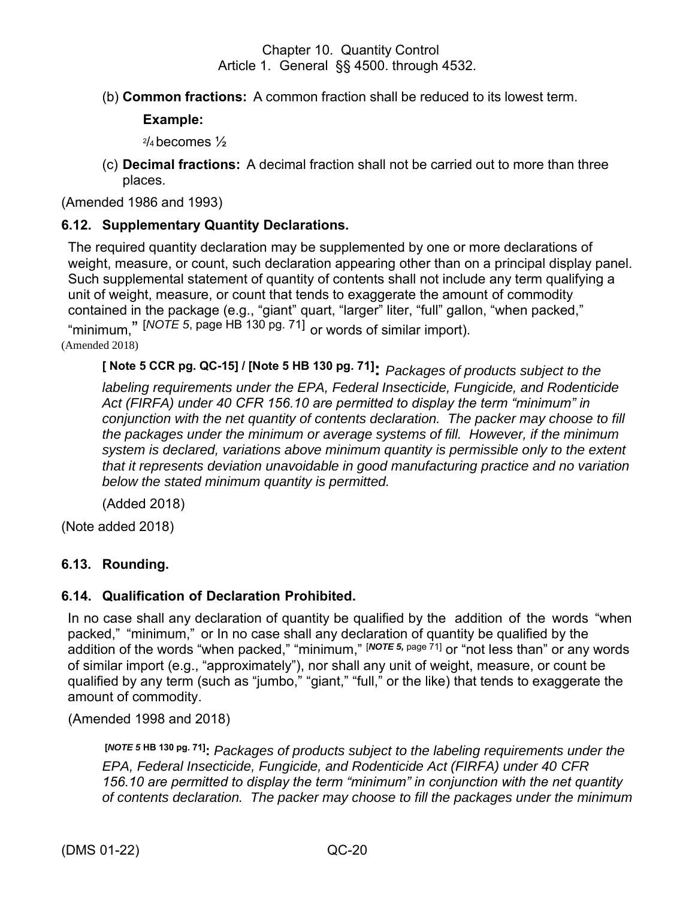(b) **Common fractions:** A common fraction shall be reduced to its lowest term.

**Example:**

$^2/_4$ becomes ½

(c) **Decimal fractions:** A decimal fraction shall not be carried out to more than three places.

(Amended 1986 and 1993)

### 6.12. Supplementary Quantity Declarations.

The required quantity declaration may be supplemented by one or more declarations of weight, measure, or count, such declaration appearing other than on a principal display panel. Such supplemental statement of quantity of contents shall not include any term qualifying a unit of weight, measure, or count that tends to exaggerate the amount of commodity contained in the package (e.g., "giant" quart, "larger" liter, "full" gallon, "when packed," "minimum," [*NOTE 5*, page HB 130 pg. 71] or words of similar import).

(Amended 2018)

**[ Note 5 CCR pg. QC-15] / [Note 5 HB 130 pg. 71]:** *Packages of products subject to the labeling requirements under the EPA, Federal Insecticide, Fungicide, and Rodenticide Act (FIRFA) under 40 CFR 156.10 are permitted to display the term "minimum" in conjunction with the net quantity of contents declaration. The packer may choose to fill the packages under the minimum or average systems of fill. However, if the minimum system is declared, variations above minimum quantity is permissible only to the extent that it represents deviation unavoidable in good manufacturing practice and no variation below the stated minimum quantity is permitted.*

(Added 2018)

(Note added 2018)

### 6.13. Rounding.

### 6.14. Qualification of Declaration Prohibited.

In no case shall any declaration of quantity be qualified by the addition of the words "when packed," "minimum," or In no case shall any declaration of quantity be qualified by the addition of the words "when packed," "minimum," [***NOTE 5,*** page 71] or "not less than" or any words of similar import (e.g., "approximately"), nor shall any unit of weight, measure, or count be qualified by any term (such as "jumbo," "giant," "full," or the like) that tends to exaggerate the amount of commodity.

(Amended 1998 and 2018)

**[*NOTE 5* HB 130 pg. 71]:** *Packages of products subject to the labeling requirements under the EPA, Federal Insecticide, Fungicide, and Rodenticide Act (FIRFA) under 40 CFR 156.10 are permitted to display the term "minimum" in conjunction with the net quantity of contents declaration. The packer may choose to fill the packages under the minimum*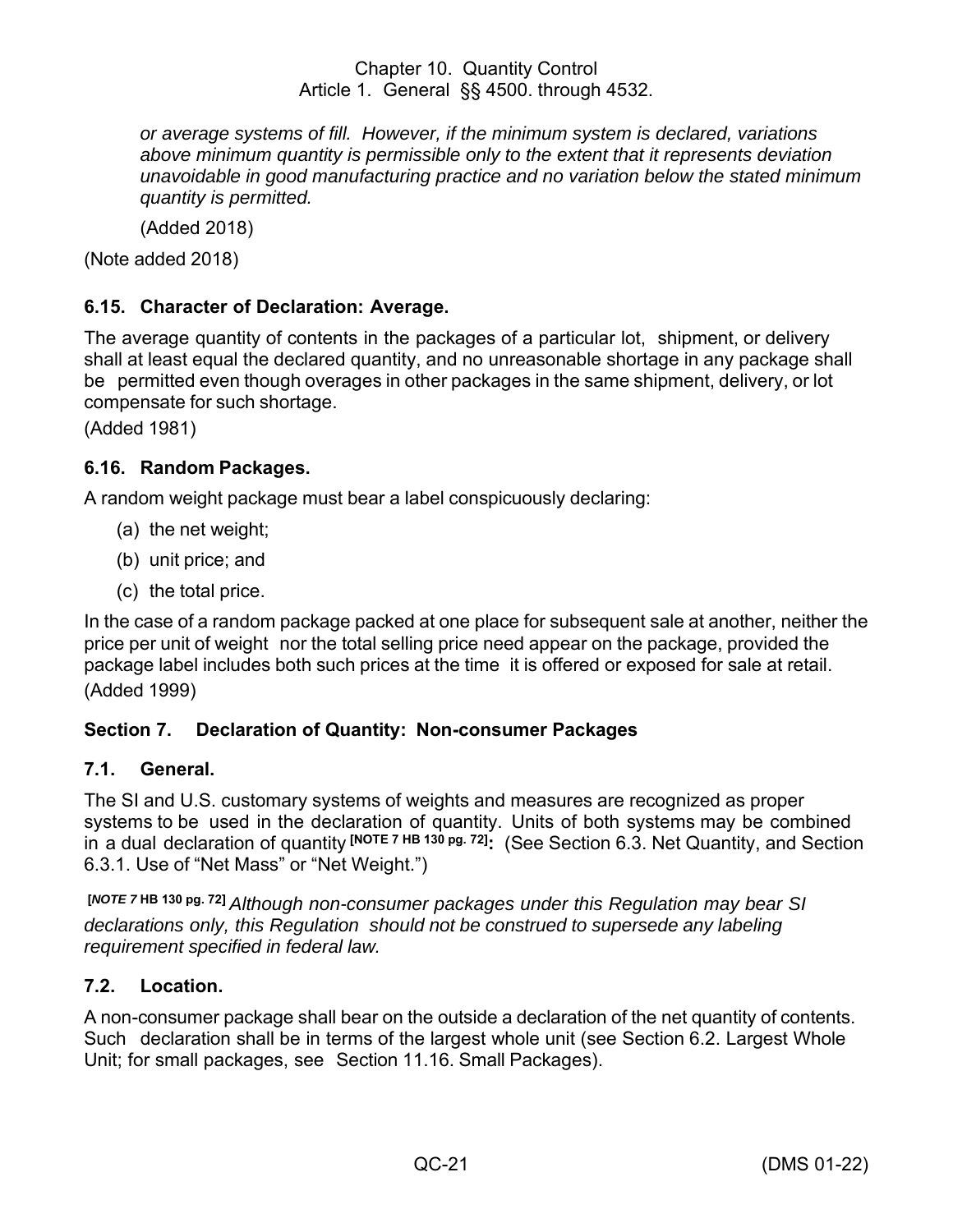*or average systems of fill. However, if the minimum system is declared, variations above minimum quantity is permissible only to the extent that it represents deviation unavoidable in good manufacturing practice and no variation below the stated minimum quantity is permitted.*

(Added 2018)

(Note added 2018)

### 6.15. Character of Declaration: Average.

The average quantity of contents in the packages of a particular lot, shipment, or delivery shall at least equal the declared quantity, and no unreasonable shortage in any package shall be permitted even though overages in other packages in the same shipment, delivery, or lot compensate for such shortage.

(Added 1981)

### 6.16. Random Packages.

A random weight package must bear a label conspicuously declaring:

(a) the net weight;

(b) unit price; and

(c) the total price.

In the case of a random package packed at one place for subsequent sale at another, neither the price per unit of weight nor the total selling price need appear on the package, provided the package label includes both such prices at the time it is offered or exposed for sale at retail.

(Added 1999)

## Section 7. Declaration of Quantity: Non-consumer Packages

### 7.1. General.

The SI and U.S. customary systems of weights and measures are recognized as proper systems to be used in the declaration of quantity. Units of both systems may be combined in a dual declaration of quantity **[NOTE 7 HB 130 pg. 72]**: (See Section 6.3. Net Quantity, and Section 6.3.1. Use of "Net Mass" or "Net Weight.")

**[*NOTE 7* HB 130 pg. 72]** *Although non-consumer packages under this Regulation may bear SI declarations only, this Regulation should not be construed to supersede any labeling requirement specified in federal law.*

### 7.2. Location.

A non-consumer package shall bear on the outside a declaration of the net quantity of contents. Such declaration shall be in terms of the largest whole unit (see Section 6.2. Largest Whole Unit; for small packages, see Section 11.16. Small Packages).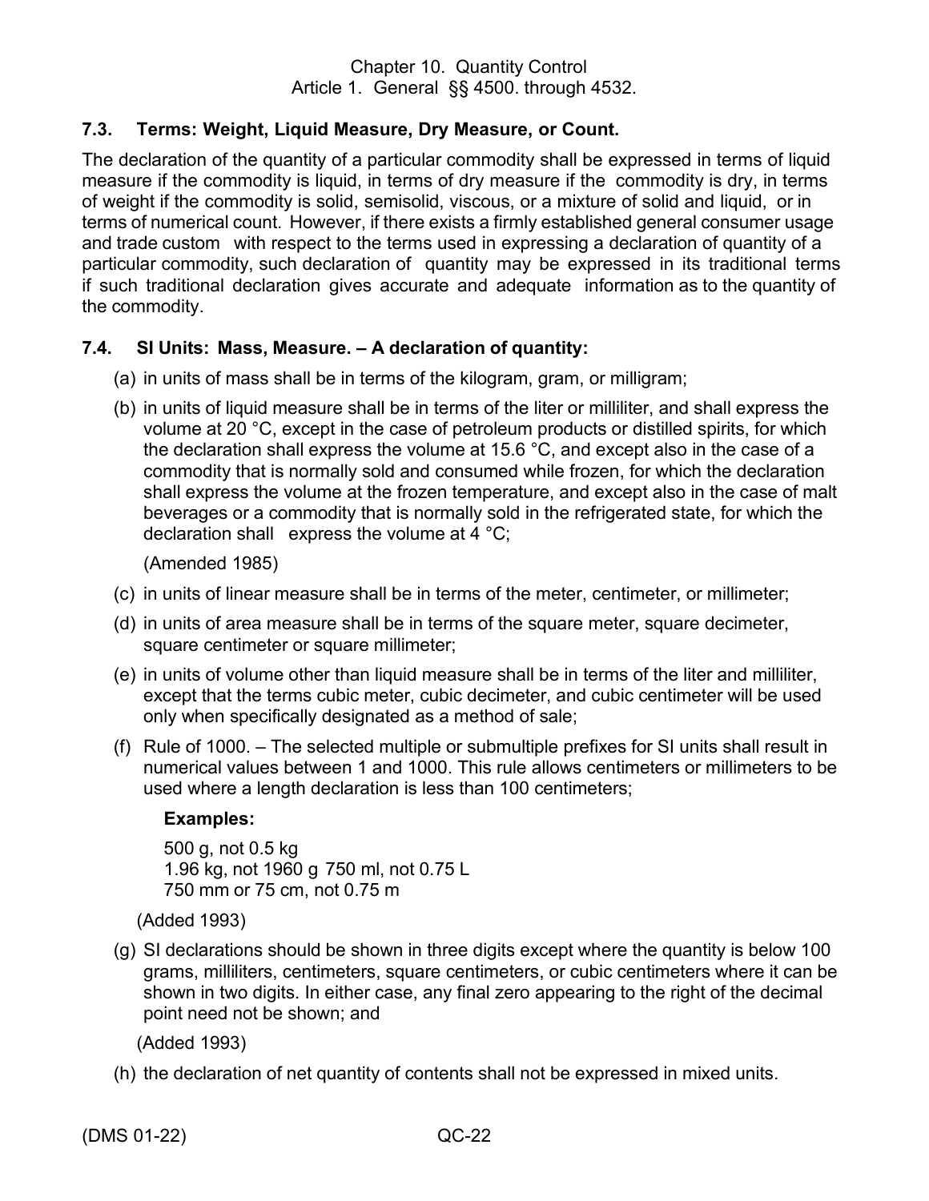Chapter 10. Quantity Control
Article 1. General §§ 4500. through 4532.

### 7.3. Terms: Weight, Liquid Measure, Dry Measure, or Count.

The declaration of the quantity of a particular commodity shall be expressed in terms of liquid measure if the commodity is liquid, in terms of dry measure if the commodity is dry, in terms of weight if the commodity is solid, semisolid, viscous, or a mixture of solid and liquid, or in terms of numerical count. However, if there exists a firmly established general consumer usage and trade custom with respect to the terms used in expressing a declaration of quantity of a particular commodity, such declaration of quantity may be expressed in its traditional terms if such traditional declaration gives accurate and adequate information as to the quantity of the commodity.

### 7.4. SI Units: Mass, Measure. – A declaration of quantity:

(a) in units of mass shall be in terms of the kilogram, gram, or milligram;

(b) in units of liquid measure shall be in terms of the liter or milliliter, and shall express the volume at 20 °C, except in the case of petroleum products or distilled spirits, for which the declaration shall express the volume at 15.6 °C, and except also in the case of a commodity that is normally sold and consumed while frozen, for which the declaration shall express the volume at the frozen temperature, and except also in the case of malt beverages or a commodity that is normally sold in the refrigerated state, for which the declaration shall express the volume at 4 °C;

(Amended 1985)

(c) in units of linear measure shall be in terms of the meter, centimeter, or millimeter;

(d) in units of area measure shall be in terms of the square meter, square decimeter, square centimeter or square millimeter;

(e) in units of volume other than liquid measure shall be in terms of the liter and milliliter, except that the terms cubic meter, cubic decimeter, and cubic centimeter will be used only when specifically designated as a method of sale;

(f) Rule of 1000. – The selected multiple or submultiple prefixes for SI units shall result in numerical values between 1 and 1000. This rule allows centimeters or millimeters to be used where a length declaration is less than 100 centimeters;

**Examples:**

500 g, not 0.5 kg
1.96 kg, not 1960 g 750 ml, not 0.75 L
750 mm or 75 cm, not 0.75 m

(Added 1993)

(g) SI declarations should be shown in three digits except where the quantity is below 100 grams, milliliters, centimeters, square centimeters, or cubic centimeters where it can be shown in two digits. In either case, any final zero appearing to the right of the decimal point need not be shown; and

(Added 1993)

(h) the declaration of net quantity of contents shall not be expressed in mixed units.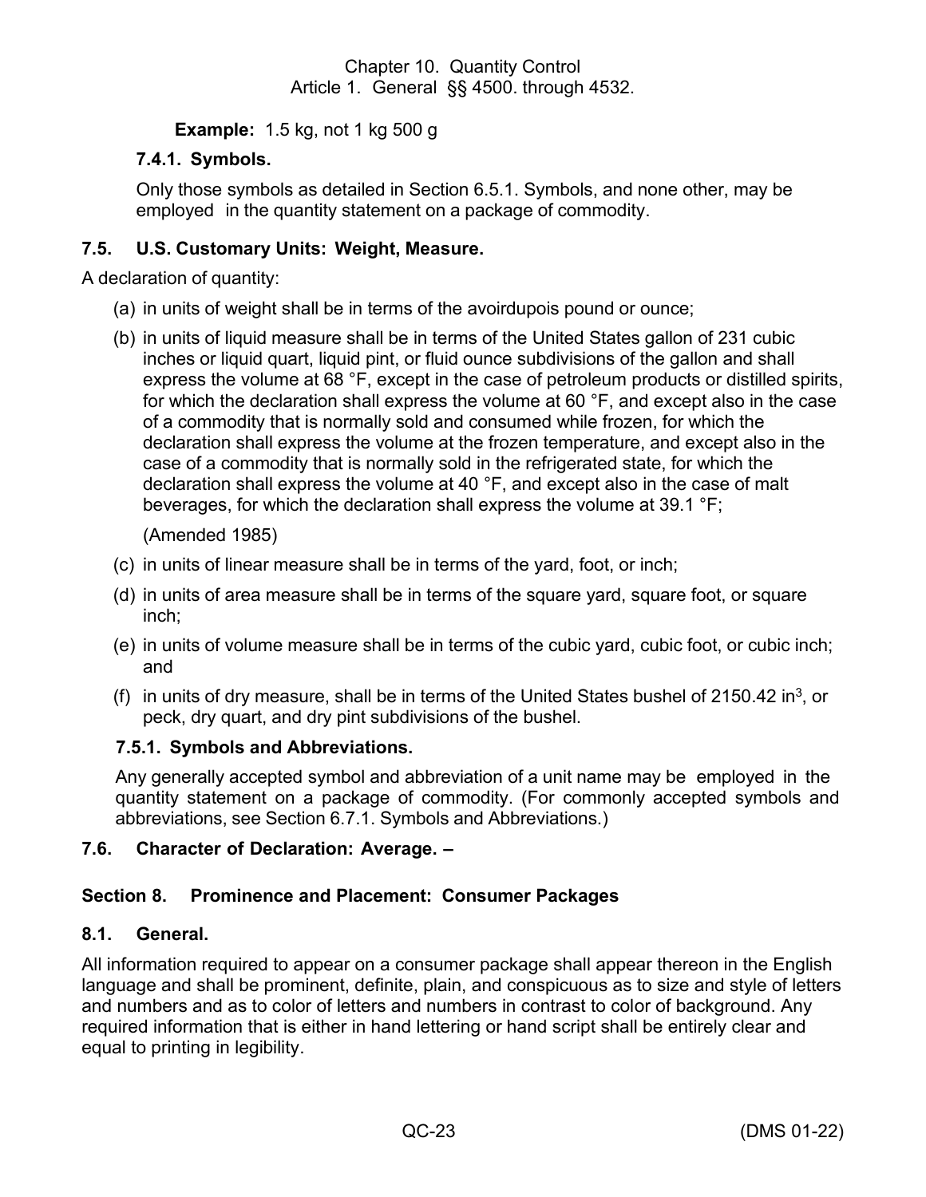**Example:** 1.5 kg, not 1 kg 500 g

### 7.4.1. Symbols.

Only those symbols as detailed in Section 6.5.1. Symbols, and none other, may be employed in the quantity statement on a package of commodity.

## 7.5. U.S. Customary Units: Weight, Measure.

A declaration of quantity:

(a) in units of weight shall be in terms of the avoirdupois pound or ounce;

(b) in units of liquid measure shall be in terms of the United States gallon of 231 cubic inches or liquid quart, liquid pint, or fluid ounce subdivisions of the gallon and shall express the volume at 68 °F, except in the case of petroleum products or distilled spirits, for which the declaration shall express the volume at 60 °F, and except also in the case of a commodity that is normally sold and consumed while frozen, for which the declaration shall express the volume at the frozen temperature, and except also in the case of a commodity that is normally sold in the refrigerated state, for which the declaration shall express the volume at 40 °F, and except also in the case of malt beverages, for which the declaration shall express the volume at 39.1 °F;

(Amended 1985)

(c) in units of linear measure shall be in terms of the yard, foot, or inch;

(d) in units of area measure shall be in terms of the square yard, square foot, or square inch;

(e) in units of volume measure shall be in terms of the cubic yard, cubic foot, or cubic inch; and

(f) in units of dry measure, shall be in terms of the United States bushel of 2150.42 $in^3$, or peck, dry quart, and dry pint subdivisions of the bushel.

### 7.5.1. Symbols and Abbreviations.

Any generally accepted symbol and abbreviation of a unit name may be employed in the quantity statement on a package of commodity. (For commonly accepted symbols and abbreviations, see Section 6.7.1. Symbols and Abbreviations.)

## 7.6. Character of Declaration: Average. –

# Section 8. Prominence and Placement: Consumer Packages

## 8.1. General.

All information required to appear on a consumer package shall appear thereon in the English language and shall be prominent, definite, plain, and conspicuous as to size and style of letters and numbers and as to color of letters and numbers in contrast to color of background. Any required information that is either in hand lettering or hand script shall be entirely clear and equal to printing in legibility.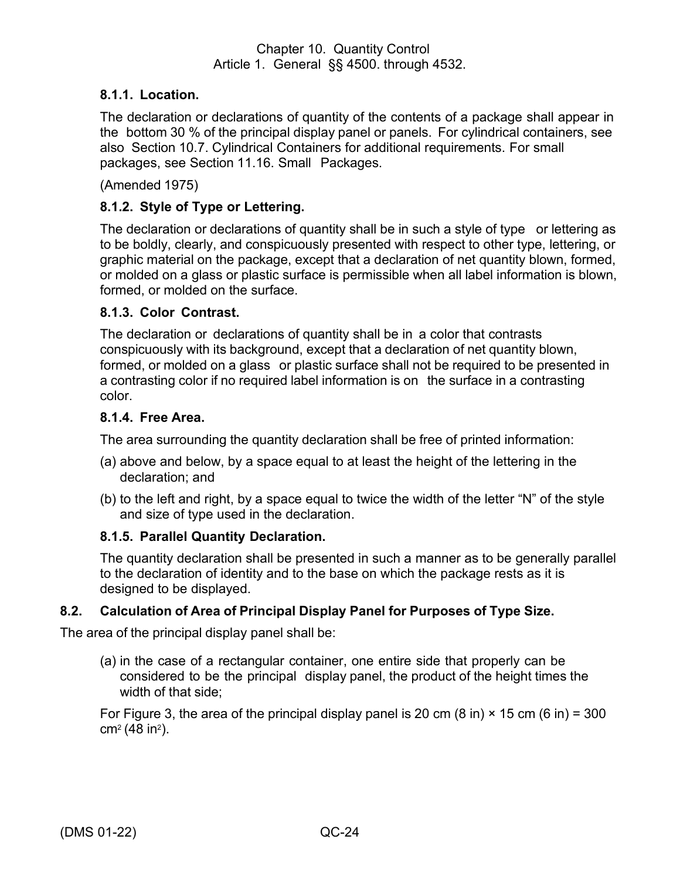#### 8.1.1. Location.

The declaration or declarations of quantity of the contents of a package shall appear in the bottom 30 % of the principal display panel or panels. For cylindrical containers, see also Section 10.7. Cylindrical Containers for additional requirements. For small packages, see Section 11.16. Small Packages.

(Amended 1975)

#### 8.1.2. Style of Type or Lettering.

The declaration or declarations of quantity shall be in such a style of type or lettering as to be boldly, clearly, and conspicuously presented with respect to other type, lettering, or graphic material on the package, except that a declaration of net quantity blown, formed, or molded on a glass or plastic surface is permissible when all label information is blown, formed, or molded on the surface.

#### 8.1.3. Color Contrast.

The declaration or declarations of quantity shall be in a color that contrasts conspicuously with its background, except that a declaration of net quantity blown, formed, or molded on a glass or plastic surface shall not be required to be presented in a contrasting color if no required label information is on the surface in a contrasting color.

#### 8.1.4. Free Area.

The area surrounding the quantity declaration shall be free of printed information:

(a) above and below, by a space equal to at least the height of the lettering in the declaration; and

(b) to the left and right, by a space equal to twice the width of the letter "N" of the style and size of type used in the declaration.

#### 8.1.5. Parallel Quantity Declaration.

The quantity declaration shall be presented in such a manner as to be generally parallel to the declaration of identity and to the base on which the package rests as it is designed to be displayed.

### 8.2. Calculation of Area of Principal Display Panel for Purposes of Type Size.

The area of the principal display panel shall be:

(a) in the case of a rectangular container, one entire side that properly can be considered to be the principal display panel, the product of the height times the width of that side;

For Figure 3, the area of the principal display panel is 20 cm (8 in) × 15 cm (6 in) = 300 $cm^2$ (48 $in^2$).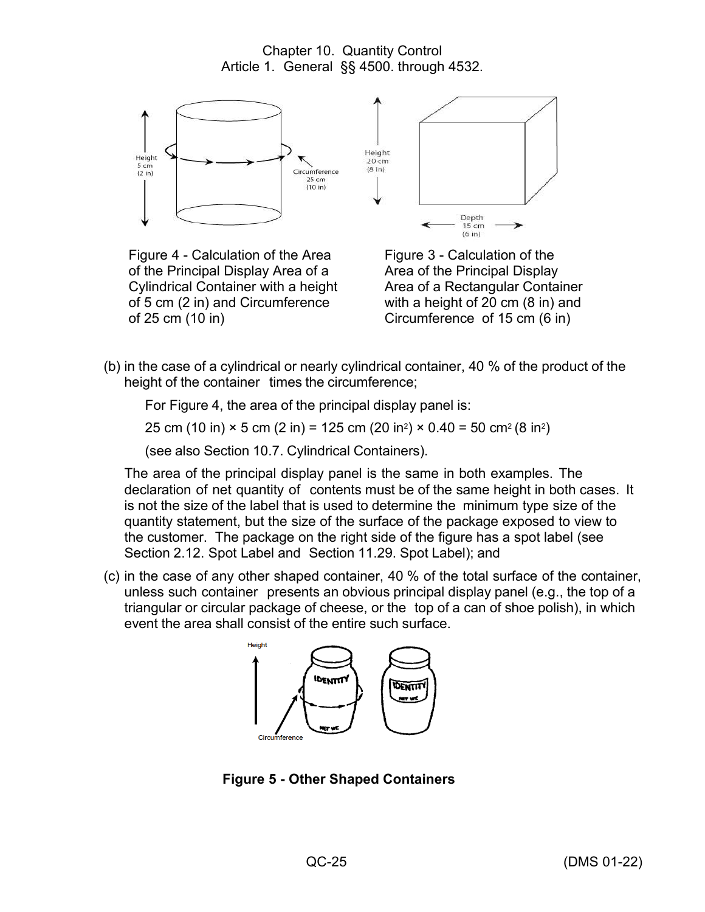Figure 4 - Calculation of the Area of the Principal Display Area of a Cylindrical Container with a height of 5 cm (2 in) and Circumference of 25 cm (10 in)

Figure 3 - Calculation of the Area of the Principal Display Area of a Rectangular Container with a height of 20 cm (8 in) and Circumference of 15 cm (6 in)

(b) in the case of a cylindrical or nearly cylindrical container, 40 % of the product of the height of the container times the circumference;

For Figure 4, the area of the principal display panel is:

25 cm (10 in) × 5 cm (2 in) = 125 cm (20 in$^2$) × 0.40 = 50 cm$^2$ (8 in$^2$)

(see also Section 10.7. Cylindrical Containers).

The area of the principal display panel is the same in both examples. The declaration of net quantity of contents must be of the same height in both cases. It is not the size of the label that is used to determine the minimum type size of the quantity statement, but the size of the surface of the package exposed to view to the customer. The package on the right side of the figure has a spot label (see Section 2.12. Spot Label and Section 11.29. Spot Label); and

(c) in the case of any other shaped container, 40 % of the total surface of the container, unless such container presents an obvious principal display panel (e.g., the top of a triangular or circular package of cheese, or the top of a can of shoe polish), in which event the area shall consist of the entire such surface.

**Figure 5 - Other Shaped Containers**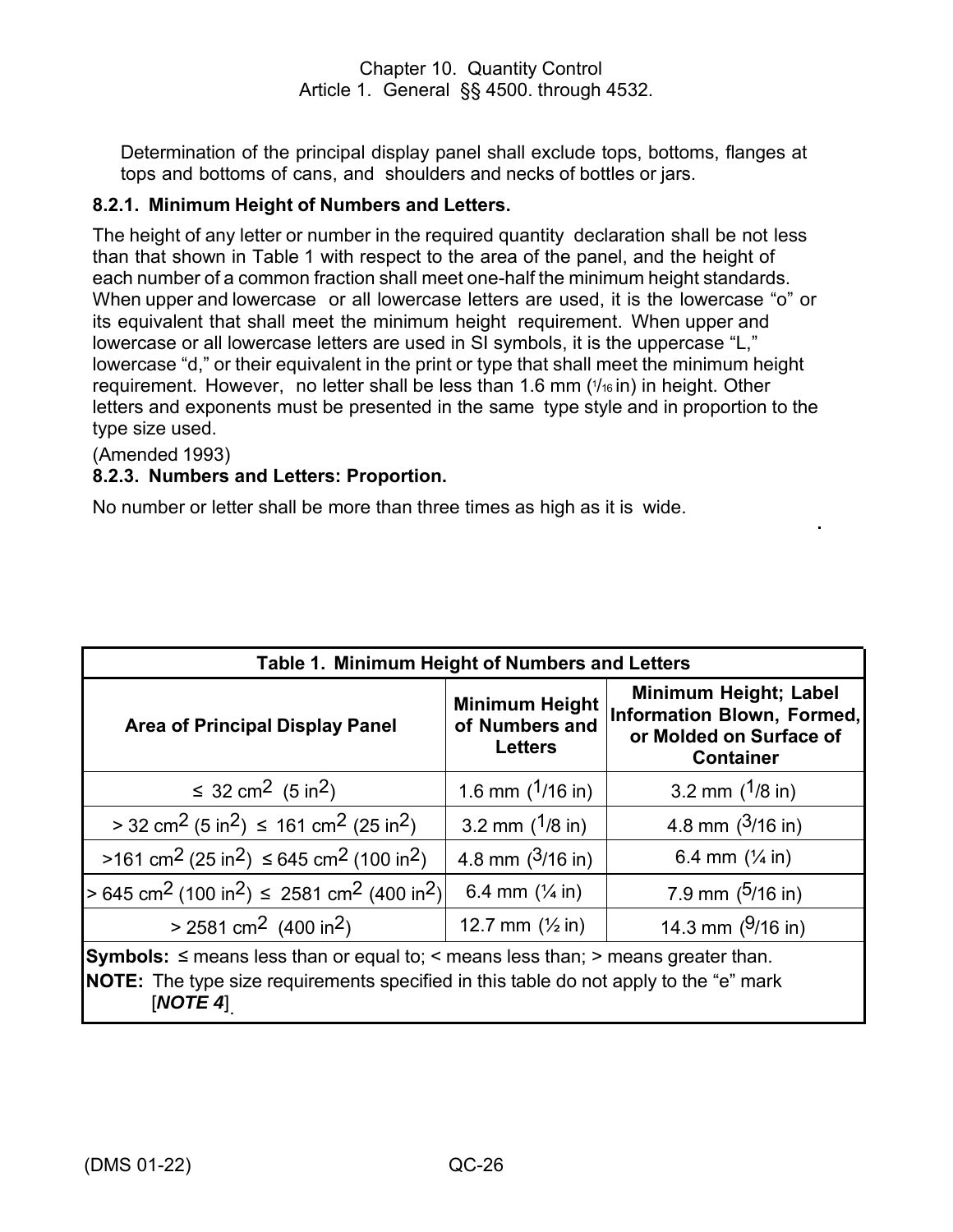Determination of the principal display panel shall exclude tops, bottoms, flanges at tops and bottoms of cans, and shoulders and necks of bottles or jars.

**8.2.1. Minimum Height of Numbers and Letters.**

The height of any letter or number in the required quantity declaration shall be not less than that shown in Table 1 with respect to the area of the panel, and the height of each number of a common fraction shall meet one-half the minimum height standards. When upper and lowercase or all lowercase letters are used, it is the lowercase "o" or its equivalent that shall meet the minimum height requirement. When upper and lowercase or all lowercase letters are used in SI symbols, it is the uppercase "L," lowercase "d," or their equivalent in the print or type that shall meet the minimum height requirement. However, no letter shall be less than 1.6 mm (1/16 in) in height. Other letters and exponents must be presented in the same type style and in proportion to the type size used.

(Amended 1993)

**8.2.3. Numbers and Letters: Proportion.**

No number or letter shall be more than three times as high as it is wide.

**Table 1. Minimum Height of Numbers and Letters**

| Area of Principal Display Panel | Minimum Height of Numbers and Letters | Minimum Height; Label Information Blown, Formed, or Molded on Surface of Container |
|---|---|---|
| ≤ 32 cm$^2$ (5 in$^2$) | 1.6 mm (1/16 in) | 3.2 mm (1/8 in) |
| > 32 cm$^2$ (5 in$^2$) ≤ 161 cm$^2$ (25 in$^2$) | 3.2 mm (1/8 in) | 4.8 mm (3/16 in) |
| >161 cm$^2$ (25 in$^2$) ≤ 645 cm$^2$ (100 in$^2$) | 4.8 mm (3/16 in) | 6.4 mm (¼ in) |
| > 645 cm$^2$ (100 in$^2$) ≤ 2581 cm$^2$ (400 in$^2$) | 6.4 mm (¼ in) | 7.9 mm (5/16 in) |
| > 2581 cm$^2$ (400 in$^2$) | 12.7 mm (½ in) | 14.3 mm (9/16 in) |

**Symbols:** ≤ means less than or equal to; < means less than; > means greater than.

**NOTE:** The type size requirements specified in this table do not apply to the "e" mark [***NOTE 4***].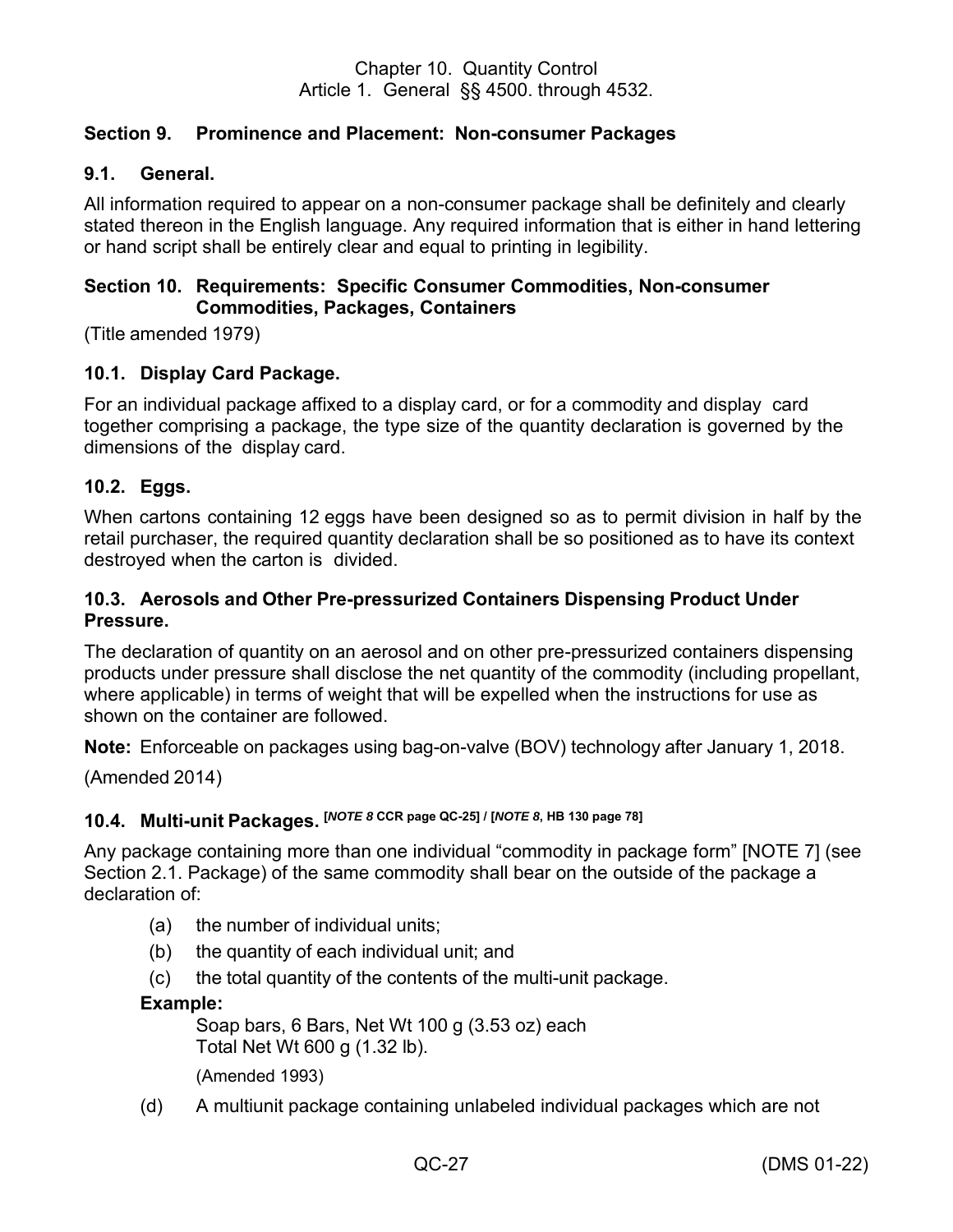## Section 9. Prominence and Placement: Non-consumer Packages

### 9.1. General.

All information required to appear on a non-consumer package shall be definitely and clearly stated thereon in the English language. Any required information that is either in hand lettering or hand script shall be entirely clear and equal to printing in legibility.

## Section 10. Requirements: Specific Consumer Commodities, Non-consumer Commodities, Packages, Containers

(Title amended 1979)

### 10.1. Display Card Package.

For an individual package affixed to a display card, or for a commodity and display card together comprising a package, the type size of the quantity declaration is governed by the dimensions of the display card.

### 10.2. Eggs.

When cartons containing 12 eggs have been designed so as to permit division in half by the retail purchaser, the required quantity declaration shall be so positioned as to have its context destroyed when the carton is divided.

### 10.3. Aerosols and Other Pre-pressurized Containers Dispensing Product Under Pressure.

The declaration of quantity on an aerosol and on other pre-pressurized containers dispensing products under pressure shall disclose the net quantity of the commodity (including propellant, where applicable) in terms of weight that will be expelled when the instructions for use as shown on the container are followed.

**Note:** Enforceable on packages using bag-on-valve (BOV) technology after January 1, 2018.

(Amended 2014)

### 10.4. Multi-unit Packages. [*NOTE 8* CCR page QC-25] / [*NOTE 8*, HB 130 page 78]

Any package containing more than one individual "commodity in package form" [NOTE 7] (see Section 2.1. Package) of the same commodity shall bear on the outside of the package a declaration of:

(a) the number of individual units;

(b) the quantity of each individual unit; and

(c) the total quantity of the contents of the multi-unit package.

**Example:**

Soap bars, 6 Bars, Net Wt 100 g (3.53 oz) each
Total Net Wt 600 g (1.32 lb).

(Amended 1993)

(d) A multiunit package containing unlabeled individual packages which are not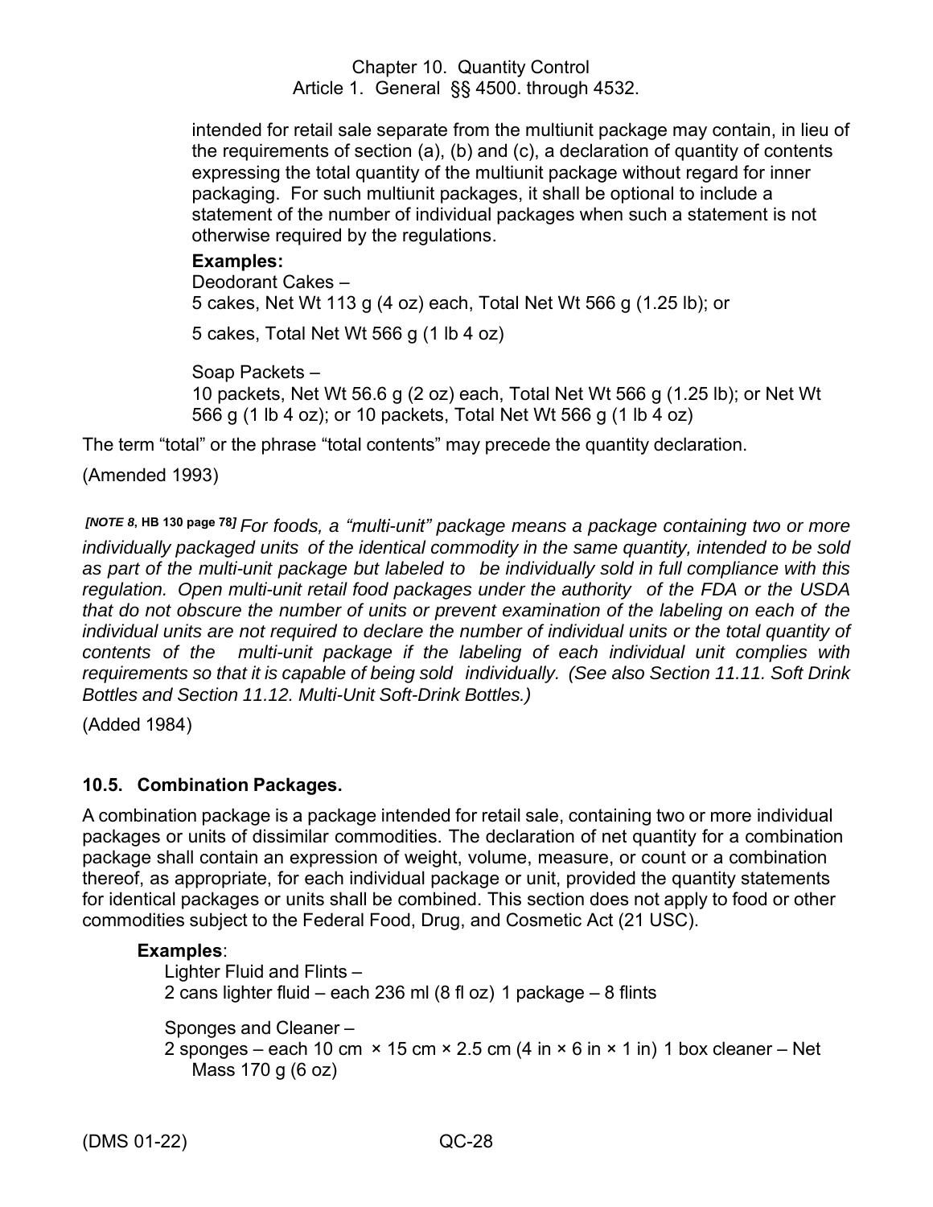intended for retail sale separate from the multiunit package may contain, in lieu of the requirements of section (a), (b) and (c), a declaration of quantity of contents expressing the total quantity of the multiunit package without regard for inner packaging. For such multiunit packages, it shall be optional to include a statement of the number of individual packages when such a statement is not otherwise required by the regulations.

**Examples:**

Deodorant Cakes –
5 cakes, Net Wt 113 g (4 oz) each, Total Net Wt 566 g (1.25 lb); or

5 cakes, Total Net Wt 566 g (1 lb 4 oz)

Soap Packets –
10 packets, Net Wt 56.6 g (2 oz) each, Total Net Wt 566 g (1.25 lb); or Net Wt 566 g (1 lb 4 oz); or 10 packets, Total Net Wt 566 g (1 lb 4 oz)

The term "total" or the phrase "total contents" may precede the quantity declaration.

(Amended 1993)

*[NOTE 8, HB 130 page 78] For foods, a "multi-unit" package means a package containing two or more individually packaged units of the identical commodity in the same quantity, intended to be sold as part of the multi-unit package but labeled to be individually sold in full compliance with this regulation. Open multi-unit retail food packages under the authority of the FDA or the USDA that do not obscure the number of units or prevent examination of the labeling on each of the individual units are not required to declare the number of individual units or the total quantity of contents of the multi-unit package if the labeling of each individual unit complies with requirements so that it is capable of being sold individually. (See also Section 11.11. Soft Drink Bottles and Section 11.12. Multi-Unit Soft-Drink Bottles.)*

(Added 1984)

### 10.5. Combination Packages.

A combination package is a package intended for retail sale, containing two or more individual packages or units of dissimilar commodities. The declaration of net quantity for a combination package shall contain an expression of weight, volume, measure, or count or a combination thereof, as appropriate, for each individual package or unit, provided the quantity statements for identical packages or units shall be combined. This section does not apply to food or other commodities subject to the Federal Food, Drug, and Cosmetic Act (21 USC).

**Examples**:

Lighter Fluid and Flints –
2 cans lighter fluid – each 236 ml (8 fl oz) 1 package – 8 flints

Sponges and Cleaner –
2 sponges – each 10 cm × 15 cm × 2.5 cm (4 in × 6 in × 1 in) 1 box cleaner – Net Mass 170 g (6 oz)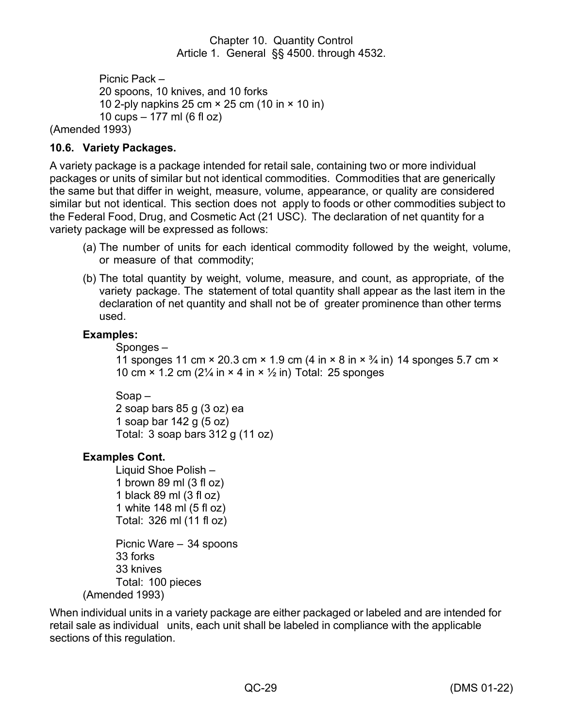Picnic Pack –
20 spoons, 10 knives, and 10 forks
10 2-ply napkins 25 cm × 25 cm (10 in × 10 in)
10 cups – 177 ml (6 fl oz)

(Amended 1993)

### 10.6. Variety Packages.

A variety package is a package intended for retail sale, containing two or more individual packages or units of similar but not identical commodities. Commodities that are generically the same but that differ in weight, measure, volume, appearance, or quality are considered similar but not identical. This section does not apply to foods or other commodities subject to the Federal Food, Drug, and Cosmetic Act (21 USC). The declaration of net quantity for a variety package will be expressed as follows:

(a) The number of units for each identical commodity followed by the weight, volume, or measure of that commodity;

(b) The total quantity by weight, volume, measure, and count, as appropriate, of the variety package. The statement of total quantity shall appear as the last item in the declaration of net quantity and shall not be of greater prominence than other terms used.

**Examples:**

Sponges –
11 sponges 11 cm × 20.3 cm × 1.9 cm (4 in × 8 in × ¾ in) 14 sponges 5.7 cm × 10 cm × 1.2 cm (2¼ in × 4 in × ½ in) Total: 25 sponges

Soap –
2 soap bars 85 g (3 oz) ea
1 soap bar 142 g (5 oz)
Total: 3 soap bars 312 g (11 oz)

**Examples Cont.**

Liquid Shoe Polish –
1 brown 89 ml (3 fl oz)
1 black 89 ml (3 fl oz)
1 white 148 ml (5 fl oz)
Total: 326 ml (11 fl oz)

Picnic Ware – 34 spoons
33 forks
33 knives
Total: 100 pieces

(Amended 1993)

When individual units in a variety package are either packaged or labeled and are intended for retail sale as individual units, each unit shall be labeled in compliance with the applicable sections of this regulation.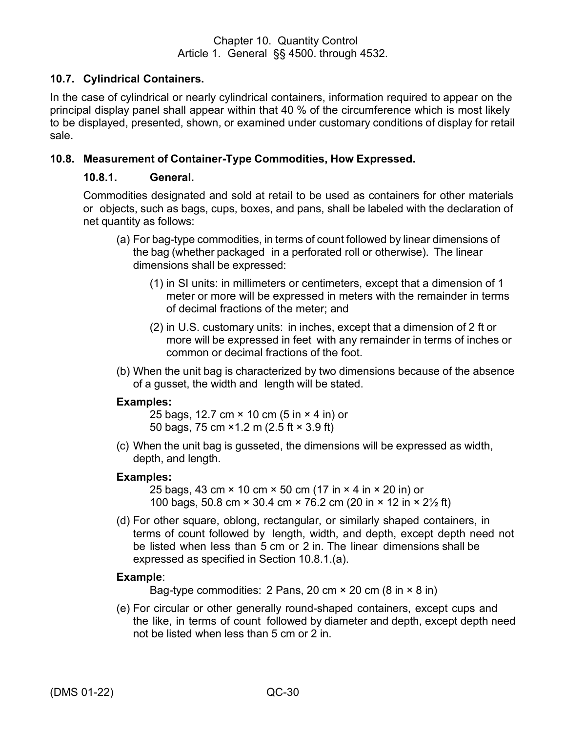## 10.7. Cylindrical Containers.

In the case of cylindrical or nearly cylindrical containers, information required to appear on the principal display panel shall appear within that 40 % of the circumference which is most likely to be displayed, presented, shown, or examined under customary conditions of display for retail sale.

## 10.8. Measurement of Container-Type Commodities, How Expressed.

### 10.8.1. General.

Commodities designated and sold at retail to be used as containers for other materials or objects, such as bags, cups, boxes, and pans, shall be labeled with the declaration of net quantity as follows:

(a) For bag-type commodities, in terms of count followed by linear dimensions of the bag (whether packaged in a perforated roll or otherwise). The linear dimensions shall be expressed:

(1) in SI units: in millimeters or centimeters, except that a dimension of 1 meter or more will be expressed in meters with the remainder in terms of decimal fractions of the meter; and

(2) in U.S. customary units: in inches, except that a dimension of 2 ft or more will be expressed in feet with any remainder in terms of inches or common or decimal fractions of the foot.

(b) When the unit bag is characterized by two dimensions because of the absence of a gusset, the width and length will be stated.

**Examples:**

25 bags, 12.7 cm × 10 cm (5 in × 4 in) or
50 bags, 75 cm ×1.2 m (2.5 ft × 3.9 ft)

(c) When the unit bag is gusseted, the dimensions will be expressed as width, depth, and length.

**Examples:**

25 bags, 43 cm × 10 cm × 50 cm (17 in × 4 in × 20 in) or
100 bags, 50.8 cm × 30.4 cm × 76.2 cm (20 in × 12 in × 2½ ft)

(d) For other square, oblong, rectangular, or similarly shaped containers, in terms of count followed by length, width, and depth, except depth need not be listed when less than 5 cm or 2 in. The linear dimensions shall be expressed as specified in Section 10.8.1.(a).

**Example**:

Bag-type commodities: 2 Pans, 20 cm × 20 cm (8 in × 8 in)

(e) For circular or other generally round-shaped containers, except cups and the like, in terms of count followed by diameter and depth, except depth need not be listed when less than 5 cm or 2 in.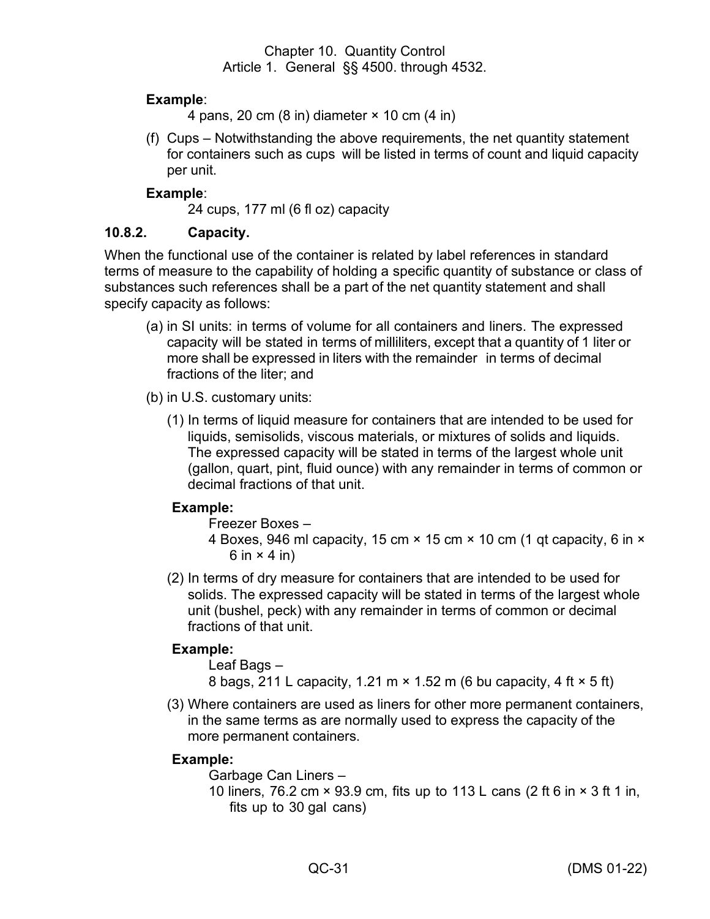**Example**:

4 pans, 20 cm (8 in) diameter × 10 cm (4 in)

(f) Cups – Notwithstanding the above requirements, the net quantity statement for containers such as cups will be listed in terms of count and liquid capacity per unit.

**Example**:

24 cups, 177 ml (6 fl oz) capacity

### 10.8.2. Capacity.

When the functional use of the container is related by label references in standard terms of measure to the capability of holding a specific quantity of substance or class of substances such references shall be a part of the net quantity statement and shall specify capacity as follows:

(a) in SI units: in terms of volume for all containers and liners. The expressed capacity will be stated in terms of milliliters, except that a quantity of 1 liter or more shall be expressed in liters with the remainder in terms of decimal fractions of the liter; and

(b) in U.S. customary units:

(1) In terms of liquid measure for containers that are intended to be used for liquids, semisolids, viscous materials, or mixtures of solids and liquids. The expressed capacity will be stated in terms of the largest whole unit (gallon, quart, pint, fluid ounce) with any remainder in terms of common or decimal fractions of that unit.

**Example:**

Freezer Boxes –
4 Boxes, 946 ml capacity, 15 cm × 15 cm × 10 cm (1 qt capacity, 6 in × 6 in × 4 in)

(2) In terms of dry measure for containers that are intended to be used for solids. The expressed capacity will be stated in terms of the largest whole unit (bushel, peck) with any remainder in terms of common or decimal fractions of that unit.

**Example:**

Leaf Bags –
8 bags, 211 L capacity, 1.21 m × 1.52 m (6 bu capacity, 4 ft × 5 ft)

(3) Where containers are used as liners for other more permanent containers, in the same terms as are normally used to express the capacity of the more permanent containers.

**Example:**

Garbage Can Liners –
10 liners, 76.2 cm × 93.9 cm, fits up to 113 L cans (2 ft 6 in × 3 ft 1 in, fits up to 30 gal cans)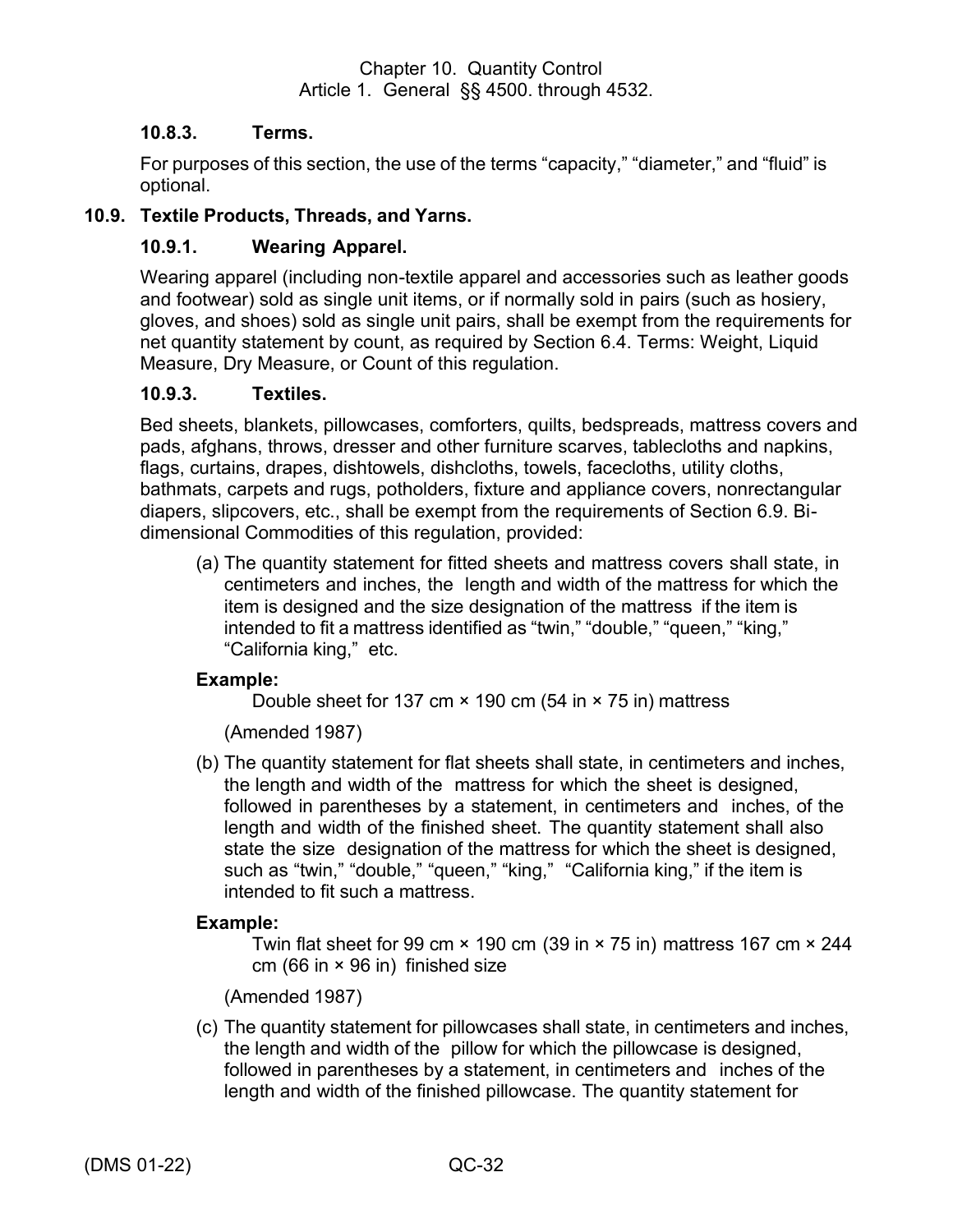### 10.8.3. Terms.

For purposes of this section, the use of the terms "capacity," "diameter," and "fluid" is optional.

## 10.9. Textile Products, Threads, and Yarns.

### 10.9.1. Wearing Apparel.

Wearing apparel (including non-textile apparel and accessories such as leather goods and footwear) sold as single unit items, or if normally sold in pairs (such as hosiery, gloves, and shoes) sold as single unit pairs, shall be exempt from the requirements for net quantity statement by count, as required by Section 6.4. Terms: Weight, Liquid Measure, Dry Measure, or Count of this regulation.

### 10.9.3. Textiles.

Bed sheets, blankets, pillowcases, comforters, quilts, bedspreads, mattress covers and pads, afghans, throws, dresser and other furniture scarves, tablecloths and napkins, flags, curtains, drapes, dishtowels, dishcloths, towels, facecloths, utility cloths, bathmats, carpets and rugs, potholders, fixture and appliance covers, nonrectangular diapers, slipcovers, etc., shall be exempt from the requirements of Section 6.9. Bi-dimensional Commodities of this regulation, provided:

(a) The quantity statement for fitted sheets and mattress covers shall state, in centimeters and inches, the length and width of the mattress for which the item is designed and the size designation of the mattress if the item is intended to fit a mattress identified as "twin," "double," "queen," "king," "California king," etc.

**Example:**

Double sheet for 137 cm × 190 cm (54 in × 75 in) mattress

(Amended 1987)

(b) The quantity statement for flat sheets shall state, in centimeters and inches, the length and width of the mattress for which the sheet is designed, followed in parentheses by a statement, in centimeters and inches, of the length and width of the finished sheet. The quantity statement shall also state the size designation of the mattress for which the sheet is designed, such as "twin," "double," "queen," "king," "California king," if the item is intended to fit such a mattress.

**Example:**

Twin flat sheet for 99 cm × 190 cm (39 in × 75 in) mattress 167 cm × 244 cm (66 in × 96 in) finished size

(Amended 1987)

(c) The quantity statement for pillowcases shall state, in centimeters and inches, the length and width of the pillow for which the pillowcase is designed, followed in parentheses by a statement, in centimeters and inches of the length and width of the finished pillowcase. The quantity statement for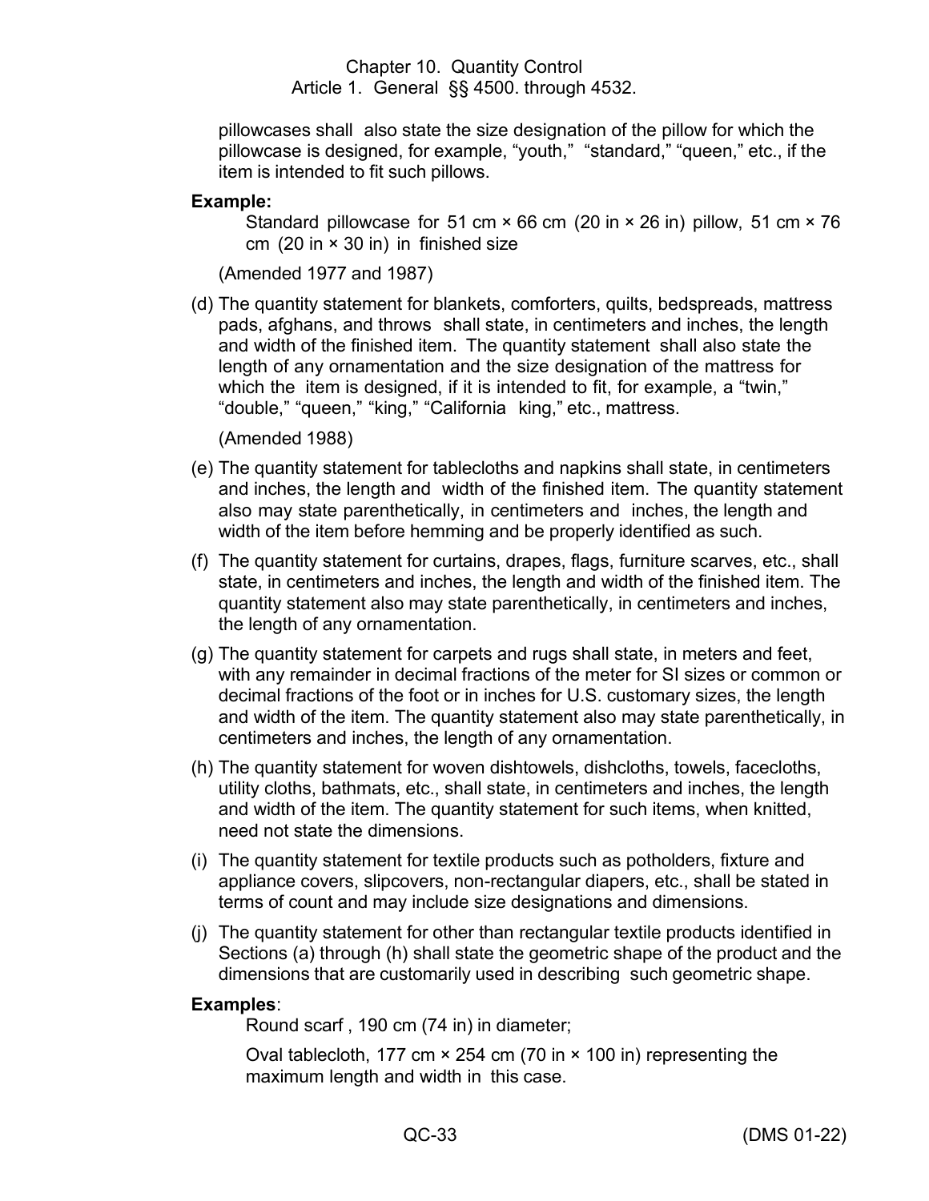pillowcases shall also state the size designation of the pillow for which the pillowcase is designed, for example, "youth," "standard," "queen," etc., if the item is intended to fit such pillows.

**Example:**

Standard pillowcase for 51 cm × 66 cm (20 in × 26 in) pillow, 51 cm × 76 cm (20 in × 30 in) in finished size

(Amended 1977 and 1987)

(d) The quantity statement for blankets, comforters, quilts, bedspreads, mattress pads, afghans, and throws shall state, in centimeters and inches, the length and width of the finished item. The quantity statement shall also state the length of any ornamentation and the size designation of the mattress for which the item is designed, if it is intended to fit, for example, a "twin," "double," "queen," "king," "California king," etc., mattress.

(Amended 1988)

(e) The quantity statement for tablecloths and napkins shall state, in centimeters and inches, the length and width of the finished item. The quantity statement also may state parenthetically, in centimeters and inches, the length and width of the item before hemming and be properly identified as such.

(f) The quantity statement for curtains, drapes, flags, furniture scarves, etc., shall state, in centimeters and inches, the length and width of the finished item. The quantity statement also may state parenthetically, in centimeters and inches, the length of any ornamentation.

(g) The quantity statement for carpets and rugs shall state, in meters and feet, with any remainder in decimal fractions of the meter for SI sizes or common or decimal fractions of the foot or in inches for U.S. customary sizes, the length and width of the item. The quantity statement also may state parenthetically, in centimeters and inches, the length of any ornamentation.

(h) The quantity statement for woven dishtowels, dishcloths, towels, facecloths, utility cloths, bathmats, etc., shall state, in centimeters and inches, the length and width of the item. The quantity statement for such items, when knitted, need not state the dimensions.

(i) The quantity statement for textile products such as potholders, fixture and appliance covers, slipcovers, non-rectangular diapers, etc., shall be stated in terms of count and may include size designations and dimensions.

(j) The quantity statement for other than rectangular textile products identified in Sections (a) through (h) shall state the geometric shape of the product and the dimensions that are customarily used in describing such geometric shape.

**Examples**:

Round scarf , 190 cm (74 in) in diameter;

Oval tablecloth, 177 cm × 254 cm (70 in × 100 in) representing the maximum length and width in this case.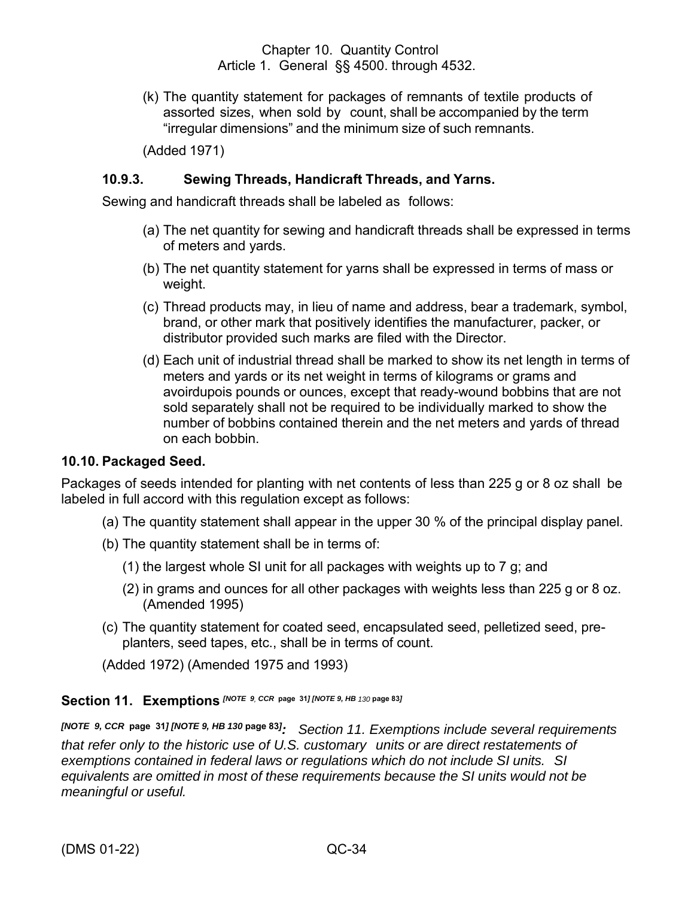(k) The quantity statement for packages of remnants of textile products of assorted sizes, when sold by count, shall be accompanied by the term "irregular dimensions" and the minimum size of such remnants.

(Added 1971)

### 10.9.3. Sewing Threads, Handicraft Threads, and Yarns.

Sewing and handicraft threads shall be labeled as follows:

(a) The net quantity for sewing and handicraft threads shall be expressed in terms of meters and yards.

(b) The net quantity statement for yarns shall be expressed in terms of mass or weight.

(c) Thread products may, in lieu of name and address, bear a trademark, symbol, brand, or other mark that positively identifies the manufacturer, packer, or distributor provided such marks are filed with the Director.

(d) Each unit of industrial thread shall be marked to show its net length in terms of meters and yards or its net weight in terms of kilograms or grams and avoirdupois pounds or ounces, except that ready-wound bobbins that are not sold separately shall not be required to be individually marked to show the number of bobbins contained therein and the net meters and yards of thread on each bobbin.

### 10.10. Packaged Seed.

Packages of seeds intended for planting with net contents of less than 225 g or 8 oz shall be labeled in full accord with this regulation except as follows:

(a) The quantity statement shall appear in the upper 30 % of the principal display panel.

(b) The quantity statement shall be in terms of:

(1) the largest whole SI unit for all packages with weights up to 7 g; and

(2) in grams and ounces for all other packages with weights less than 225 g or 8 oz. (Amended 1995)

(c) The quantity statement for coated seed, encapsulated seed, pelletized seed, pre-planters, seed tapes, etc., shall be in terms of count.

(Added 1972) (Amended 1975 and 1993)

## Section 11. Exemptions *[NOTE 9, CCR page 31] [NOTE 9, HB 130 page 83]*

***[NOTE 9, CCR page 31] [NOTE 9, HB 130 page 83]**: Section 11. Exemptions include several requirements that refer only to the historic use of U.S. customary units or are direct restatements of exemptions contained in federal laws or regulations which do not include SI units. SI equivalents are omitted in most of these requirements because the SI units would not be meaningful or useful.*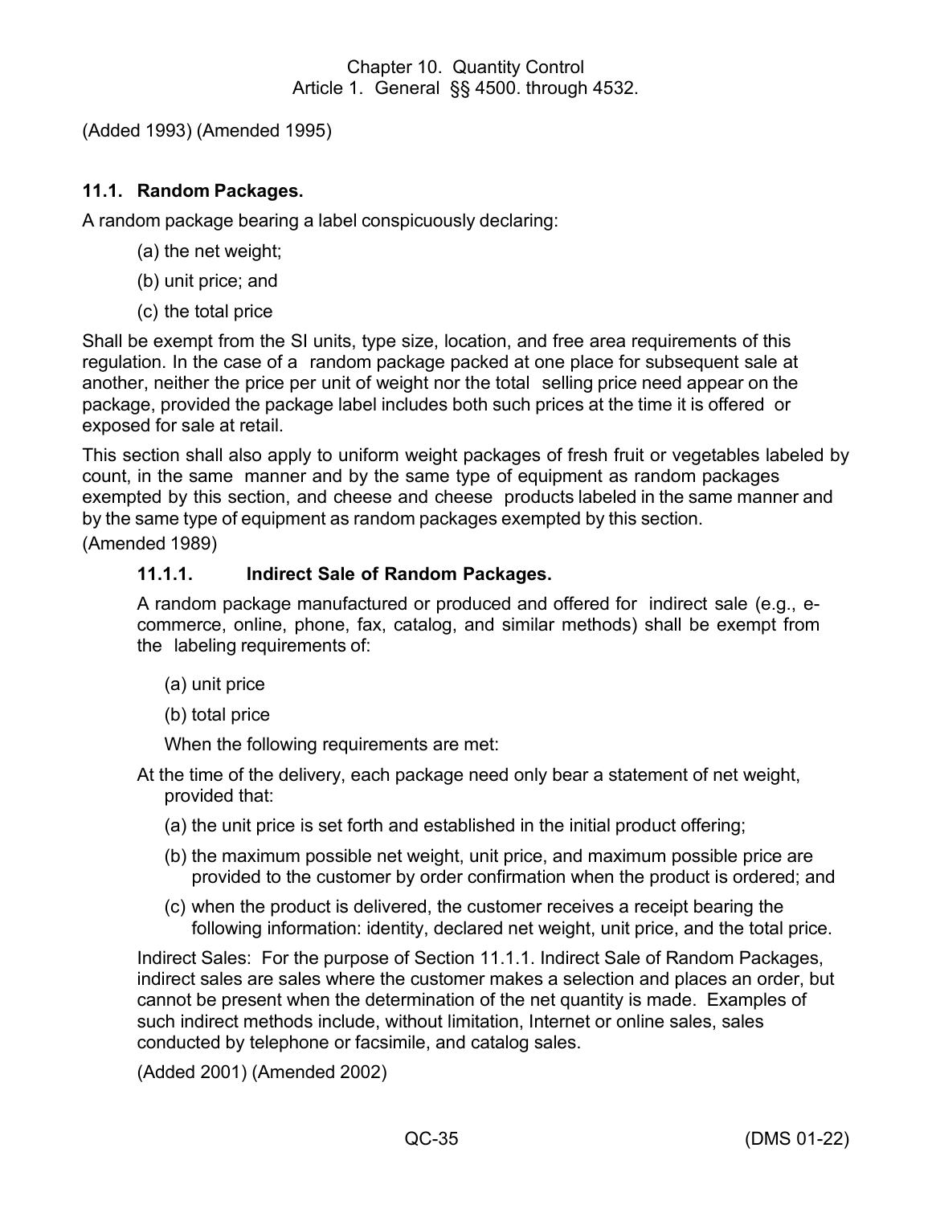(Added 1993) (Amended 1995)

### 11.1. Random Packages.

A random package bearing a label conspicuously declaring:

(a) the net weight;

(b) unit price; and

(c) the total price

Shall be exempt from the SI units, type size, location, and free area requirements of this regulation. In the case of a random package packed at one place for subsequent sale at another, neither the price per unit of weight nor the total selling price need appear on the package, provided the package label includes both such prices at the time it is offered or exposed for sale at retail.

This section shall also apply to uniform weight packages of fresh fruit or vegetables labeled by count, in the same manner and by the same type of equipment as random packages exempted by this section, and cheese and cheese products labeled in the same manner and by the same type of equipment as random packages exempted by this section.

(Amended 1989)

#### 11.1.1. Indirect Sale of Random Packages.

A random package manufactured or produced and offered for indirect sale (e.g., e-commerce, online, phone, fax, catalog, and similar methods) shall be exempt from the labeling requirements of:

(a) unit price

(b) total price

When the following requirements are met:

At the time of the delivery, each package need only bear a statement of net weight, provided that:

(a) the unit price is set forth and established in the initial product offering;

(b) the maximum possible net weight, unit price, and maximum possible price are provided to the customer by order confirmation when the product is ordered; and

(c) when the product is delivered, the customer receives a receipt bearing the following information: identity, declared net weight, unit price, and the total price.

Indirect Sales: For the purpose of Section 11.1.1. Indirect Sale of Random Packages, indirect sales are sales where the customer makes a selection and places an order, but cannot be present when the determination of the net quantity is made. Examples of such indirect methods include, without limitation, Internet or online sales, sales conducted by telephone or facsimile, and catalog sales.

(Added 2001) (Amended 2002)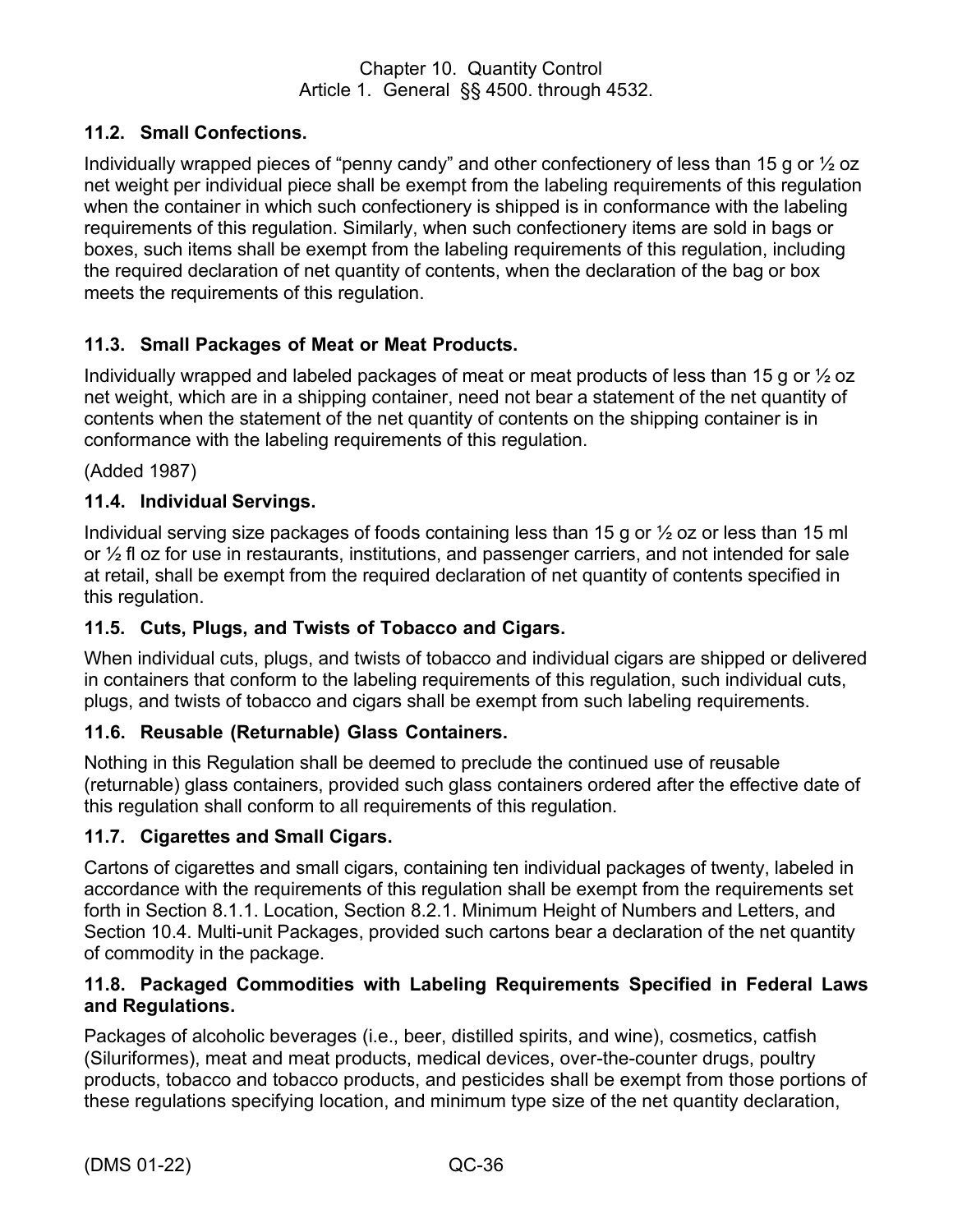### 11.2. Small Confections.

Individually wrapped pieces of "penny candy" and other confectionery of less than 15 g or ½ oz net weight per individual piece shall be exempt from the labeling requirements of this regulation when the container in which such confectionery is shipped is in conformance with the labeling requirements of this regulation. Similarly, when such confectionery items are sold in bags or boxes, such items shall be exempt from the labeling requirements of this regulation, including the required declaration of net quantity of contents, when the declaration of the bag or box meets the requirements of this regulation.

### 11.3. Small Packages of Meat or Meat Products.

Individually wrapped and labeled packages of meat or meat products of less than 15 g or ½ oz net weight, which are in a shipping container, need not bear a statement of the net quantity of contents when the statement of the net quantity of contents on the shipping container is in conformance with the labeling requirements of this regulation.

(Added 1987)

### 11.4. Individual Servings.

Individual serving size packages of foods containing less than 15 g or ½ oz or less than 15 ml or ½ fl oz for use in restaurants, institutions, and passenger carriers, and not intended for sale at retail, shall be exempt from the required declaration of net quantity of contents specified in this regulation.

### 11.5. Cuts, Plugs, and Twists of Tobacco and Cigars.

When individual cuts, plugs, and twists of tobacco and individual cigars are shipped or delivered in containers that conform to the labeling requirements of this regulation, such individual cuts, plugs, and twists of tobacco and cigars shall be exempt from such labeling requirements.

### 11.6. Reusable (Returnable) Glass Containers.

Nothing in this Regulation shall be deemed to preclude the continued use of reusable (returnable) glass containers, provided such glass containers ordered after the effective date of this regulation shall conform to all requirements of this regulation.

### 11.7. Cigarettes and Small Cigars.

Cartons of cigarettes and small cigars, containing ten individual packages of twenty, labeled in accordance with the requirements of this regulation shall be exempt from the requirements set forth in Section 8.1.1. Location, Section 8.2.1. Minimum Height of Numbers and Letters, and Section 10.4. Multi-unit Packages, provided such cartons bear a declaration of the net quantity of commodity in the package.

### 11.8. Packaged Commodities with Labeling Requirements Specified in Federal Laws and Regulations.

Packages of alcoholic beverages (i.e., beer, distilled spirits, and wine), cosmetics, catfish (Siluriformes), meat and meat products, medical devices, over-the-counter drugs, poultry products, tobacco and tobacco products, and pesticides shall be exempt from those portions of these regulations specifying location, and minimum type size of the net quantity declaration,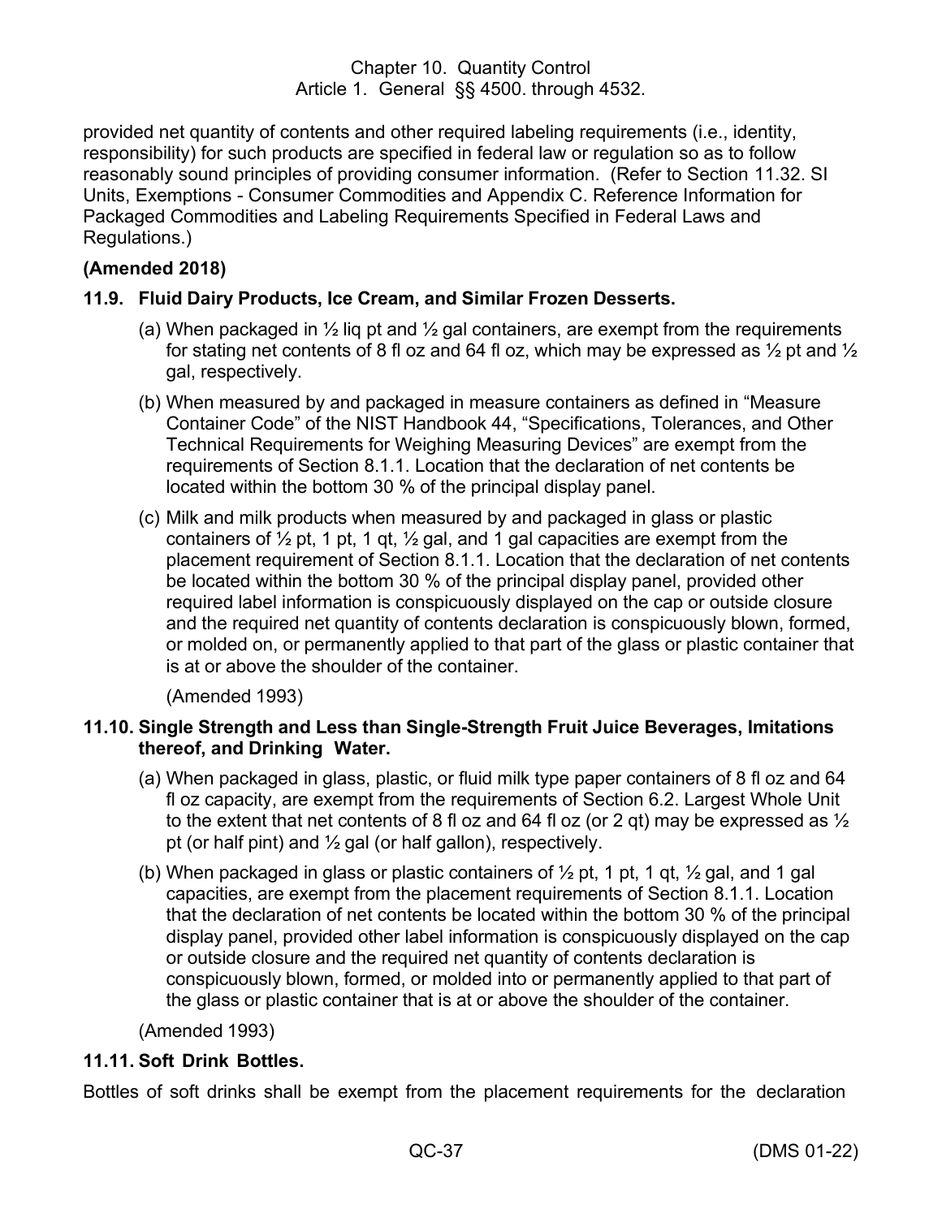provided net quantity of contents and other required labeling requirements (i.e., identity, responsibility) for such products are specified in federal law or regulation so as to follow reasonably sound principles of providing consumer information. (Refer to Section 11.32. SI Units, Exemptions - Consumer Commodities and Appendix C. Reference Information for Packaged Commodities and Labeling Requirements Specified in Federal Laws and Regulations.)

**(Amended 2018)**

### 11.9. Fluid Dairy Products, Ice Cream, and Similar Frozen Desserts.

(a) When packaged in ½ liq pt and ½ gal containers, are exempt from the requirements for stating net contents of 8 fl oz and 64 fl oz, which may be expressed as ½ pt and ½ gal, respectively.

(b) When measured by and packaged in measure containers as defined in "Measure Container Code" of the NIST Handbook 44, "Specifications, Tolerances, and Other Technical Requirements for Weighing Measuring Devices" are exempt from the requirements of Section 8.1.1. Location that the declaration of net contents be located within the bottom 30 % of the principal display panel.

(c) Milk and milk products when measured by and packaged in glass or plastic containers of ½ pt, 1 pt, 1 qt, ½ gal, and 1 gal capacities are exempt from the placement requirement of Section 8.1.1. Location that the declaration of net contents be located within the bottom 30 % of the principal display panel, provided other required label information is conspicuously displayed on the cap or outside closure and the required net quantity of contents declaration is conspicuously blown, formed, or molded on, or permanently applied to that part of the glass or plastic container that is at or above the shoulder of the container.

(Amended 1993)

### 11.10. Single Strength and Less than Single-Strength Fruit Juice Beverages, Imitations thereof, and Drinking Water.

(a) When packaged in glass, plastic, or fluid milk type paper containers of 8 fl oz and 64 fl oz capacity, are exempt from the requirements of Section 6.2. Largest Whole Unit to the extent that net contents of 8 fl oz and 64 fl oz (or 2 qt) may be expressed as ½ pt (or half pint) and ½ gal (or half gallon), respectively.

(b) When packaged in glass or plastic containers of ½ pt, 1 pt, 1 qt, ½ gal, and 1 gal capacities, are exempt from the placement requirements of Section 8.1.1. Location that the declaration of net contents be located within the bottom 30 % of the principal display panel, provided other label information is conspicuously displayed on the cap or outside closure and the required net quantity of contents declaration is conspicuously blown, formed, or molded into or permanently applied to that part of the glass or plastic container that is at or above the shoulder of the container.

(Amended 1993)

### 11.11. Soft Drink Bottles.

Bottles of soft drinks shall be exempt from the placement requirements for the declaration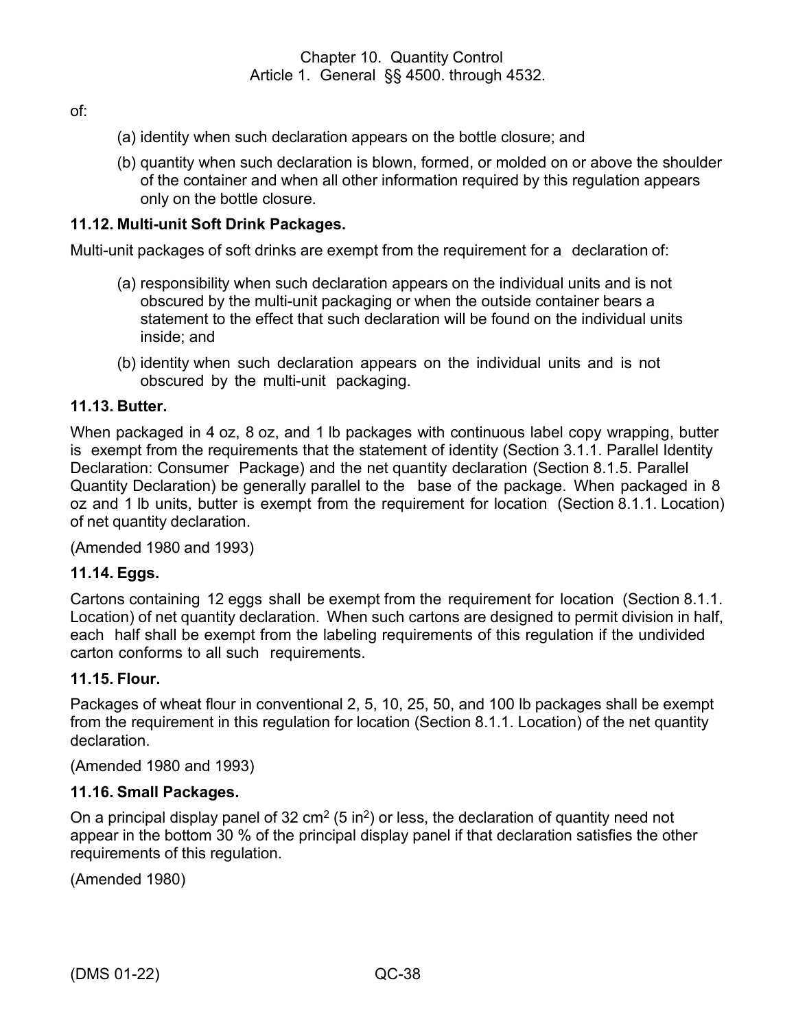of:

(a) identity when such declaration appears on the bottle closure; and

(b) quantity when such declaration is blown, formed, or molded on or above the shoulder of the container and when all other information required by this regulation appears only on the bottle closure.

### 11.12. Multi-unit Soft Drink Packages.

Multi-unit packages of soft drinks are exempt from the requirement for a declaration of:

(a) responsibility when such declaration appears on the individual units and is not obscured by the multi-unit packaging or when the outside container bears a statement to the effect that such declaration will be found on the individual units inside; and

(b) identity when such declaration appears on the individual units and is not obscured by the multi-unit packaging.

### 11.13. Butter.

When packaged in 4 oz, 8 oz, and 1 lb packages with continuous label copy wrapping, butter is exempt from the requirements that the statement of identity (Section 3.1.1. Parallel Identity Declaration: Consumer Package) and the net quantity declaration (Section 8.1.5. Parallel Quantity Declaration) be generally parallel to the base of the package. When packaged in 8 oz and 1 lb units, butter is exempt from the requirement for location (Section 8.1.1. Location) of net quantity declaration.

(Amended 1980 and 1993)

### 11.14. Eggs.

Cartons containing 12 eggs shall be exempt from the requirement for location (Section 8.1.1. Location) of net quantity declaration. When such cartons are designed to permit division in half, each half shall be exempt from the labeling requirements of this regulation if the undivided carton conforms to all such requirements.

### 11.15. Flour.

Packages of wheat flour in conventional 2, 5, 10, 25, 50, and 100 lb packages shall be exempt from the requirement in this regulation for location (Section 8.1.1. Location) of the net quantity declaration.

(Amended 1980 and 1993)

### 11.16. Small Packages.

On a principal display panel of 32 $cm^2$ (5 $in^2$) or less, the declaration of quantity need not appear in the bottom 30 % of the principal display panel if that declaration satisfies the other requirements of this regulation.

(Amended 1980)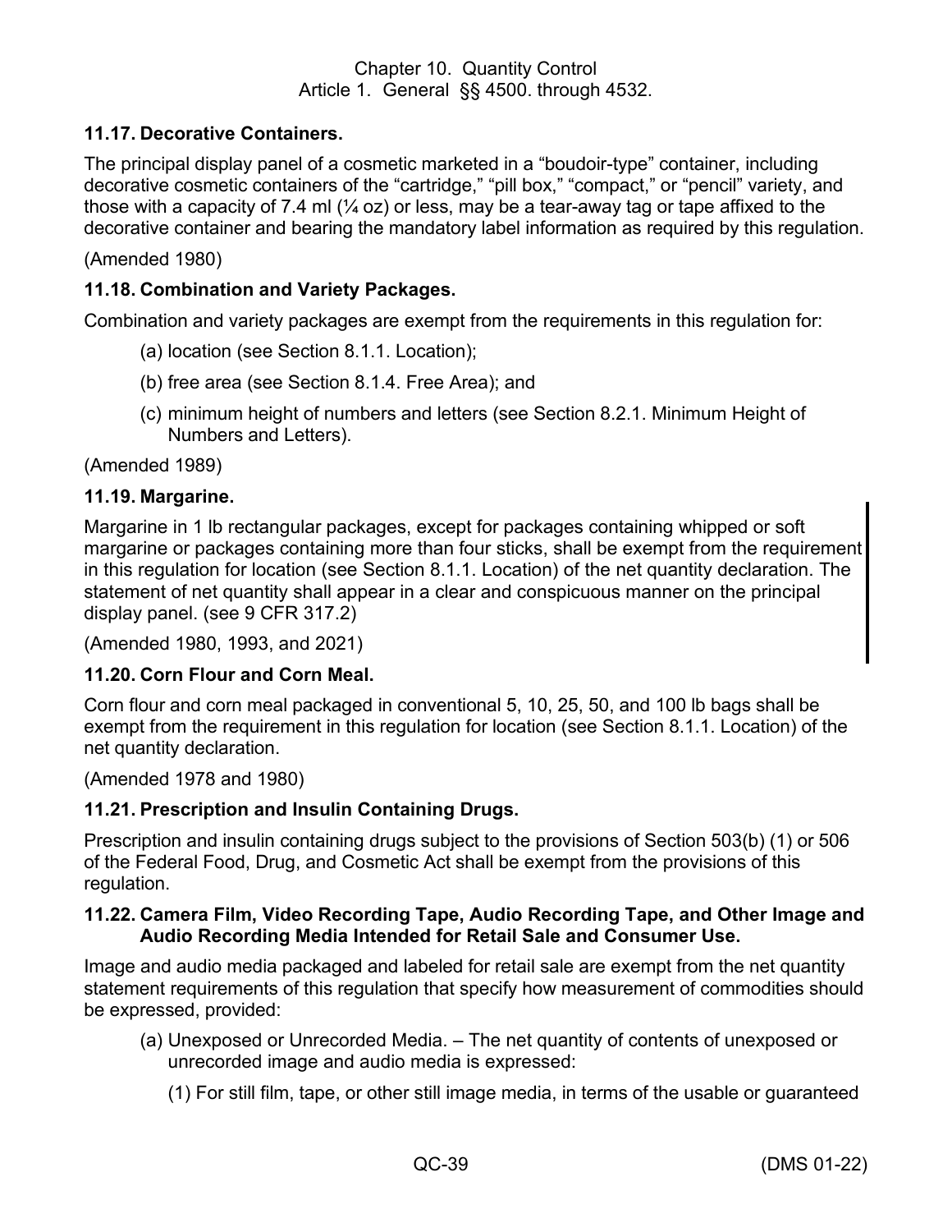### 11.17. Decorative Containers.

The principal display panel of a cosmetic marketed in a "boudoir-type" container, including decorative cosmetic containers of the "cartridge," "pill box," "compact," or "pencil" variety, and those with a capacity of 7.4 ml (¼ oz) or less, may be a tear-away tag or tape affixed to the decorative container and bearing the mandatory label information as required by this regulation.

(Amended 1980)

### 11.18. Combination and Variety Packages.

Combination and variety packages are exempt from the requirements in this regulation for:

(a) location (see Section 8.1.1. Location);

(b) free area (see Section 8.1.4. Free Area); and

(c) minimum height of numbers and letters (see Section 8.2.1. Minimum Height of Numbers and Letters).

(Amended 1989)

### 11.19. Margarine.

Margarine in 1 lb rectangular packages, except for packages containing whipped or soft margarine or packages containing more than four sticks, shall be exempt from the requirement in this regulation for location (see Section 8.1.1. Location) of the net quantity declaration. The statement of net quantity shall appear in a clear and conspicuous manner on the principal display panel. (see 9 CFR 317.2)

(Amended 1980, 1993, and 2021)

### 11.20. Corn Flour and Corn Meal.

Corn flour and corn meal packaged in conventional 5, 10, 25, 50, and 100 lb bags shall be exempt from the requirement in this regulation for location (see Section 8.1.1. Location) of the net quantity declaration.

(Amended 1978 and 1980)

### 11.21. Prescription and Insulin Containing Drugs.

Prescription and insulin containing drugs subject to the provisions of Section 503(b) (1) or 506 of the Federal Food, Drug, and Cosmetic Act shall be exempt from the provisions of this regulation.

### 11.22. Camera Film, Video Recording Tape, Audio Recording Tape, and Other Image and Audio Recording Media Intended for Retail Sale and Consumer Use.

Image and audio media packaged and labeled for retail sale are exempt from the net quantity statement requirements of this regulation that specify how measurement of commodities should be expressed, provided:

(a) Unexposed or Unrecorded Media. – The net quantity of contents of unexposed or unrecorded image and audio media is expressed:

(1) For still film, tape, or other still image media, in terms of the usable or guaranteed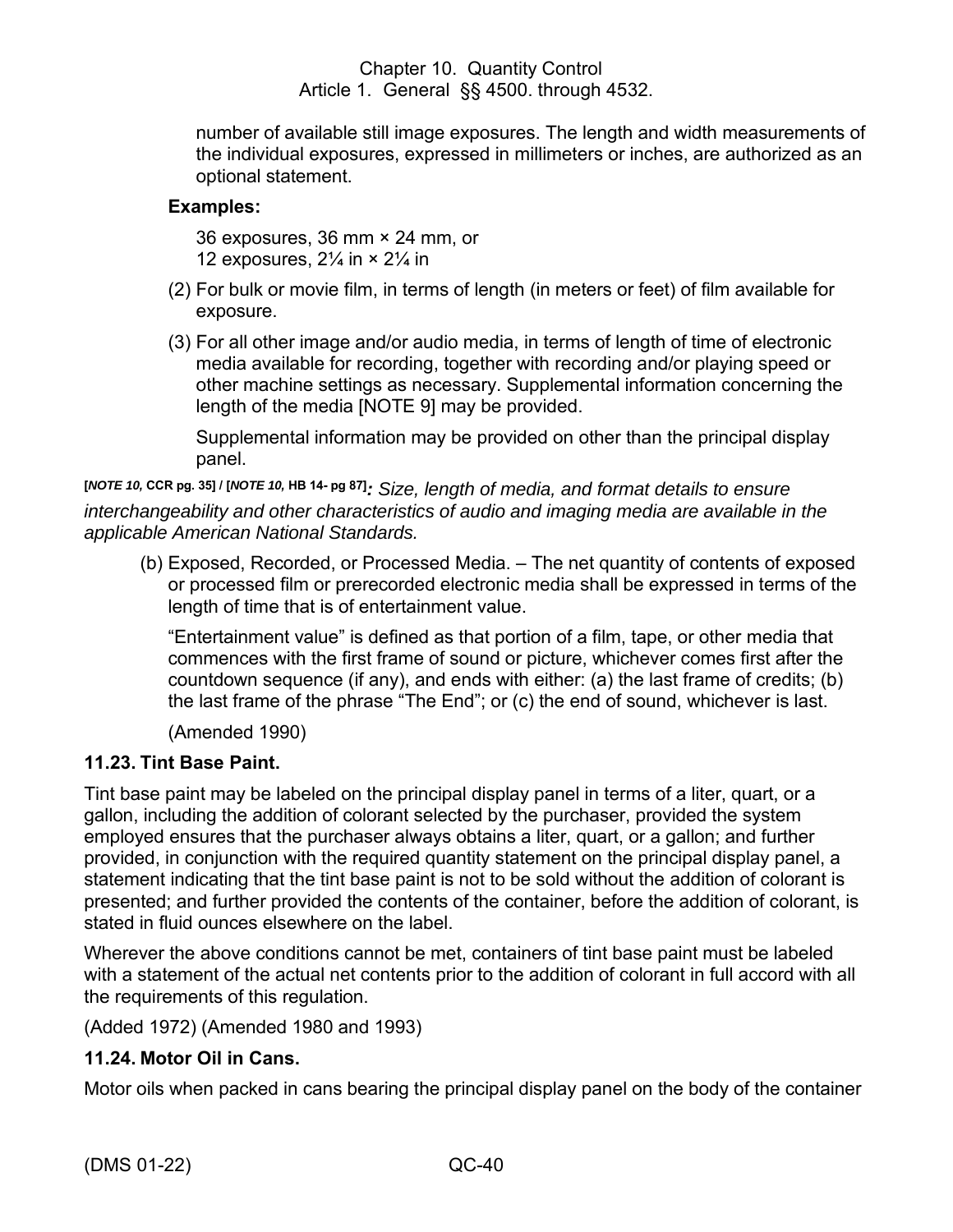number of available still image exposures. The length and width measurements of the individual exposures, expressed in millimeters or inches, are authorized as an optional statement.

**Examples:**

36 exposures, 36 mm × 24 mm, or
12 exposures, 2¼ in × 2¼ in

(2) For bulk or movie film, in terms of length (in meters or feet) of film available for exposure.

(3) For all other image and/or audio media, in terms of length of time of electronic media available for recording, together with recording and/or playing speed or other machine settings as necessary. Supplemental information concerning the length of the media [NOTE 9] may be provided.

Supplemental information may be provided on other than the principal display panel.

[*NOTE 10,* CCR pg. 35] / [*NOTE 10,* HB 14- pg 87]*: Size, length of media, and format details to ensure interchangeability and other characteristics of audio and imaging media are available in the applicable American National Standards.*

(b) Exposed, Recorded, or Processed Media. – The net quantity of contents of exposed or processed film or prerecorded electronic media shall be expressed in terms of the length of time that is of entertainment value.

"Entertainment value" is defined as that portion of a film, tape, or other media that commences with the first frame of sound or picture, whichever comes first after the countdown sequence (if any), and ends with either: (a) the last frame of credits; (b) the last frame of the phrase "The End"; or (c) the end of sound, whichever is last.

(Amended 1990)

### 11.23. Tint Base Paint.

Tint base paint may be labeled on the principal display panel in terms of a liter, quart, or a gallon, including the addition of colorant selected by the purchaser, provided the system employed ensures that the purchaser always obtains a liter, quart, or a gallon; and further provided, in conjunction with the required quantity statement on the principal display panel, a statement indicating that the tint base paint is not to be sold without the addition of colorant is presented; and further provided the contents of the container, before the addition of colorant, is stated in fluid ounces elsewhere on the label.

Wherever the above conditions cannot be met, containers of tint base paint must be labeled with a statement of the actual net contents prior to the addition of colorant in full accord with all the requirements of this regulation.

(Added 1972) (Amended 1980 and 1993)

### 11.24. Motor Oil in Cans.

Motor oils when packed in cans bearing the principal display panel on the body of the container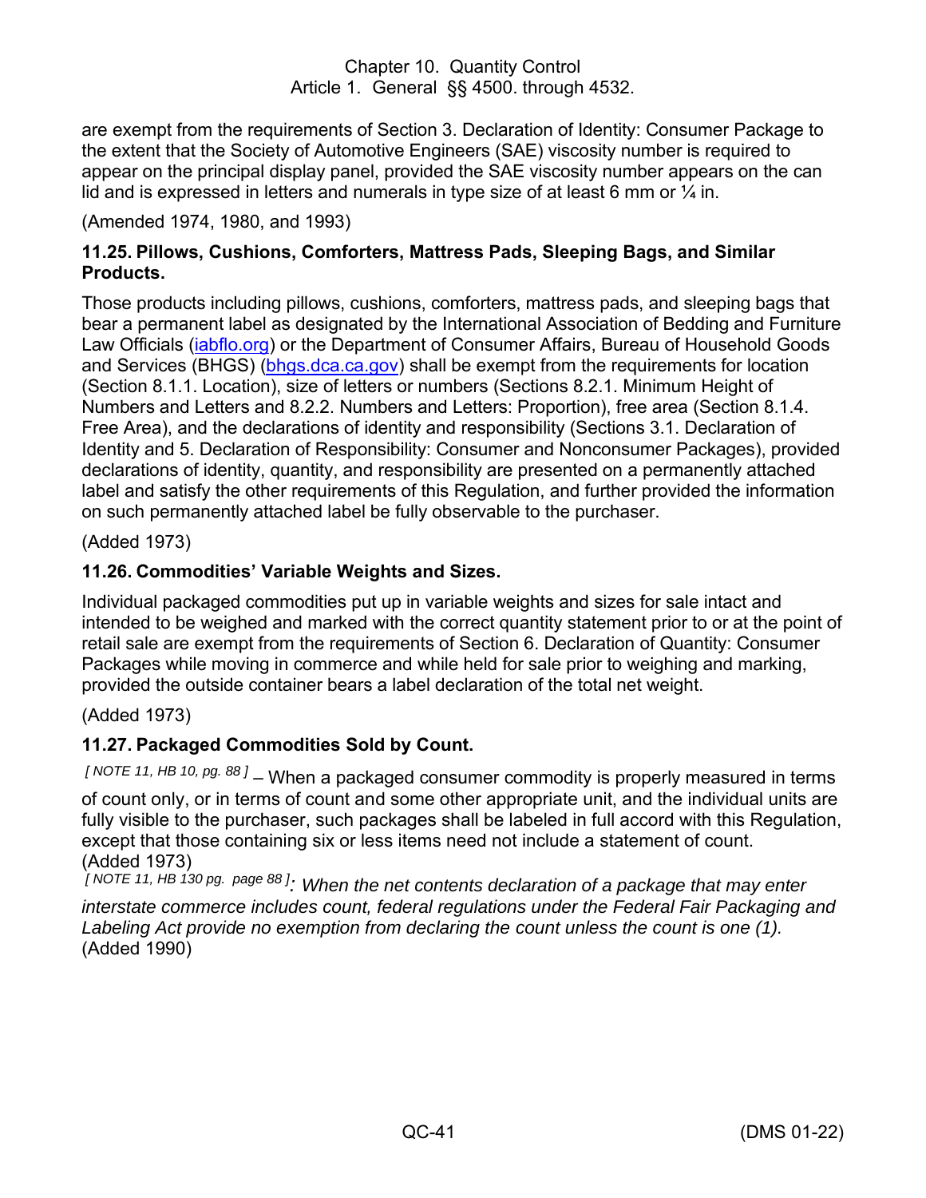are exempt from the requirements of Section 3. Declaration of Identity: Consumer Package to the extent that the Society of Automotive Engineers (SAE) viscosity number is required to appear on the principal display panel, provided the SAE viscosity number appears on the can lid and is expressed in letters and numerals in type size of at least 6 mm or ¼ in.

(Amended 1974, 1980, and 1993)

**11.25. Pillows, Cushions, Comforters, Mattress Pads, Sleeping Bags, and Similar Products.**

Those products including pillows, cushions, comforters, mattress pads, and sleeping bags that bear a permanent label as designated by the International Association of Bedding and Furniture Law Officials (iabflo.org) or the Department of Consumer Affairs, Bureau of Household Goods and Services (BHGS) (bhgs.dca.ca.gov) shall be exempt from the requirements for location (Section 8.1.1. Location), size of letters or numbers (Sections 8.2.1. Minimum Height of Numbers and Letters and 8.2.2. Numbers and Letters: Proportion), free area (Section 8.1.4. Free Area), and the declarations of identity and responsibility (Sections 3.1. Declaration of Identity and 5. Declaration of Responsibility: Consumer and Nonconsumer Packages), provided declarations of identity, quantity, and responsibility are presented on a permanently attached label and satisfy the other requirements of this Regulation, and further provided the information on such permanently attached label be fully observable to the purchaser.

(Added 1973)

**11.26. Commodities' Variable Weights and Sizes.**

Individual packaged commodities put up in variable weights and sizes for sale intact and intended to be weighed and marked with the correct quantity statement prior to or at the point of retail sale are exempt from the requirements of Section 6. Declaration of Quantity: Consumer Packages while moving in commerce and while held for sale prior to weighing and marking, provided the outside container bears a label declaration of the total net weight.

(Added 1973)

**11.27. Packaged Commodities Sold by Count.**

*[ NOTE 11, HB 10, pg. 88 ]* – When a packaged consumer commodity is properly measured in terms of count only, or in terms of count and some other appropriate unit, and the individual units are fully visible to the purchaser, such packages shall be labeled in full accord with this Regulation, except that those containing six or less items need not include a statement of count.
(Added 1973)

*[ NOTE 11, HB 130 pg. page 88 ]: When the net contents declaration of a package that may enter interstate commerce includes count, federal regulations under the Federal Fair Packaging and Labeling Act provide no exemption from declaring the count unless the count is one (1).*
(Added 1990)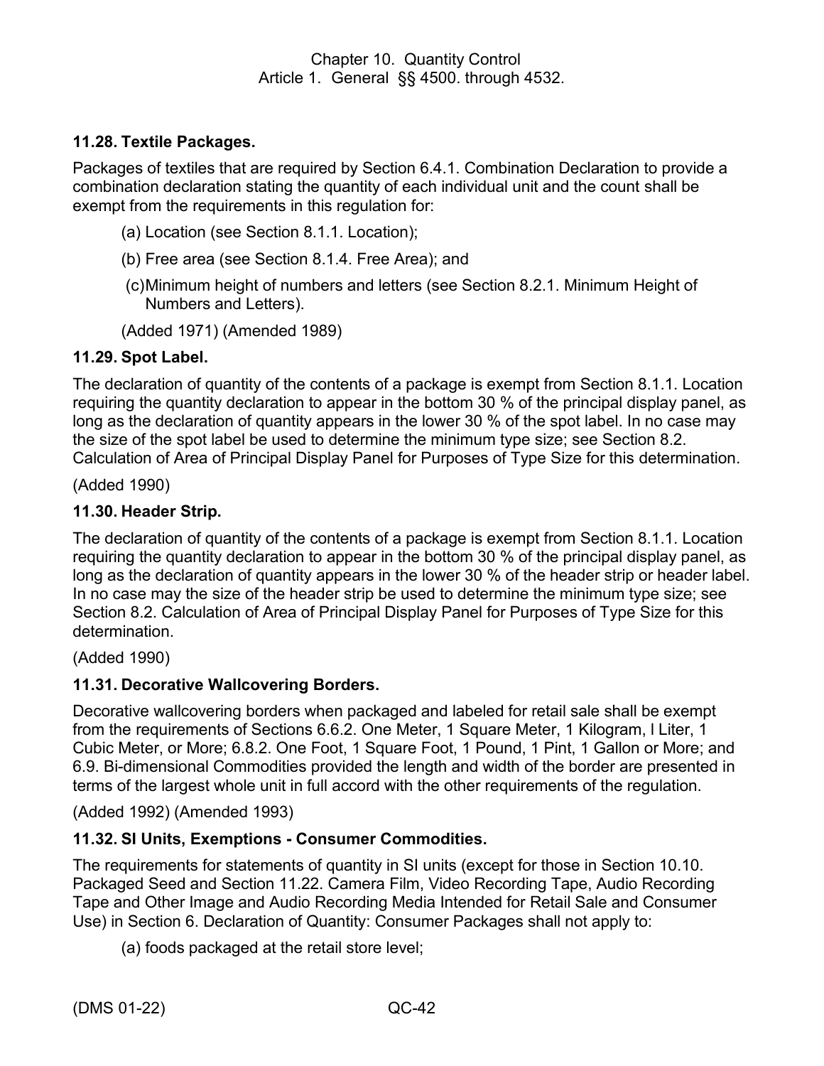### 11.28. Textile Packages.

Packages of textiles that are required by Section 6.4.1. Combination Declaration to provide a combination declaration stating the quantity of each individual unit and the count shall be exempt from the requirements in this regulation for:

(a) Location (see Section 8.1.1. Location);

(b) Free area (see Section 8.1.4. Free Area); and

(c) Minimum height of numbers and letters (see Section 8.2.1. Minimum Height of Numbers and Letters).

(Added 1971) (Amended 1989)

### 11.29. Spot Label.

The declaration of quantity of the contents of a package is exempt from Section 8.1.1. Location requiring the quantity declaration to appear in the bottom 30 % of the principal display panel, as long as the declaration of quantity appears in the lower 30 % of the spot label. In no case may the size of the spot label be used to determine the minimum type size; see Section 8.2. Calculation of Area of Principal Display Panel for Purposes of Type Size for this determination.

(Added 1990)

### 11.30. Header Strip.

The declaration of quantity of the contents of a package is exempt from Section 8.1.1. Location requiring the quantity declaration to appear in the bottom 30 % of the principal display panel, as long as the declaration of quantity appears in the lower 30 % of the header strip or header label. In no case may the size of the header strip be used to determine the minimum type size; see Section 8.2. Calculation of Area of Principal Display Panel for Purposes of Type Size for this determination.

(Added 1990)

### 11.31. Decorative Wallcovering Borders.

Decorative wallcovering borders when packaged and labeled for retail sale shall be exempt from the requirements of Sections 6.6.2. One Meter, 1 Square Meter, 1 Kilogram, l Liter, 1 Cubic Meter, or More; 6.8.2. One Foot, 1 Square Foot, 1 Pound, 1 Pint, 1 Gallon or More; and 6.9. Bi-dimensional Commodities provided the length and width of the border are presented in terms of the largest whole unit in full accord with the other requirements of the regulation.

(Added 1992) (Amended 1993)

### 11.32. SI Units, Exemptions - Consumer Commodities.

The requirements for statements of quantity in SI units (except for those in Section 10.10. Packaged Seed and Section 11.22. Camera Film, Video Recording Tape, Audio Recording Tape and Other Image and Audio Recording Media Intended for Retail Sale and Consumer Use) in Section 6. Declaration of Quantity: Consumer Packages shall not apply to:

(a) foods packaged at the retail store level;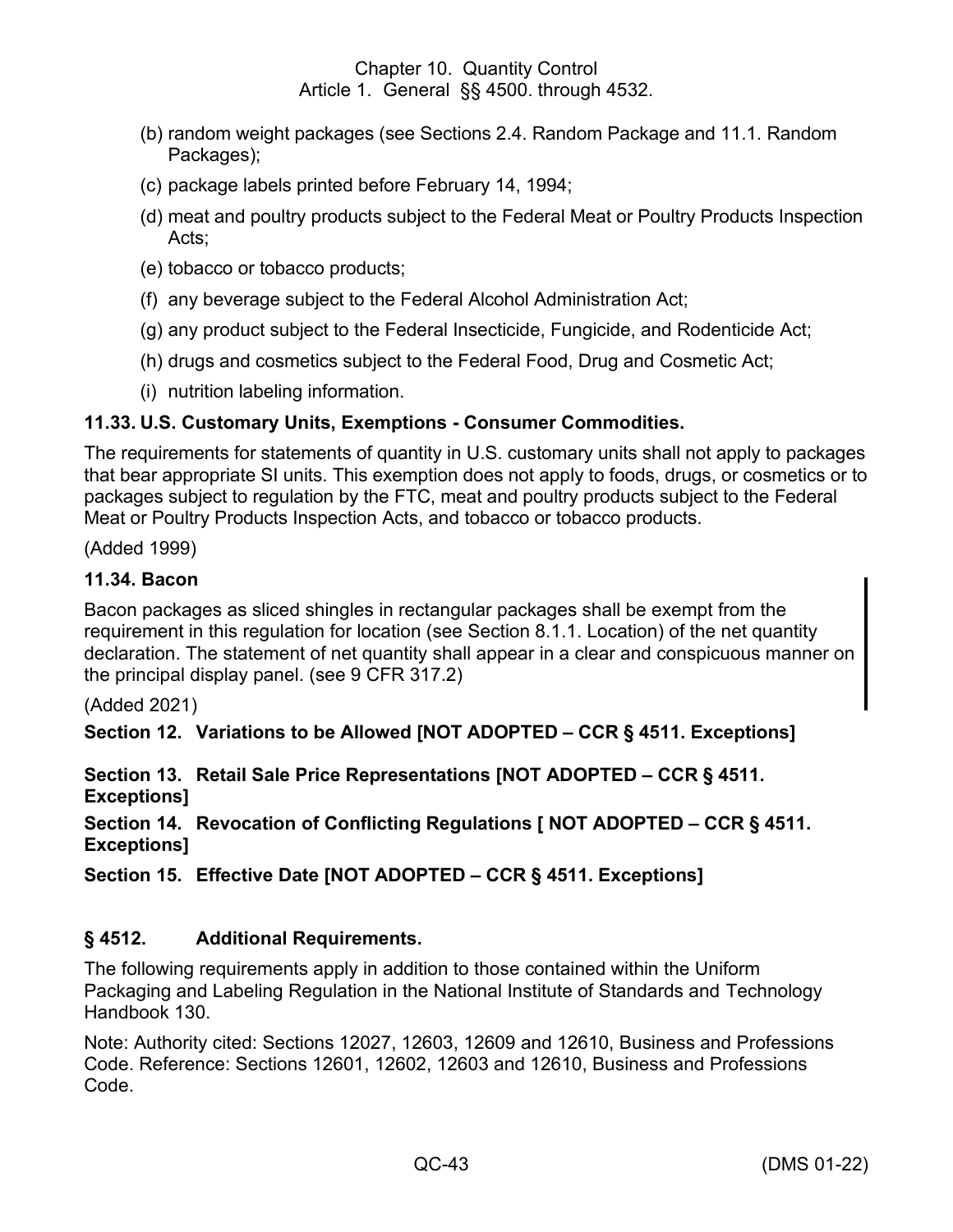(b) random weight packages (see Sections 2.4. Random Package and 11.1. Random Packages);

(c) package labels printed before February 14, 1994;

(d) meat and poultry products subject to the Federal Meat or Poultry Products Inspection Acts;

(e) tobacco or tobacco products;

(f) any beverage subject to the Federal Alcohol Administration Act;

(g) any product subject to the Federal Insecticide, Fungicide, and Rodenticide Act;

(h) drugs and cosmetics subject to the Federal Food, Drug and Cosmetic Act;

(i) nutrition labeling information.

**11.33. U.S. Customary Units, Exemptions - Consumer Commodities.**

The requirements for statements of quantity in U.S. customary units shall not apply to packages that bear appropriate SI units. This exemption does not apply to foods, drugs, or cosmetics or to packages subject to regulation by the FTC, meat and poultry products subject to the Federal Meat or Poultry Products Inspection Acts, and tobacco or tobacco products.

(Added 1999)

**11.34. Bacon**

Bacon packages as sliced shingles in rectangular packages shall be exempt from the requirement in this regulation for location (see Section 8.1.1. Location) of the net quantity declaration. The statement of net quantity shall appear in a clear and conspicuous manner on the principal display panel. (see 9 CFR 317.2)

(Added 2021)

**Section 12. Variations to be Allowed [NOT ADOPTED – CCR § 4511. Exceptions]**

**Section 13. Retail Sale Price Representations [NOT ADOPTED – CCR § 4511. Exceptions]**

**Section 14. Revocation of Conflicting Regulations [ NOT ADOPTED – CCR § 4511. Exceptions]**

**Section 15. Effective Date [NOT ADOPTED – CCR § 4511. Exceptions]**

## § 4512. Additional Requirements.

The following requirements apply in addition to those contained within the Uniform Packaging and Labeling Regulation in the National Institute of Standards and Technology Handbook 130.

Note: Authority cited: Sections 12027, 12603, 12609 and 12610, Business and Professions Code. Reference: Sections 12601, 12602, 12603 and 12610, Business and Professions Code.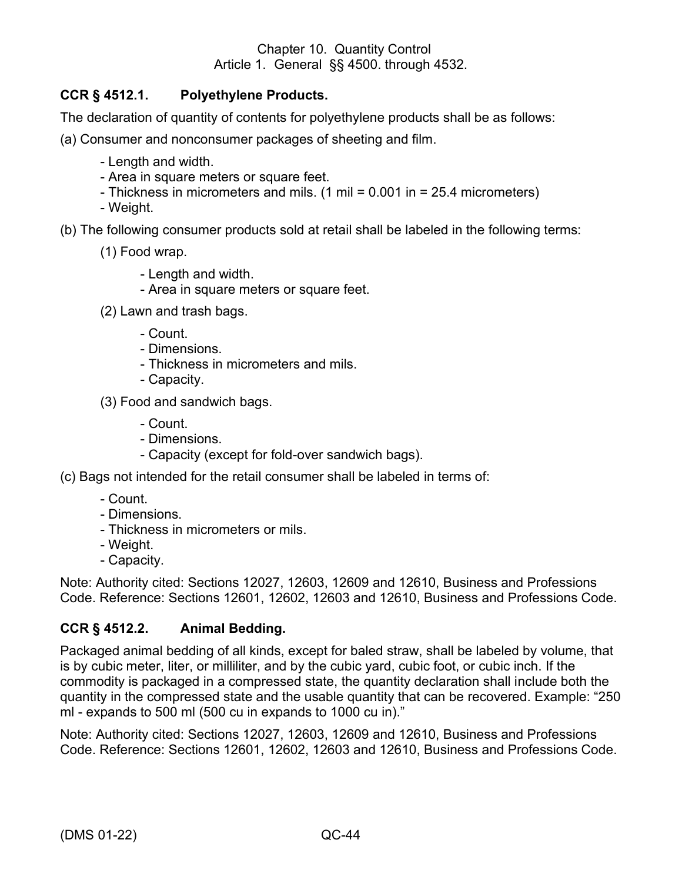### CCR § 4512.1. Polyethylene Products.

The declaration of quantity of contents for polyethylene products shall be as follows:

(a) Consumer and nonconsumer packages of sheeting and film.

- Length and width.
- Area in square meters or square feet.
- Thickness in micrometers and mils. (1 mil = 0.001 in = 25.4 micrometers)
- Weight.

(b) The following consumer products sold at retail shall be labeled in the following terms:

(1) Food wrap.

- Length and width.
- Area in square meters or square feet.

(2) Lawn and trash bags.

- Count.
- Dimensions.
- Thickness in micrometers and mils.
- Capacity.

(3) Food and sandwich bags.

- Count.
- Dimensions.
- Capacity (except for fold-over sandwich bags).

(c) Bags not intended for the retail consumer shall be labeled in terms of:

- Count.
- Dimensions.
- Thickness in micrometers or mils.
- Weight.
- Capacity.

Note: Authority cited: Sections 12027, 12603, 12609 and 12610, Business and Professions Code. Reference: Sections 12601, 12602, 12603 and 12610, Business and Professions Code.

### CCR § 4512.2. Animal Bedding.

Packaged animal bedding of all kinds, except for baled straw, shall be labeled by volume, that is by cubic meter, liter, or milliliter, and by the cubic yard, cubic foot, or cubic inch. If the commodity is packaged in a compressed state, the quantity declaration shall include both the quantity in the compressed state and the usable quantity that can be recovered. Example: "250 ml - expands to 500 ml (500 cu in expands to 1000 cu in)."

Note: Authority cited: Sections 12027, 12603, 12609 and 12610, Business and Professions Code. Reference: Sections 12601, 12602, 12603 and 12610, Business and Professions Code.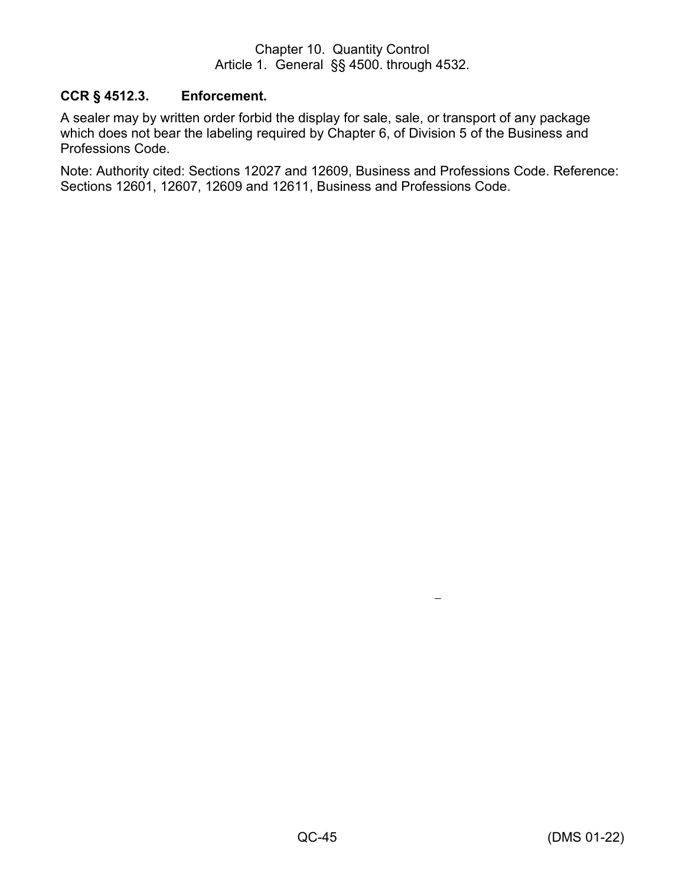## CCR § 4512.3. Enforcement.

A sealer may by written order forbid the display for sale, sale, or transport of any package which does not bear the labeling required by Chapter 6, of Division 5 of the Business and Professions Code.

Note: Authority cited: Sections 12027 and 12609, Business and Professions Code. Reference: Sections 12601, 12607, 12609 and 12611, Business and Professions Code.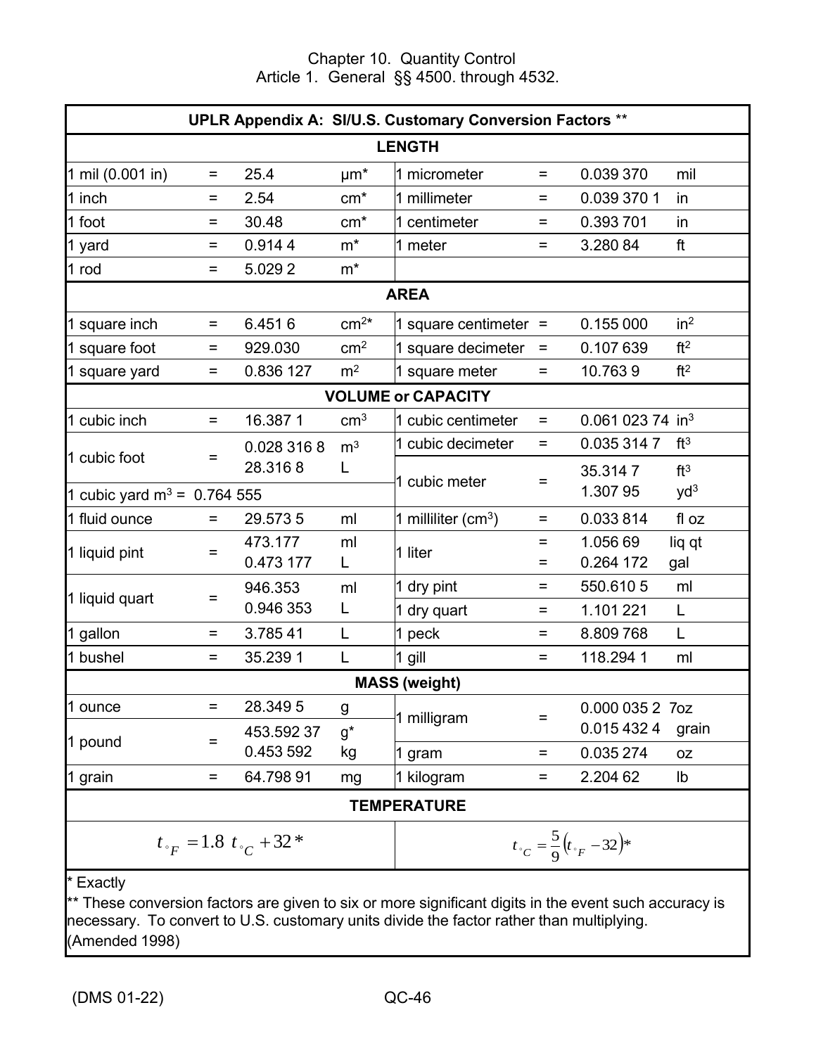Chapter 10. Quantity Control
Article 1. General §§ 4500. through 4532.

| UPLR Appendix A: SI/U.S. Customary Conversion Factors ** | | | | | | | |
|---|---|---|---|---|---|---|---|
| **LENGTH** | | | | | | | |
| 1 mil (0.001 in) | = | 25.4 | μm* | 1 micrometer | = | 0.039 370 | mil |
| 1 inch | = | 2.54 | cm* | 1 millimeter | = | 0.039 370 1 | in |
| 1 foot | = | 30.48 | cm* | 1 centimeter | = | 0.393 701 | in |
| 1 yard | = | 0.914 4 | m* | 1 meter | = | 3.280 84 | ft |
| 1 rod | = | 5.029 2 | m* | | | | |
| **AREA** | | | | | | | |
| 1 square inch | = | 6.451 6 | $cm^2$* | 1 square centimeter | = | 0.155 000 | $in^2$ |
| 1 square foot | = | 929.030 | $cm^2$ | 1 square decimeter | = | 0.107 639 | $ft^2$ |
| 1 square yard | = | 0.836 127 | $m^2$ | 1 square meter | = | 10.763 9 | $ft^2$ |
| **VOLUME or CAPACITY** | | | | | | | |
| 1 cubic inch | = | 16.387 1 | $cm^3$ | 1 cubic centimeter | = | 0.061 023 74 | $in^3$ |
| 1 cubic foot | = | 0.028 316 8<br>28.316 8 | $m^3$<br>L | 1 cubic decimeter | = | 0.035 314 7 | $ft^3$ |
| 1 cubic yard $m^3$ = 0.764 555 | | | | 1 cubic meter | = | 35.314 7<br>1.307 95 | $ft^3$<br>$yd^3$ |
| 1 fluid ounce | = | 29.573 5 | ml | 1 milliliter ($cm^3$) | = | 0.033 814 | fl oz |
| 1 liquid pint | = | 473.177<br>0.473 177 | ml<br>L | 1 liter | =<br>= | 1.056 69<br>0.264 172 | liq qt<br>gal |
| 1 liquid quart | = | 946.353<br>0.946 353 | ml<br>L | 1 dry pint | = | 550.610 5 | ml |
| | | | | 1 dry quart | = | 1.101 221 | L |
| 1 gallon | = | 3.785 41 | L | 1 peck | = | 8.809 768 | L |
| 1 bushel | = | 35.239 1 | L | 1 gill | = | 118.294 1 | ml |
| **MASS (weight)** | | | | | | | |
| 1 ounce | = | 28.349 5 | g | 1 milligram | = | 0.000 035 2 7<br>0.015 432 4 | oz<br>grain |
| 1 pound | = | 453.592 37<br>0.453 592 | g*<br>kg | 1 gram | = | 0.035 274 | oz |
| 1 grain | = | 64.798 91 | mg | 1 kilogram | = | 2.204 62 | lb |
| **TEMPERATURE** | | | | | | | |
| $t_{^\circ F} = 1.8\ t_{^\circ C} + 32$* | | | | $t_{^\circ C} = \frac{5}{9}\left(t_{^\circ F} - 32\right)$* | | | |

\* Exactly

** These conversion factors are given to six or more significant digits in the event such accuracy is necessary. To convert to U.S. customary units divide the factor rather than multiplying.

(Amended 1998)

(DMS 01-22)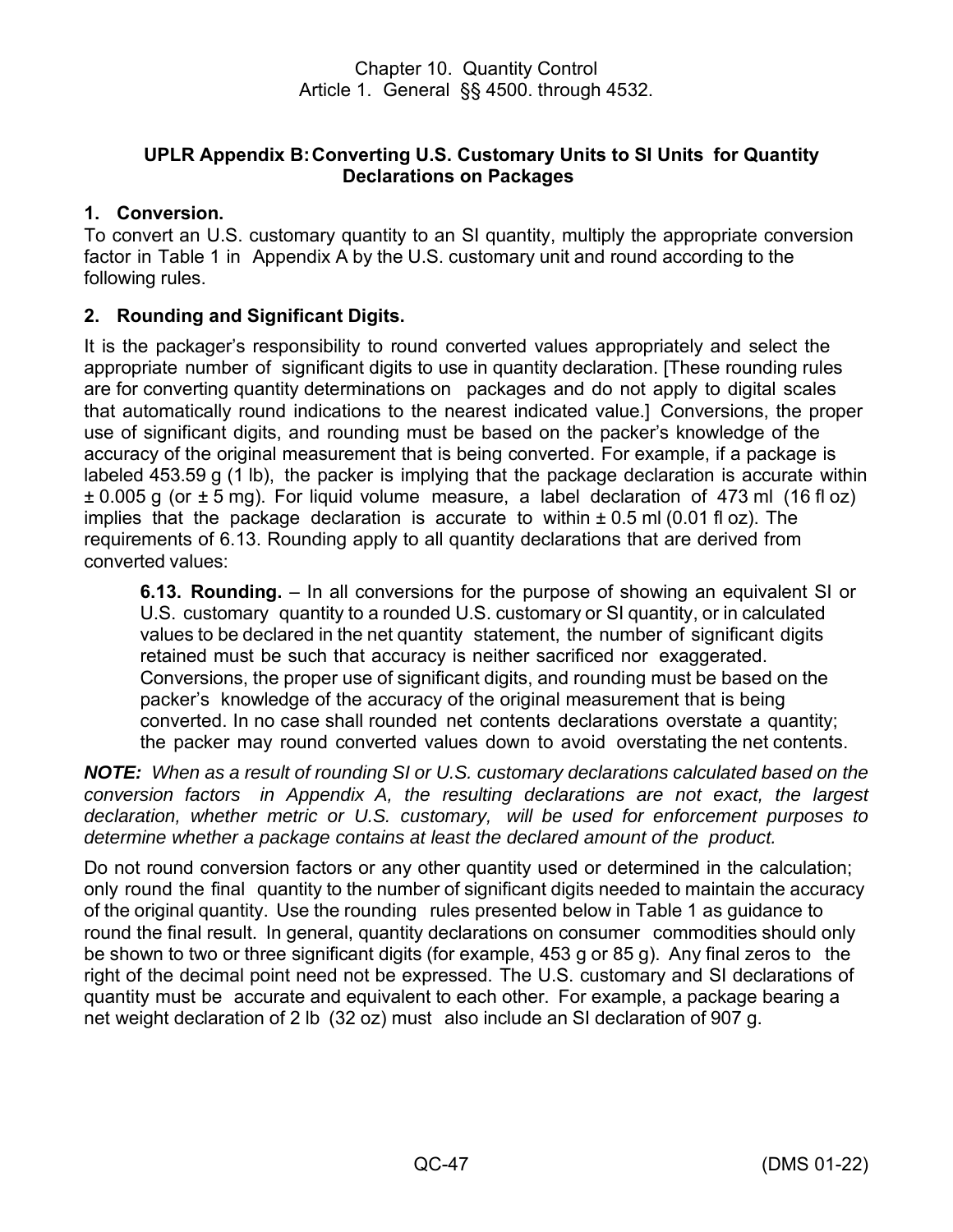Chapter 10. Quantity Control
Article 1. General §§ 4500. through 4532.

## UPLR Appendix B: Converting U.S. Customary Units to SI Units for Quantity Declarations on Packages

### 1. Conversion.

To convert an U.S. customary quantity to an SI quantity, multiply the appropriate conversion factor in Table 1 in Appendix A by the U.S. customary unit and round according to the following rules.

### 2. Rounding and Significant Digits.

It is the packager's responsibility to round converted values appropriately and select the appropriate number of significant digits to use in quantity declaration. [These rounding rules are for converting quantity determinations on packages and do not apply to digital scales that automatically round indications to the nearest indicated value.] Conversions, the proper use of significant digits, and rounding must be based on the packer's knowledge of the accuracy of the original measurement that is being converted. For example, if a package is labeled 453.59 g (1 lb), the packer is implying that the package declaration is accurate within ± 0.005 g (or ± 5 mg). For liquid volume measure, a label declaration of 473 ml (16 fl oz) implies that the package declaration is accurate to within ± 0.5 ml (0.01 fl oz). The requirements of 6.13. Rounding apply to all quantity declarations that are derived from converted values:

> **6.13. Rounding.** – In all conversions for the purpose of showing an equivalent SI or U.S. customary quantity to a rounded U.S. customary or SI quantity, or in calculated values to be declared in the net quantity statement, the number of significant digits retained must be such that accuracy is neither sacrificed nor exaggerated. Conversions, the proper use of significant digits, and rounding must be based on the packer's knowledge of the accuracy of the original measurement that is being converted. In no case shall rounded net contents declarations overstate a quantity; the packer may round converted values down to avoid overstating the net contents.

***NOTE:*** *When as a result of rounding SI or U.S. customary declarations calculated based on the conversion factors in Appendix A, the resulting declarations are not exact, the largest declaration, whether metric or U.S. customary, will be used for enforcement purposes to determine whether a package contains at least the declared amount of the product.*

Do not round conversion factors or any other quantity used or determined in the calculation; only round the final quantity to the number of significant digits needed to maintain the accuracy of the original quantity. Use the rounding rules presented below in Table 1 as guidance to round the final result. In general, quantity declarations on consumer commodities should only be shown to two or three significant digits (for example, 453 g or 85 g). Any final zeros to the right of the decimal point need not be expressed. The U.S. customary and SI declarations of quantity must be accurate and equivalent to each other. For example, a package bearing a net weight declaration of 2 lb (32 oz) must also include an SI declaration of 907 g.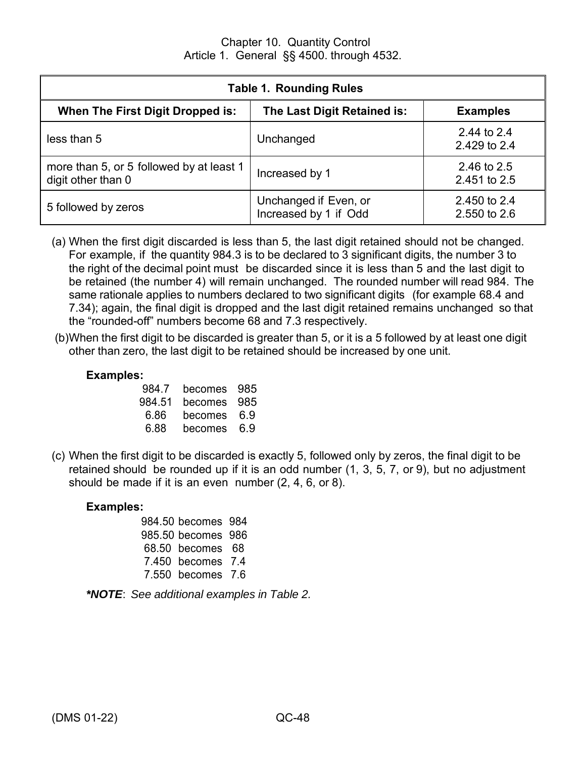| Table 1. Rounding Rules | | |
|---|---|---|
| **When The First Digit Dropped is:** | **The Last Digit Retained is:** | **Examples** |
| less than 5 | Unchanged | 2.44 to 2.4<br>2.429 to 2.4 |
| more than 5, or 5 followed by at least 1 digit other than 0 | Increased by 1 | 2.46 to 2.5<br>2.451 to 2.5 |
| 5 followed by zeros | Unchanged if Even, or Increased by 1 if Odd | 2.450 to 2.4<br>2.550 to 2.6 |

(a) When the first digit discarded is less than 5, the last digit retained should not be changed. For example, if the quantity 984.3 is to be declared to 3 significant digits, the number 3 to the right of the decimal point must be discarded since it is less than 5 and the last digit to be retained (the number 4) will remain unchanged. The rounded number will read 984. The same rationale applies to numbers declared to two significant digits (for example 68.4 and 7.34); again, the final digit is dropped and the last digit retained remains unchanged so that the "rounded-off" numbers become 68 and 7.3 respectively.

(b) When the first digit to be discarded is greater than 5, or it is a 5 followed by at least one digit other than zero, the last digit to be retained should be increased by one unit.

**Examples:**

984.7 becomes 985
984.51 becomes 985
6.86 becomes 6.9
6.88 becomes 6.9

(c) When the first digit to be discarded is exactly 5, followed only by zeros, the final digit to be retained should be rounded up if it is an odd number (1, 3, 5, 7, or 9), but no adjustment should be made if it is an even number (2, 4, 6, or 8).

**Examples:**

984.50 becomes 984
985.50 becomes 986
68.50 becomes 68
7.450 becomes 7.4
7.550 becomes 7.6

***NOTE***: *See additional examples in Table 2.*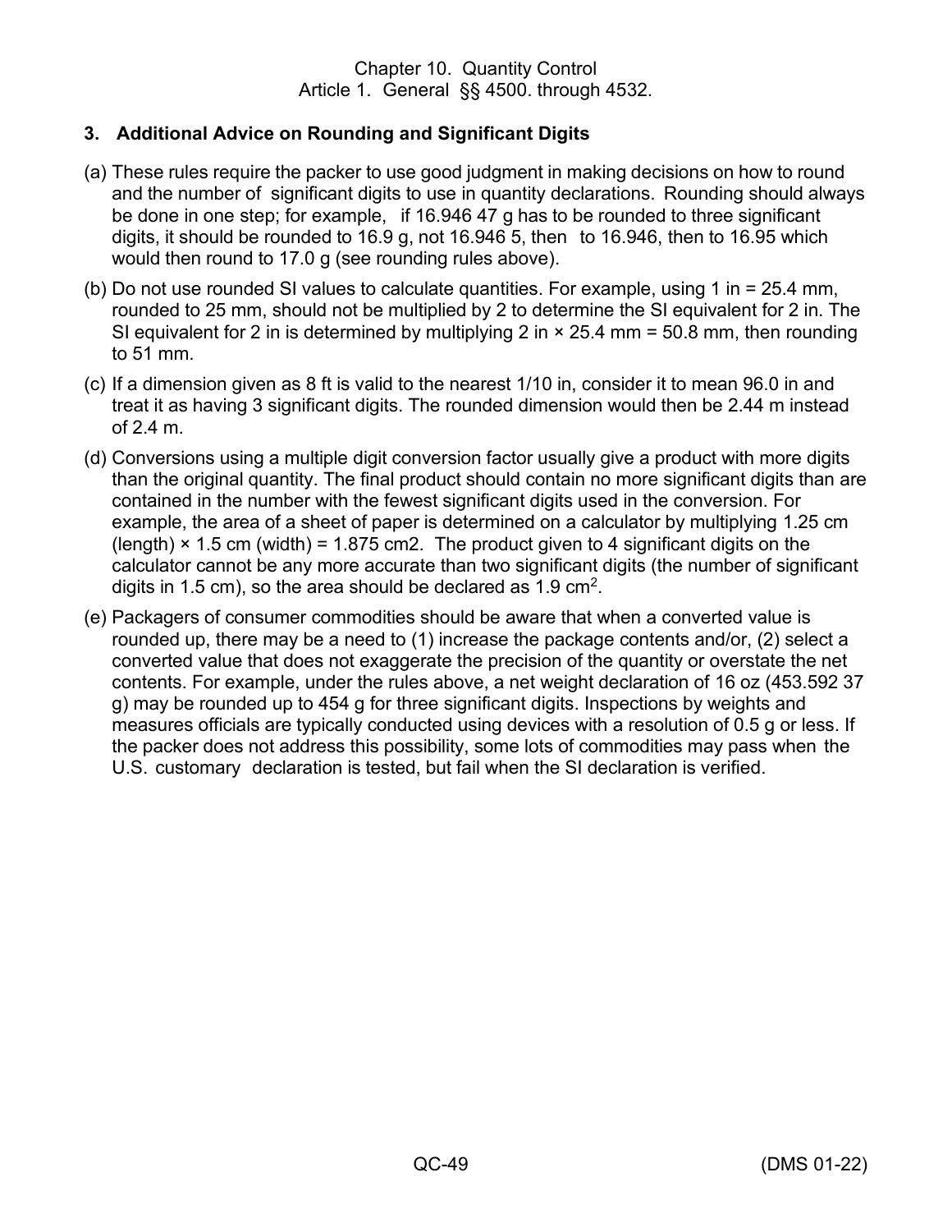### 3. Additional Advice on Rounding and Significant Digits

(a) These rules require the packer to use good judgment in making decisions on how to round and the number of significant digits to use in quantity declarations. Rounding should always be done in one step; for example, if 16.946 47 g has to be rounded to three significant digits, it should be rounded to 16.9 g, not 16.946 5, then to 16.946, then to 16.95 which would then round to 17.0 g (see rounding rules above).

(b) Do not use rounded SI values to calculate quantities. For example, using 1 in = 25.4 mm, rounded to 25 mm, should not be multiplied by 2 to determine the SI equivalent for 2 in. The SI equivalent for 2 in is determined by multiplying 2 in × 25.4 mm = 50.8 mm, then rounding to 51 mm.

(c) If a dimension given as 8 ft is valid to the nearest 1/10 in, consider it to mean 96.0 in and treat it as having 3 significant digits. The rounded dimension would then be 2.44 m instead of 2.4 m.

(d) Conversions using a multiple digit conversion factor usually give a product with more digits than the original quantity. The final product should contain no more significant digits than are contained in the number with the fewest significant digits used in the conversion. For example, the area of a sheet of paper is determined on a calculator by multiplying 1.25 cm (length) × 1.5 cm (width) = 1.875 cm2. The product given to 4 significant digits on the calculator cannot be any more accurate than two significant digits (the number of significant digits in 1.5 cm), so the area should be declared as 1.9 $cm^2$.

(e) Packagers of consumer commodities should be aware that when a converted value is rounded up, there may be a need to (1) increase the package contents and/or, (2) select a converted value that does not exaggerate the precision of the quantity or overstate the net contents. For example, under the rules above, a net weight declaration of 16 oz (453.592 37 g) may be rounded up to 454 g for three significant digits. Inspections by weights and measures officials are typically conducted using devices with a resolution of 0.5 g or less. If the packer does not address this possibility, some lots of commodities may pass when the U.S. customary declaration is tested, but fail when the SI declaration is verified.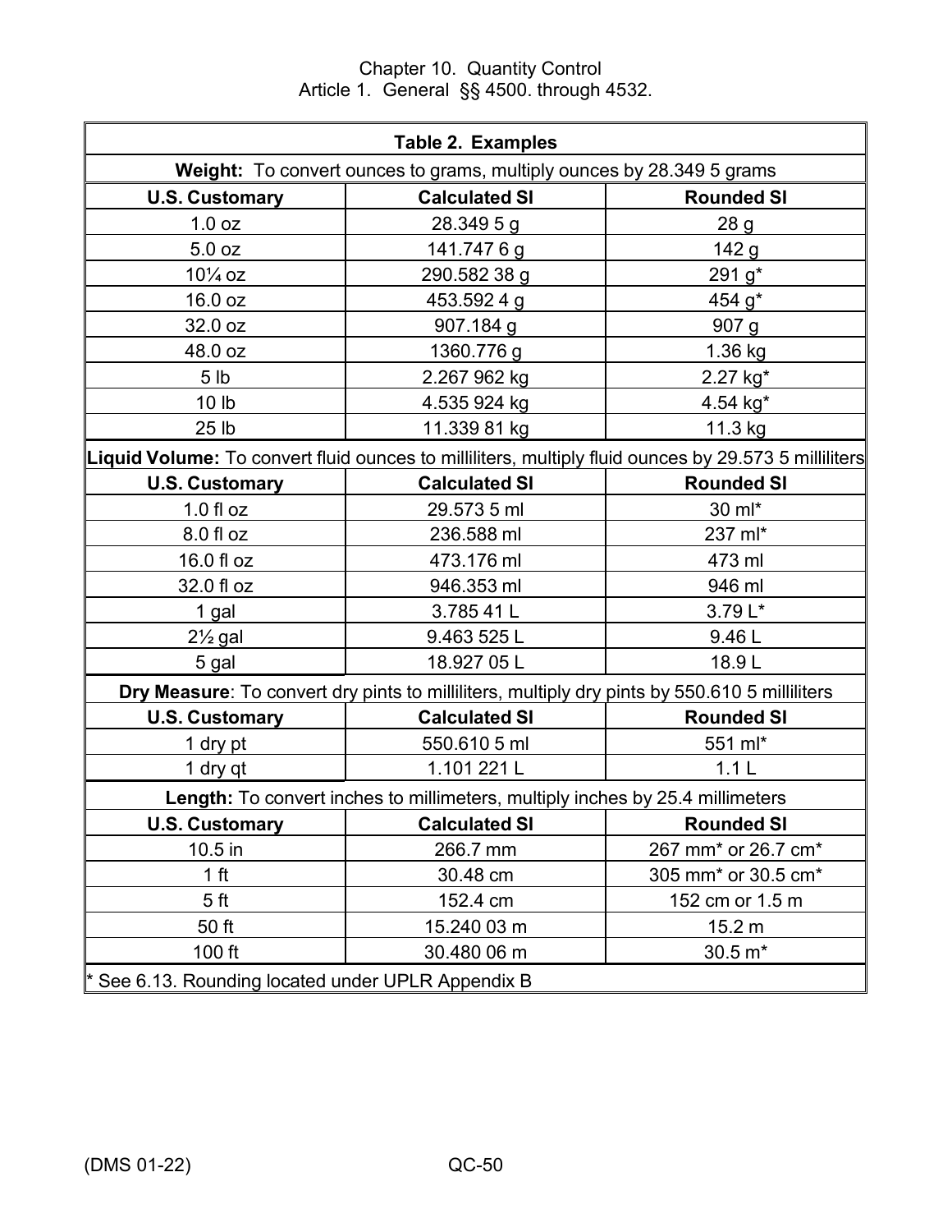| **Table 2. Examples** | | |
|---|---|---|
| **Weight:** To convert ounces to grams, multiply ounces by 28.349 5 grams | | |
| **U.S. Customary** | **Calculated SI** | **Rounded SI** |
| 1.0 oz | 28.349 5 g | 28 g |
| 5.0 oz | 141.747 6 g | 142 g |
| 10¼ oz | 290.582 38 g | 291 g* |
| 16.0 oz | 453.592 4 g | 454 g* |
| 32.0 oz | 907.184 g | 907 g |
| 48.0 oz | 1360.776 g | 1.36 kg |
| 5 lb | 2.267 962 kg | 2.27 kg* |
| 10 lb | 4.535 924 kg | 4.54 kg* |
| 25 lb | 11.339 81 kg | 11.3 kg |
| **Liquid Volume:** To convert fluid ounces to milliliters, multiply fluid ounces by 29.573 5 milliliters | | |
| **U.S. Customary** | **Calculated SI** | **Rounded SI** |
| 1.0 fl oz | 29.573 5 ml | 30 ml* |
| 8.0 fl oz | 236.588 ml | 237 ml* |
| 16.0 fl oz | 473.176 ml | 473 ml |
| 32.0 fl oz | 946.353 ml | 946 ml |
| 1 gal | 3.785 41 L | 3.79 L* |
| 2½ gal | 9.463 525 L | 9.46 L |
| 5 gal | 18.927 05 L | 18.9 L |
| **Dry Measure**: To convert dry pints to milliliters, multiply dry pints by 550.610 5 milliliters | | |
| **U.S. Customary** | **Calculated SI** | **Rounded SI** |
| 1 dry pt | 550.610 5 ml | 551 ml* |
| 1 dry qt | 1.101 221 L | 1.1 L |
| **Length:** To convert inches to millimeters, multiply inches by 25.4 millimeters | | |
| **U.S. Customary** | **Calculated SI** | **Rounded SI** |
| 10.5 in | 266.7 mm | 267 mm* or 26.7 cm* |
| 1 ft | 30.48 cm | 305 mm* or 30.5 cm* |
| 5 ft | 152.4 cm | 152 cm or 1.5 m |
| 50 ft | 15.240 03 m | 15.2 m |
| 100 ft | 30.480 06 m | 30.5 m* |
| * See 6.13. Rounding located under UPLR Appendix B | | |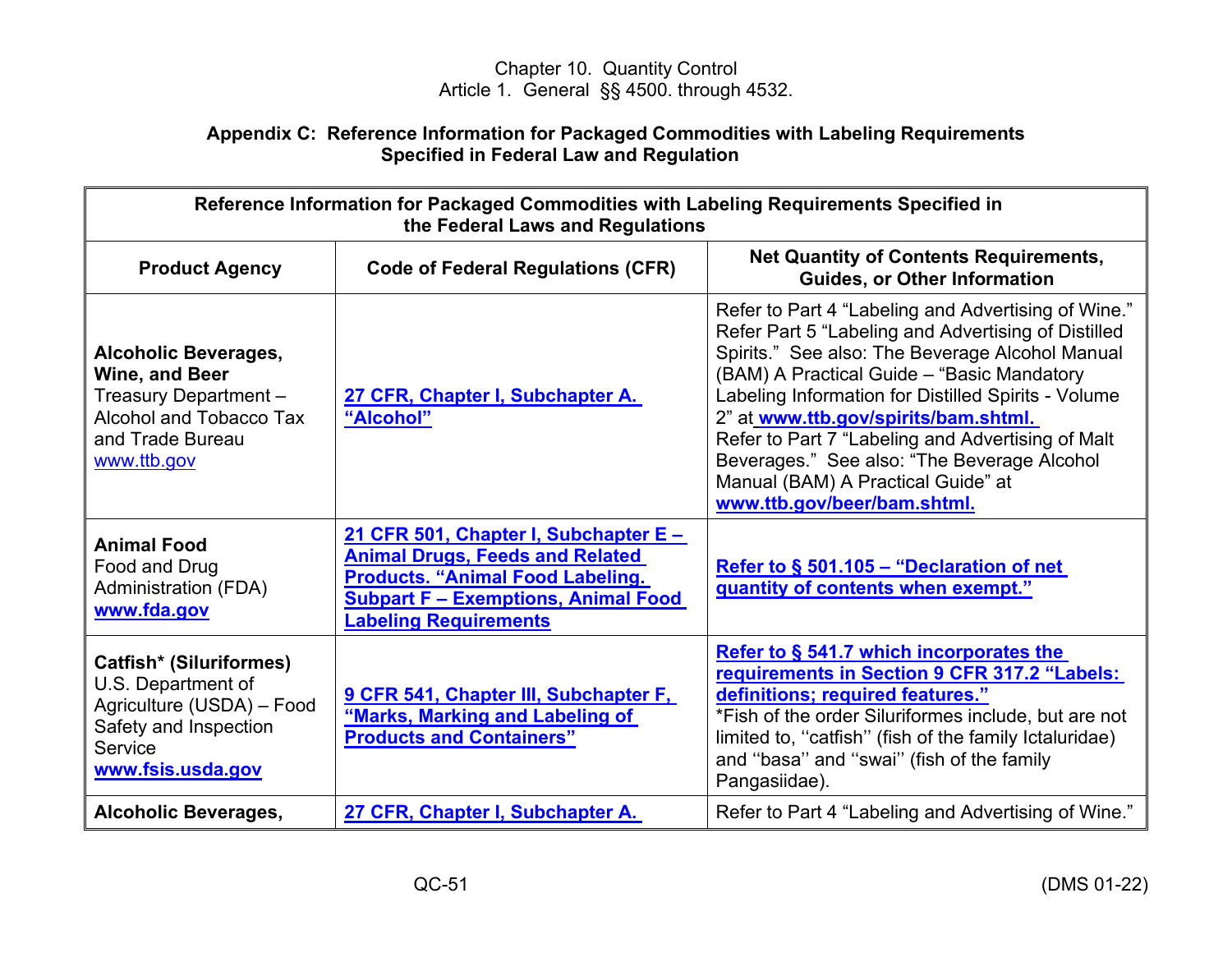Chapter 10. Quantity Control
Article 1. General §§ 4500. through 4532.

## Appendix C: Reference Information for Packaged Commodities with Labeling Requirements Specified in Federal Law and Regulation

| Reference Information for Packaged Commodities with Labeling Requirements Specified in the Federal Laws and Regulations | | |
|---|---|---|
| **Product Agency** | **Code of Federal Regulations (CFR)** | **Net Quantity of Contents Requirements, Guides, or Other Information** |
| **Alcoholic Beverages, Wine, and Beer** Treasury Department – Alcohol and Tobacco Tax and Trade Bureau www.ttb.gov | **27 CFR, Chapter I, Subchapter A. "Alcohol"** | Refer to Part 4 "Labeling and Advertising of Wine." Refer Part 5 "Labeling and Advertising of Distilled Spirits." See also: The Beverage Alcohol Manual (BAM) A Practical Guide – "Basic Mandatory Labeling Information for Distilled Spirits - Volume 2" at **www.ttb.gov/spirits/bam.shtml.** Refer to Part 7 "Labeling and Advertising of Malt Beverages." See also: "The Beverage Alcohol Manual (BAM) A Practical Guide" at **www.ttb.gov/beer/bam.shtml.** |
| **Animal Food** Food and Drug Administration (FDA) **www.fda.gov** | **21 CFR 501, Chapter I, Subchapter E – Animal Drugs, Feeds and Related Products. "Animal Food Labeling. Subpart F – Exemptions, Animal Food Labeling Requirements** | **Refer to § 501.105 – "Declaration of net quantity of contents when exempt."** |
| **Catfish\* (Siluriformes)** U.S. Department of Agriculture (USDA) – Food Safety and Inspection Service **www.fsis.usda.gov** | **9 CFR 541, Chapter III, Subchapter F, "Marks, Marking and Labeling of Products and Containers"** | **Refer to § 541.7 which incorporates the requirements in Section 9 CFR 317.2 "Labels: definitions; required features."** *Fish of the order Siluriformes include, but are not limited to, ''catfish'' (fish of the family Ictaluridae) and ''basa'' and ''swai'' (fish of the family Pangasiidae). |
| **Alcoholic Beverages,** | **27 CFR, Chapter I, Subchapter A.** | Refer to Part 4 "Labeling and Advertising of Wine." |

QC-51 (DMS 01-22)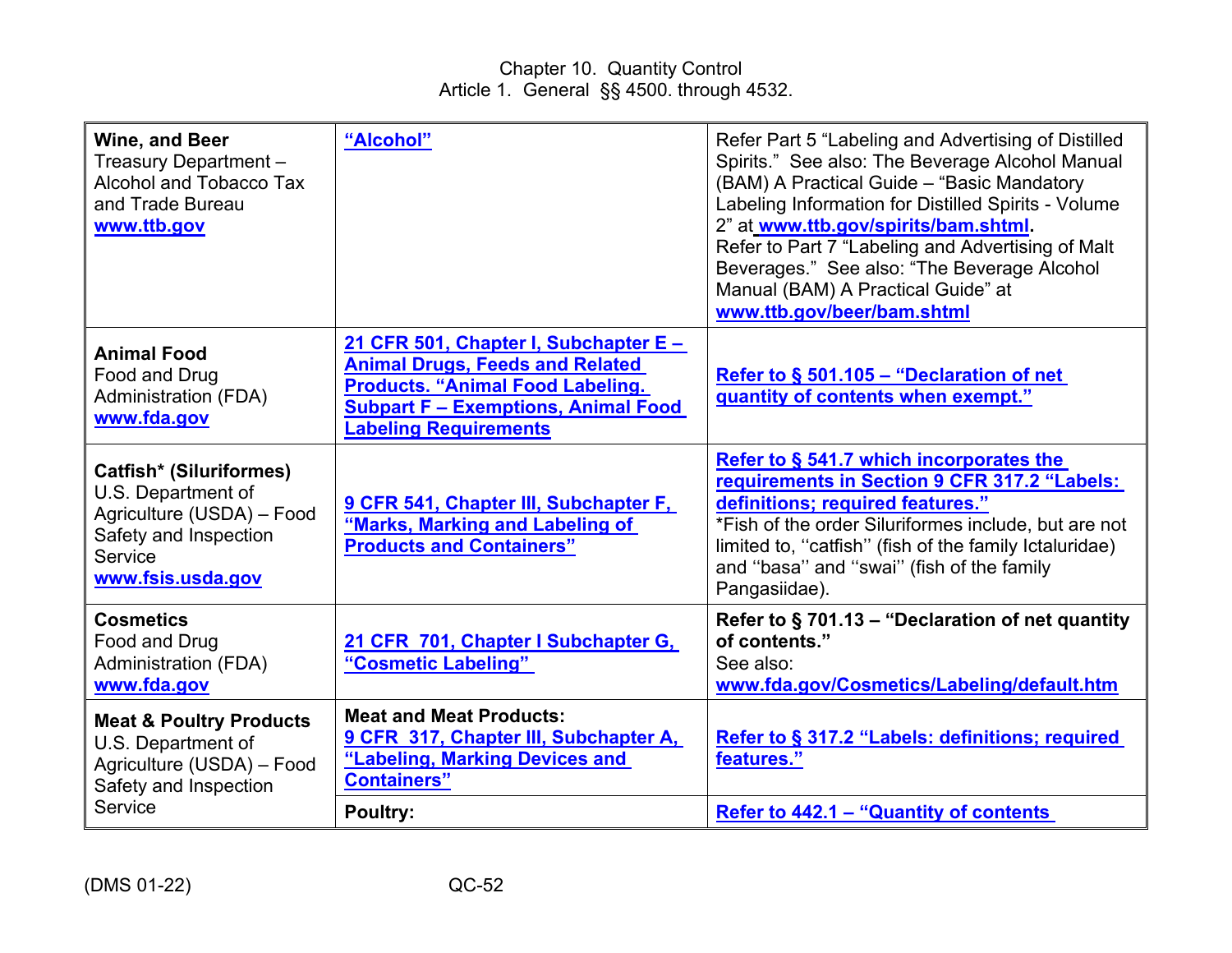| **Wine, and Beer** Treasury Department – Alcohol and Tobacco Tax and Trade Bureau **www.ttb.gov** | **"Alcohol"** | Refer Part 5 "Labeling and Advertising of Distilled Spirits." See also: The Beverage Alcohol Manual (BAM) A Practical Guide – "Basic Mandatory Labeling Information for Distilled Spirits - Volume 2" at **www.ttb.gov/spirits/bam.shtml**. Refer to Part 7 "Labeling and Advertising of Malt Beverages." See also: "The Beverage Alcohol Manual (BAM) A Practical Guide" at **www.ttb.gov/beer/bam.shtml** |
|---|---|---|
| **Animal Food** Food and Drug Administration (FDA) **www.fda.gov** | **21 CFR 501, Chapter I, Subchapter E – Animal Drugs, Feeds and Related Products. "Animal Food Labeling. Subpart F – Exemptions, Animal Food Labeling Requirements** | **Refer to § 501.105 – "Declaration of net quantity of contents when exempt."** |
| **Catfish* (Siluriformes)** U.S. Department of Agriculture (USDA) – Food Safety and Inspection Service **www.fsis.usda.gov** | **9 CFR 541, Chapter III, Subchapter F, "Marks, Marking and Labeling of Products and Containers"** | **Refer to § 541.7 which incorporates the requirements in Section 9 CFR 317.2 "Labels: definitions; required features."** *Fish of the order Siluriformes include, but are not limited to, ''catfish'' (fish of the family Ictaluridae) and ''basa'' and ''swai'' (fish of the family Pangasiidae). |
| **Cosmetics** Food and Drug Administration (FDA) **www.fda.gov** | **21 CFR 701, Chapter I Subchapter G, "Cosmetic Labeling"** | **Refer to § 701.13 – "Declaration of net quantity of contents."** See also: **www.fda.gov/Cosmetics/Labeling/default.htm** |
| **Meat & Poultry Products** U.S. Department of Agriculture (USDA) – Food Safety and Inspection Service | **Meat and Meat Products:** **9 CFR 317, Chapter III, Subchapter A, "Labeling, Marking Devices and Containers"** | **Refer to § 317.2 "Labels: definitions; required features."** |
| | **Poultry:** | **Refer to 442.1 – "Quantity of contents** |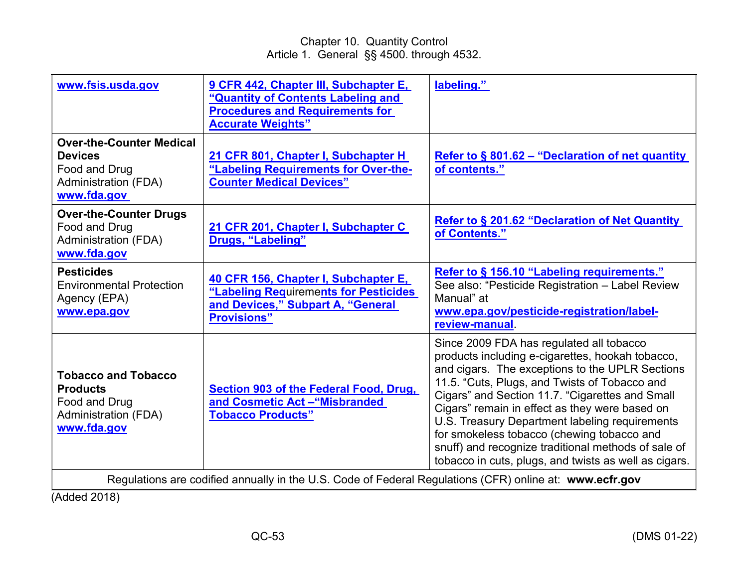| | | |
|---|---|---|
| **www.fsis.usda.gov** | **9 CFR 442, Chapter III, Subchapter E, "Quantity of Contents Labeling and Procedures and Requirements for Accurate Weights"** | **labeling."** |
| **Over-the-Counter Medical Devices** Food and Drug Administration (FDA) **www.fda.gov** | **21 CFR 801, Chapter I, Subchapter H "Labeling Requirements for Over-the-Counter Medical Devices"** | **Refer to § 801.62 – "Declaration of net quantity of contents."** |
| **Over-the-Counter Drugs** Food and Drug Administration (FDA) **www.fda.gov** | **21 CFR 201, Chapter I, Subchapter C Drugs, "Labeling"** | **Refer to § 201.62 "Declaration of Net Quantity of Contents."** |
| **Pesticides** Environmental Protection Agency (EPA) **www.epa.gov** | **40 CFR 156, Chapter I, Subchapter E, "Labeling Requirements for Pesticides and Devices," Subpart A, "General Provisions"** | **Refer to § 156.10 "Labeling requirements."** See also: "Pesticide Registration – Label Review Manual" at **www.epa.gov/pesticide-registration/label-review-manual**. |
| **Tobacco and Tobacco Products** Food and Drug Administration (FDA) **www.fda.gov** | **Section 903 of the Federal Food, Drug, and Cosmetic Act –"Misbranded Tobacco Products"** | Since 2009 FDA has regulated all tobacco products including e-cigarettes, hookah tobacco, and cigars. The exceptions to the UPLR Sections 11.5. "Cuts, Plugs, and Twists of Tobacco and Cigars" and Section 11.7. "Cigarettes and Small Cigars" remain in effect as they were based on U.S. Treasury Department labeling requirements for smokeless tobacco (chewing tobacco and snuff) and recognize traditional methods of sale of tobacco in cuts, plugs, and twists as well as cigars. |
| Regulations are codified annually in the U.S. Code of Federal Regulations (CFR) online at: **www.ecfr.gov** | | |

(Added 2018)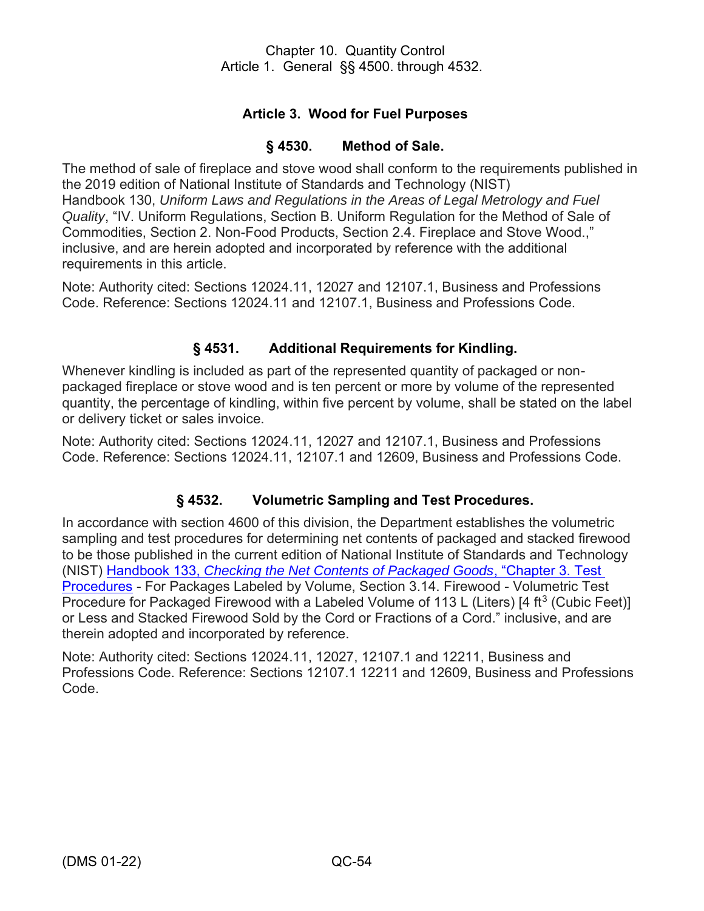### Article 3. Wood for Fuel Purposes

#### § 4530. Method of Sale.

The method of sale of fireplace and stove wood shall conform to the requirements published in the 2019 edition of National Institute of Standards and Technology (NIST) Handbook 130, *Uniform Laws and Regulations in the Areas of Legal Metrology and Fuel Quality*, "IV. Uniform Regulations, Section B. Uniform Regulation for the Method of Sale of Commodities, Section 2. Non-Food Products, Section 2.4. Fireplace and Stove Wood.," inclusive, and are herein adopted and incorporated by reference with the additional requirements in this article.

Note: Authority cited: Sections 12024.11, 12027 and 12107.1, Business and Professions Code. Reference: Sections 12024.11 and 12107.1, Business and Professions Code.

#### § 4531. Additional Requirements for Kindling.

Whenever kindling is included as part of the represented quantity of packaged or non-packaged fireplace or stove wood and is ten percent or more by volume of the represented quantity, the percentage of kindling, within five percent by volume, shall be stated on the label or delivery ticket or sales invoice.

Note: Authority cited: Sections 12024.11, 12027 and 12107.1, Business and Professions Code. Reference: Sections 12024.11, 12107.1 and 12609, Business and Professions Code.

#### § 4532. Volumetric Sampling and Test Procedures.

In accordance with section 4600 of this division, the Department establishes the volumetric sampling and test procedures for determining net contents of packaged and stacked firewood to be those published in the current edition of National Institute of Standards and Technology (NIST) Handbook 133, *Checking the Net Contents of Packaged Goods*, "Chapter 3. Test Procedures - For Packages Labeled by Volume, Section 3.14. Firewood - Volumetric Test Procedure for Packaged Firewood with a Labeled Volume of 113 L (Liters) [4 $ft^3$ (Cubic Feet)] or Less and Stacked Firewood Sold by the Cord or Fractions of a Cord." inclusive, and are therein adopted and incorporated by reference.

Note: Authority cited: Sections 12024.11, 12027, 12107.1 and 12211, Business and Professions Code. Reference: Sections 12107.1 12211 and 12609, Business and Professions Code.